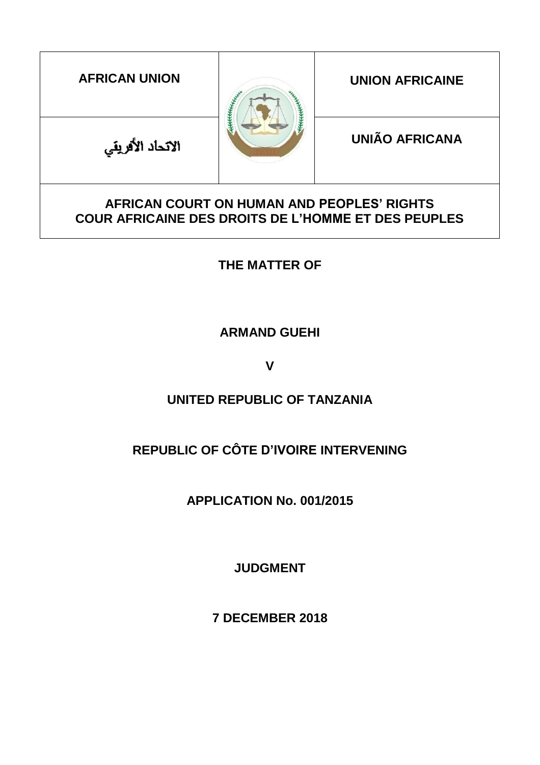| AFRICAN UNION | | UNION AFRICAINE |
| --- | --- | --- |
| الاتحاد الأفريقي | | UNIÃO AFRICANA |

**AFRICAN COURT ON HUMAN AND PEOPLES' RIGHTS**
**COUR AFRICAINE DES DROITS DE L'HOMME ET DES PEUPLES**

**THE MATTER OF**

**ARMAND GUEHI**

**V**

**UNITED REPUBLIC OF TANZANIA**

**REPUBLIC OF CÔTE D'IVOIRE INTERVENING**

**APPLICATION No. 001/2015**

**JUDGMENT**

**7 DECEMBER 2018**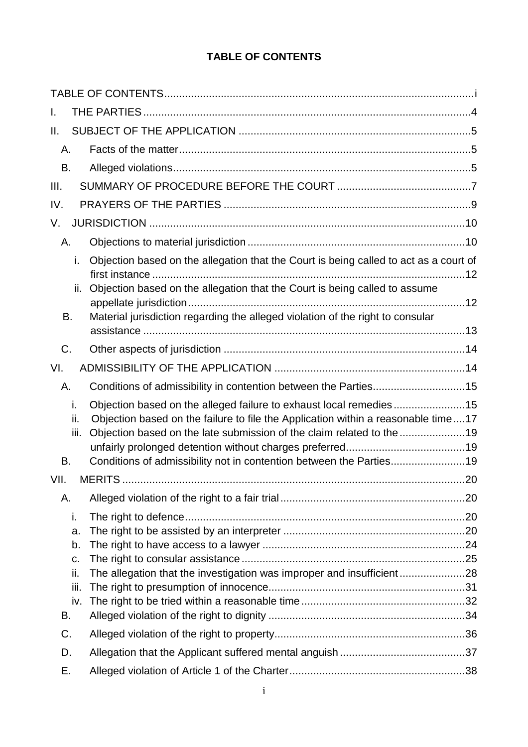**TABLE OF CONTENTS**

TABLE OF CONTENTS ..... i

I. THE PARTIES ..... 4

II. SUBJECT OF THE APPLICATION ..... 5

- A. Facts of the matter ..... 5
- B. Alleged violations ..... 5

III. SUMMARY OF PROCEDURE BEFORE THE COURT ..... 7

IV. PRAYERS OF THE PARTIES ..... 9

V. JURISDICTION ..... 10

- A. Objections to material jurisdiction ..... 10
  - i. Objection based on the allegation that the Court is being called to act as a court of first instance ..... 12
  - ii. Objection based on the allegation that the Court is being called to assume appellate jurisdiction ..... 12
- B. Material jurisdiction regarding the alleged violation of the right to consular assistance ..... 13
- C. Other aspects of jurisdiction ..... 14

VI. ADMISSIBILITY OF THE APPLICATION ..... 14

- A. Conditions of admissibility in contention between the Parties ..... 15
  - i. Objection based on the alleged failure to exhaust local remedies ..... 15
  - ii. Objection based on the failure to file the Application within a reasonable time ..... 17
  - iii. Objection based on the late submission of the claim related to the ..... 19 unfairly prolonged detention without charges preferred ..... 19
- B. Conditions of admissibility not in contention between the Parties ..... 19

VII. MERITS ..... 20

- A. Alleged violation of the right to a fair trial ..... 20
  - i. The right to defence ..... 20
  - a. The right to be assisted by an interpreter ..... 20
  - b. The right to have access to a lawyer ..... 24
  - c. The right to consular assistance ..... 25
  - ii. The allegation that the investigation was improper and insufficient ..... 28
  - iii. The right to presumption of innocence ..... 31
  - iv. The right to be tried within a reasonable time ..... 32
- B. Alleged violation of the right to dignity ..... 34
- C. Alleged violation of the right to property ..... 36
- D. Allegation that the Applicant suffered mental anguish ..... 37
- E. Alleged violation of Article 1 of the Charter ..... 38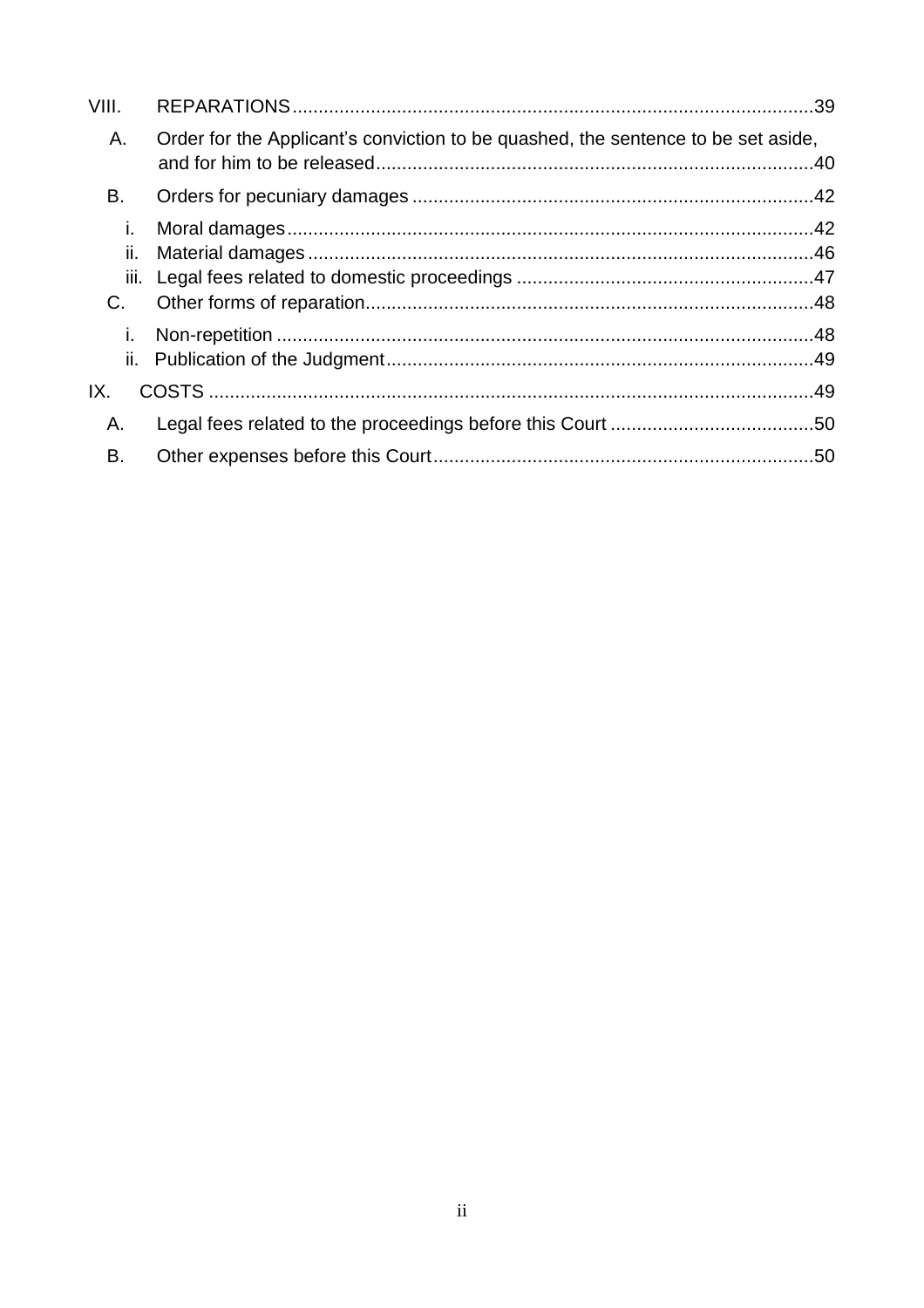VIII. REPARATIONS ..... 39

- A. Order for the Applicant's conviction to be quashed, the sentence to be set aside, and for him to be released ..... 40
- B. Orders for pecuniary damages ..... 42
  - i. Moral damages ..... 42
  - ii. Material damages ..... 46
  - iii. Legal fees related to domestic proceedings ..... 47
- C. Other forms of reparation ..... 48
  - i. Non-repetition ..... 48
  - ii. Publication of the Judgment ..... 49

IX. COSTS ..... 49

- A. Legal fees related to the proceedings before this Court ..... 50
- B. Other expenses before this Court ..... 50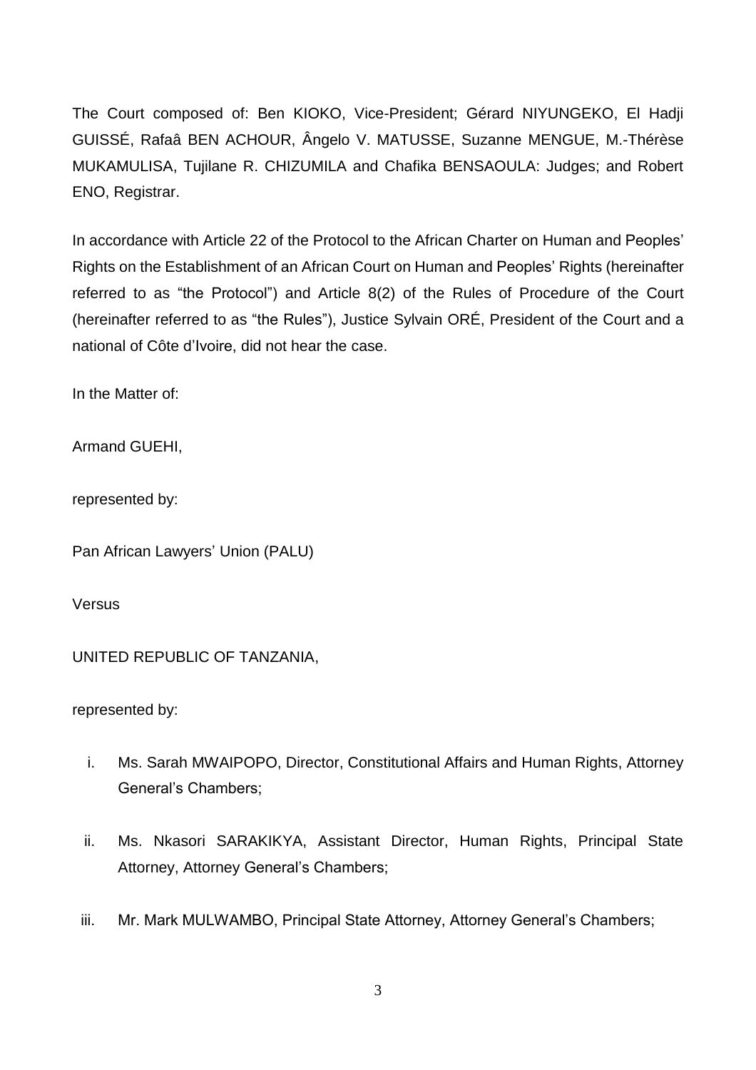The Court composed of: Ben KIOKO, Vice-President; Gérard NIYUNGEKO, El Hadji GUISSÉ, Rafaâ BEN ACHOUR, Ângelo V. MATUSSE, Suzanne MENGUE, M.-Thérèse MUKAMULISA, Tujilane R. CHIZUMILA and Chafika BENSAOULA: Judges; and Robert ENO, Registrar.

In accordance with Article 22 of the Protocol to the African Charter on Human and Peoples' Rights on the Establishment of an African Court on Human and Peoples' Rights (hereinafter referred to as "the Protocol") and Article 8(2) of the Rules of Procedure of the Court (hereinafter referred to as "the Rules"), Justice Sylvain ORÉ, President of the Court and a national of Côte d'Ivoire, did not hear the case.

In the Matter of:

Armand GUEHI,

represented by:

Pan African Lawyers' Union (PALU)

Versus

UNITED REPUBLIC OF TANZANIA,

represented by:

i. Ms. Sarah MWAIPOPO, Director, Constitutional Affairs and Human Rights, Attorney General's Chambers;

ii. Ms. Nkasori SARAKIKYA, Assistant Director, Human Rights, Principal State Attorney, Attorney General's Chambers;

iii. Mr. Mark MULWAMBO, Principal State Attorney, Attorney General's Chambers;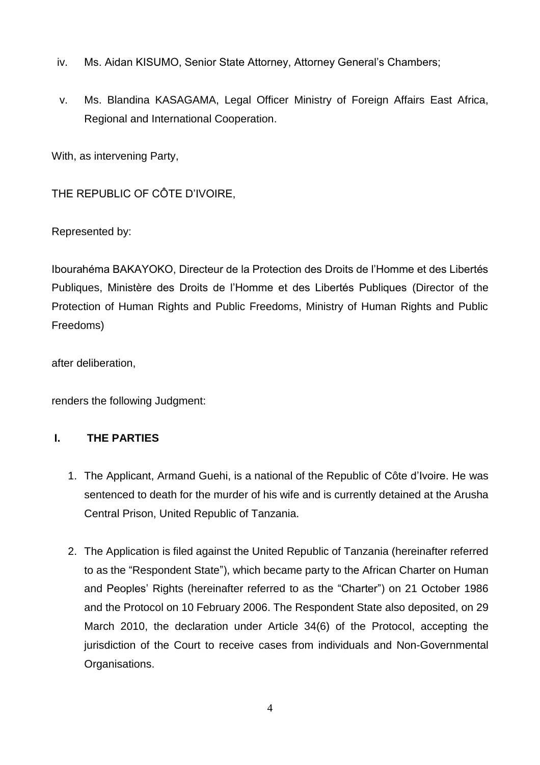iv. Ms. Aidan KISUMO, Senior State Attorney, Attorney General's Chambers;

v. Ms. Blandina KASAGAMA, Legal Officer Ministry of Foreign Affairs East Africa, Regional and International Cooperation.

With, as intervening Party,

THE REPUBLIC OF CÔTE D'IVOIRE,

Represented by:

Ibourahéma BAKAYOKO, Directeur de la Protection des Droits de l'Homme et des Libertés Publiques, Ministère des Droits de l'Homme et des Libertés Publiques (Director of the Protection of Human Rights and Public Freedoms, Ministry of Human Rights and Public Freedoms)

after deliberation,

renders the following Judgment:

## I. THE PARTIES

1. The Applicant, Armand Guehi, is a national of the Republic of Côte d'Ivoire. He was sentenced to death for the murder of his wife and is currently detained at the Arusha Central Prison, United Republic of Tanzania.

2. The Application is filed against the United Republic of Tanzania (hereinafter referred to as the "Respondent State"), which became party to the African Charter on Human and Peoples' Rights (hereinafter referred to as the "Charter") on 21 October 1986 and the Protocol on 10 February 2006. The Respondent State also deposited, on 29 March 2010, the declaration under Article 34(6) of the Protocol, accepting the jurisdiction of the Court to receive cases from individuals and Non-Governmental Organisations.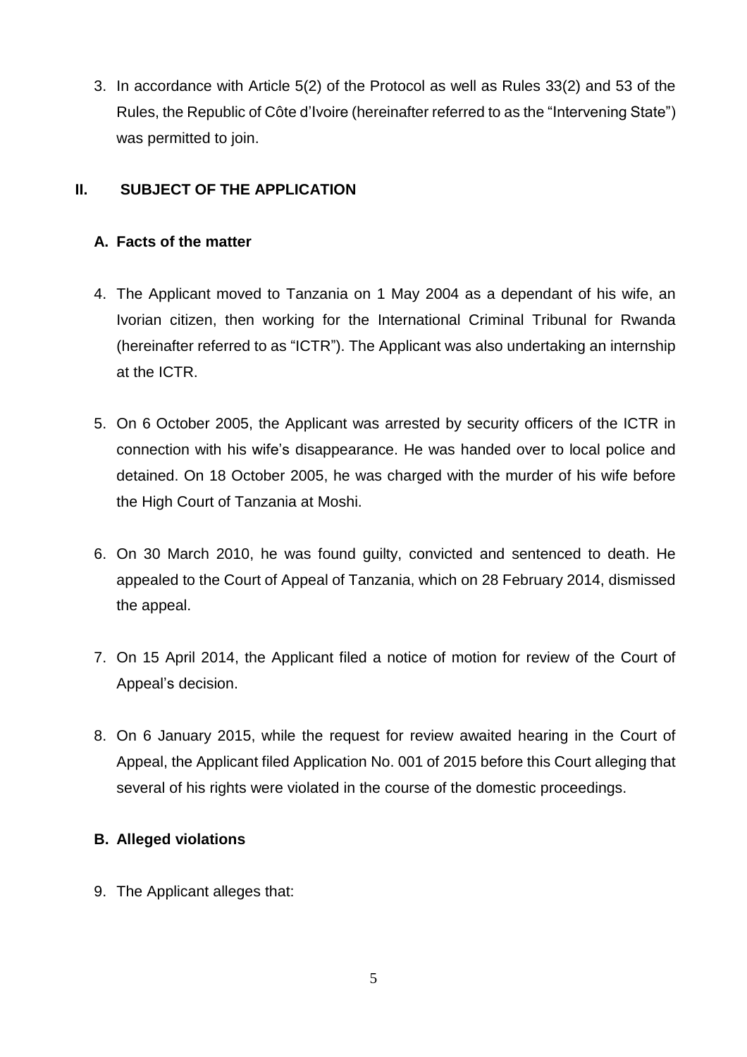3. In accordance with Article 5(2) of the Protocol as well as Rules 33(2) and 53 of the Rules, the Republic of Côte d'Ivoire (hereinafter referred to as the "Intervening State") was permitted to join.

## II. SUBJECT OF THE APPLICATION

### A. Facts of the matter

4. The Applicant moved to Tanzania on 1 May 2004 as a dependant of his wife, an Ivorian citizen, then working for the International Criminal Tribunal for Rwanda (hereinafter referred to as "ICTR"). The Applicant was also undertaking an internship at the ICTR.

5. On 6 October 2005, the Applicant was arrested by security officers of the ICTR in connection with his wife's disappearance. He was handed over to local police and detained. On 18 October 2005, he was charged with the murder of his wife before the High Court of Tanzania at Moshi.

6. On 30 March 2010, he was found guilty, convicted and sentenced to death. He appealed to the Court of Appeal of Tanzania, which on 28 February 2014, dismissed the appeal.

7. On 15 April 2014, the Applicant filed a notice of motion for review of the Court of Appeal's decision.

8. On 6 January 2015, while the request for review awaited hearing in the Court of Appeal, the Applicant filed Application No. 001 of 2015 before this Court alleging that several of his rights were violated in the course of the domestic proceedings.

### B. Alleged violations

9. The Applicant alleges that: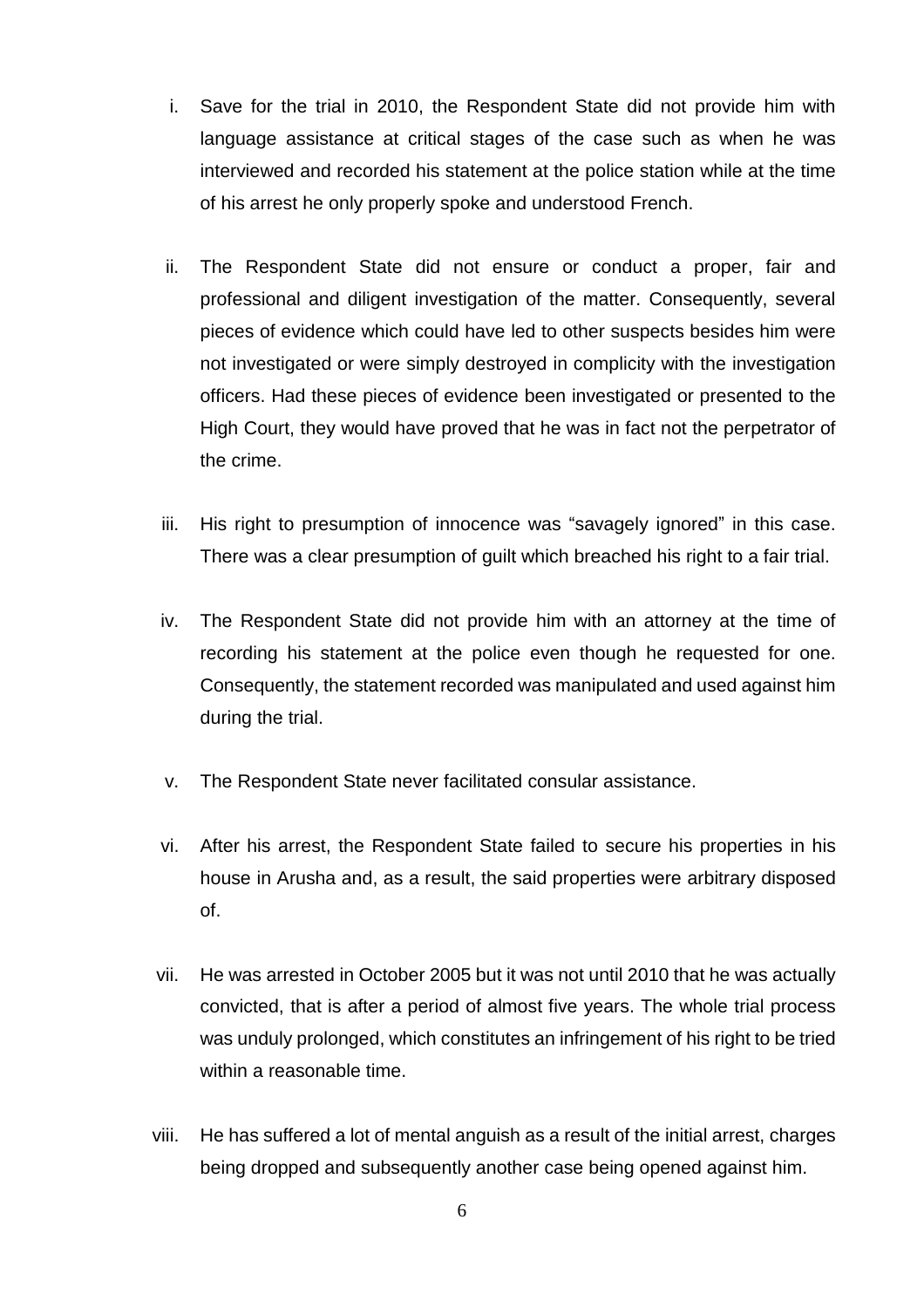i. Save for the trial in 2010, the Respondent State did not provide him with language assistance at critical stages of the case such as when he was interviewed and recorded his statement at the police station while at the time of his arrest he only properly spoke and understood French.

ii. The Respondent State did not ensure or conduct a proper, fair and professional and diligent investigation of the matter. Consequently, several pieces of evidence which could have led to other suspects besides him were not investigated or were simply destroyed in complicity with the investigation officers. Had these pieces of evidence been investigated or presented to the High Court, they would have proved that he was in fact not the perpetrator of the crime.

iii. His right to presumption of innocence was "savagely ignored" in this case. There was a clear presumption of guilt which breached his right to a fair trial.

iv. The Respondent State did not provide him with an attorney at the time of recording his statement at the police even though he requested for one. Consequently, the statement recorded was manipulated and used against him during the trial.

v. The Respondent State never facilitated consular assistance.

vi. After his arrest, the Respondent State failed to secure his properties in his house in Arusha and, as a result, the said properties were arbitrary disposed of.

vii. He was arrested in October 2005 but it was not until 2010 that he was actually convicted, that is after a period of almost five years. The whole trial process was unduly prolonged, which constitutes an infringement of his right to be tried within a reasonable time.

viii. He has suffered a lot of mental anguish as a result of the initial arrest, charges being dropped and subsequently another case being opened against him.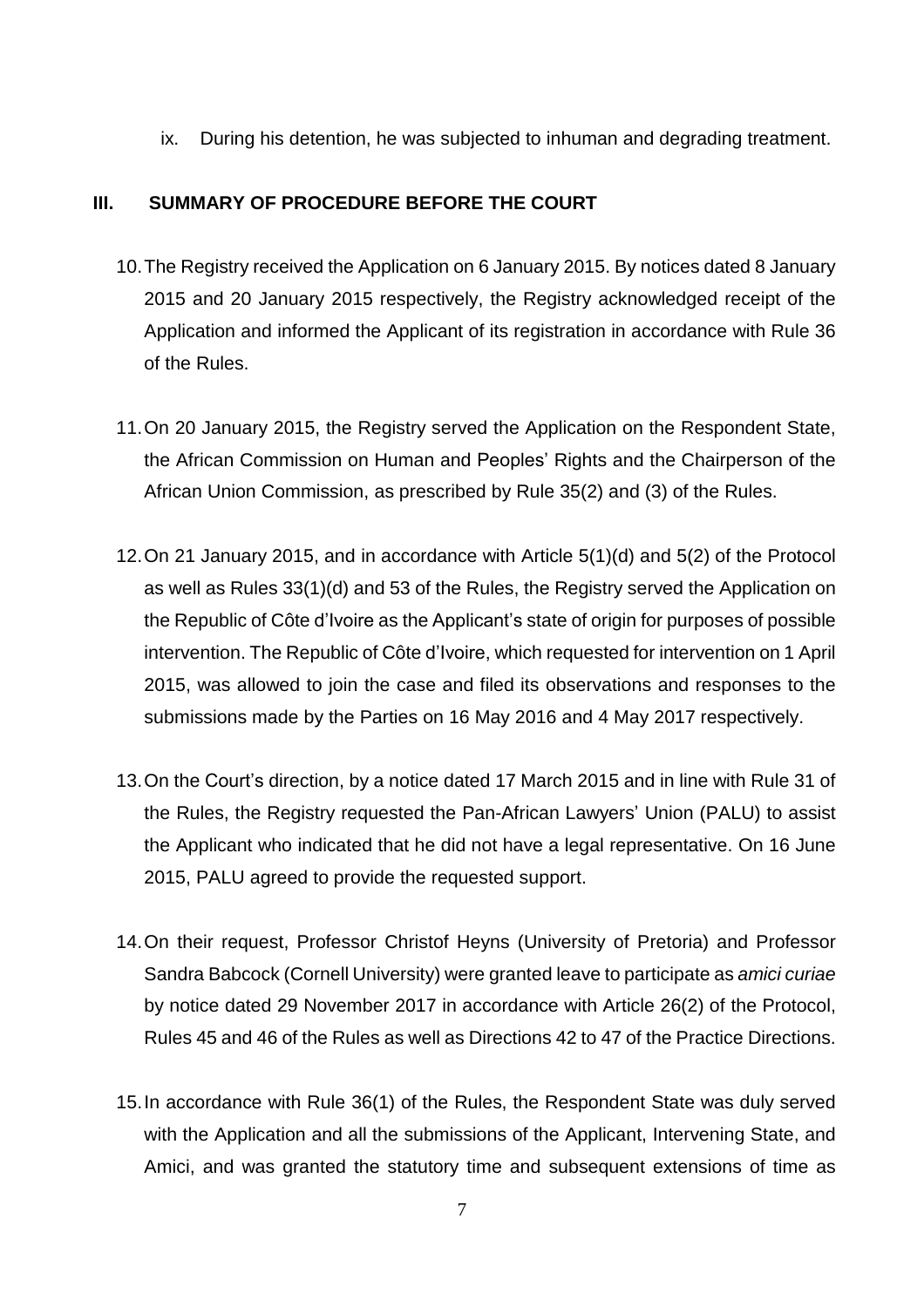ix. During his detention, he was subjected to inhuman and degrading treatment.

## III. SUMMARY OF PROCEDURE BEFORE THE COURT

10. The Registry received the Application on 6 January 2015. By notices dated 8 January 2015 and 20 January 2015 respectively, the Registry acknowledged receipt of the Application and informed the Applicant of its registration in accordance with Rule 36 of the Rules.

11. On 20 January 2015, the Registry served the Application on the Respondent State, the African Commission on Human and Peoples' Rights and the Chairperson of the African Union Commission, as prescribed by Rule 35(2) and (3) of the Rules.

12. On 21 January 2015, and in accordance with Article 5(1)(d) and 5(2) of the Protocol as well as Rules 33(1)(d) and 53 of the Rules, the Registry served the Application on the Republic of Côte d'Ivoire as the Applicant's state of origin for purposes of possible intervention. The Republic of Côte d'Ivoire, which requested for intervention on 1 April 2015, was allowed to join the case and filed its observations and responses to the submissions made by the Parties on 16 May 2016 and 4 May 2017 respectively.

13. On the Court's direction, by a notice dated 17 March 2015 and in line with Rule 31 of the Rules, the Registry requested the Pan-African Lawyers' Union (PALU) to assist the Applicant who indicated that he did not have a legal representative. On 16 June 2015, PALU agreed to provide the requested support.

14. On their request, Professor Christof Heyns (University of Pretoria) and Professor Sandra Babcock (Cornell University) were granted leave to participate as *amici curiae* by notice dated 29 November 2017 in accordance with Article 26(2) of the Protocol, Rules 45 and 46 of the Rules as well as Directions 42 to 47 of the Practice Directions.

15. In accordance with Rule 36(1) of the Rules, the Respondent State was duly served with the Application and all the submissions of the Applicant, Intervening State, and Amici, and was granted the statutory time and subsequent extensions of time as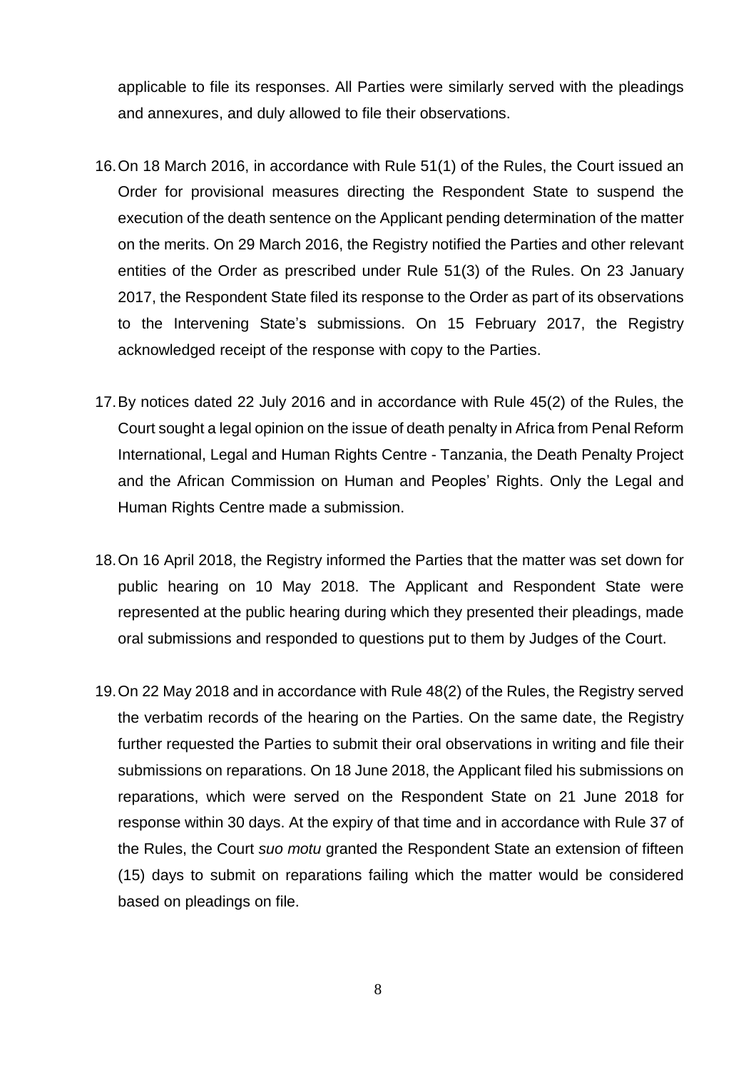applicable to file its responses. All Parties were similarly served with the pleadings and annexures, and duly allowed to file their observations.

16. On 18 March 2016, in accordance with Rule 51(1) of the Rules, the Court issued an Order for provisional measures directing the Respondent State to suspend the execution of the death sentence on the Applicant pending determination of the matter on the merits. On 29 March 2016, the Registry notified the Parties and other relevant entities of the Order as prescribed under Rule 51(3) of the Rules. On 23 January 2017, the Respondent State filed its response to the Order as part of its observations to the Intervening State's submissions. On 15 February 2017, the Registry acknowledged receipt of the response with copy to the Parties.

17. By notices dated 22 July 2016 and in accordance with Rule 45(2) of the Rules, the Court sought a legal opinion on the issue of death penalty in Africa from Penal Reform International, Legal and Human Rights Centre - Tanzania, the Death Penalty Project and the African Commission on Human and Peoples' Rights. Only the Legal and Human Rights Centre made a submission.

18. On 16 April 2018, the Registry informed the Parties that the matter was set down for public hearing on 10 May 2018. The Applicant and Respondent State were represented at the public hearing during which they presented their pleadings, made oral submissions and responded to questions put to them by Judges of the Court.

19. On 22 May 2018 and in accordance with Rule 48(2) of the Rules, the Registry served the verbatim records of the hearing on the Parties. On the same date, the Registry further requested the Parties to submit their oral observations in writing and file their submissions on reparations. On 18 June 2018, the Applicant filed his submissions on reparations, which were served on the Respondent State on 21 June 2018 for response within 30 days. At the expiry of that time and in accordance with Rule 37 of the Rules, the Court *suo motu* granted the Respondent State an extension of fifteen (15) days to submit on reparations failing which the matter would be considered based on pleadings on file.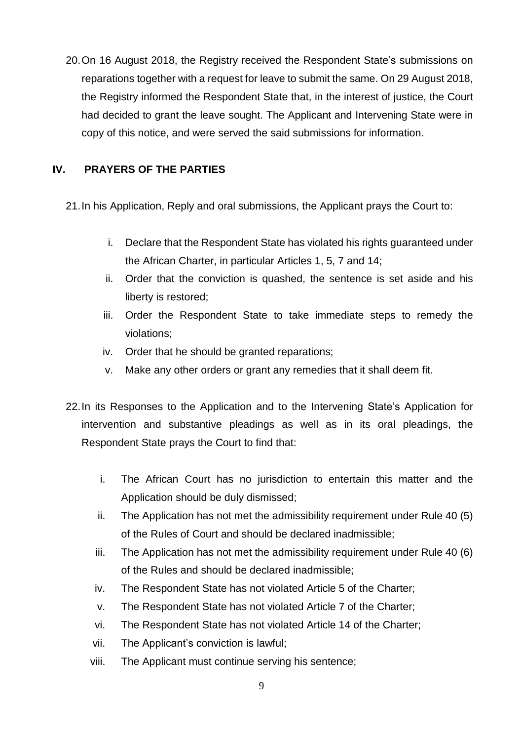20. On 16 August 2018, the Registry received the Respondent State's submissions on reparations together with a request for leave to submit the same. On 29 August 2018, the Registry informed the Respondent State that, in the interest of justice, the Court had decided to grant the leave sought. The Applicant and Intervening State were in copy of this notice, and were served the said submissions for information.

## IV. PRAYERS OF THE PARTIES

21. In his Application, Reply and oral submissions, the Applicant prays the Court to:

    i. Declare that the Respondent State has violated his rights guaranteed under the African Charter, in particular Articles 1, 5, 7 and 14;
    ii. Order that the conviction is quashed, the sentence is set aside and his liberty is restored;
    iii. Order the Respondent State to take immediate steps to remedy the violations;
    iv. Order that he should be granted reparations;
    v. Make any other orders or grant any remedies that it shall deem fit.

22. In its Responses to the Application and to the Intervening State's Application for intervention and substantive pleadings as well as in its oral pleadings, the Respondent State prays the Court to find that:

    i. The African Court has no jurisdiction to entertain this matter and the Application should be duly dismissed;
    ii. The Application has not met the admissibility requirement under Rule 40 (5) of the Rules of Court and should be declared inadmissible;
    iii. The Application has not met the admissibility requirement under Rule 40 (6) of the Rules and should be declared inadmissible;
    iv. The Respondent State has not violated Article 5 of the Charter;
    v. The Respondent State has not violated Article 7 of the Charter;
    vi. The Respondent State has not violated Article 14 of the Charter;
    vii. The Applicant's conviction is lawful;
    viii. The Applicant must continue serving his sentence;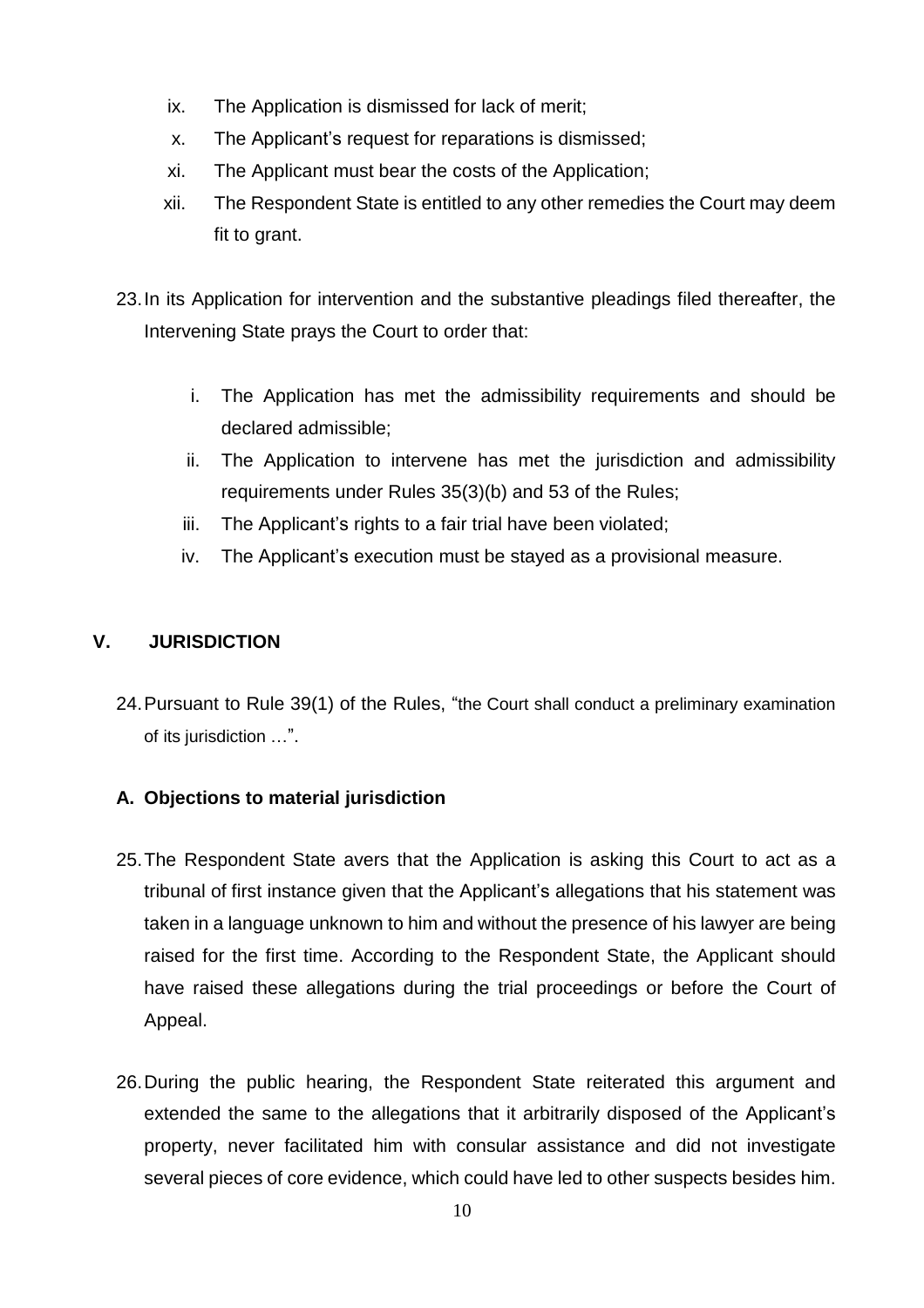- ix. The Application is dismissed for lack of merit;
- x. The Applicant's request for reparations is dismissed;
- xi. The Applicant must bear the costs of the Application;
- xii. The Respondent State is entitled to any other remedies the Court may deem fit to grant.

23. In its Application for intervention and the substantive pleadings filed thereafter, the Intervening State prays the Court to order that:

   - i. The Application has met the admissibility requirements and should be declared admissible;
   - ii. The Application to intervene has met the jurisdiction and admissibility requirements under Rules 35(3)(b) and 53 of the Rules;
   - iii. The Applicant's rights to a fair trial have been violated;
   - iv. The Applicant's execution must be stayed as a provisional measure.

## V. JURISDICTION

24. Pursuant to Rule 39(1) of the Rules, "the Court shall conduct a preliminary examination of its jurisdiction …".

### A. Objections to material jurisdiction

25. The Respondent State avers that the Application is asking this Court to act as a tribunal of first instance given that the Applicant's allegations that his statement was taken in a language unknown to him and without the presence of his lawyer are being raised for the first time. According to the Respondent State, the Applicant should have raised these allegations during the trial proceedings or before the Court of Appeal.

26. During the public hearing, the Respondent State reiterated this argument and extended the same to the allegations that it arbitrarily disposed of the Applicant's property, never facilitated him with consular assistance and did not investigate several pieces of core evidence, which could have led to other suspects besides him.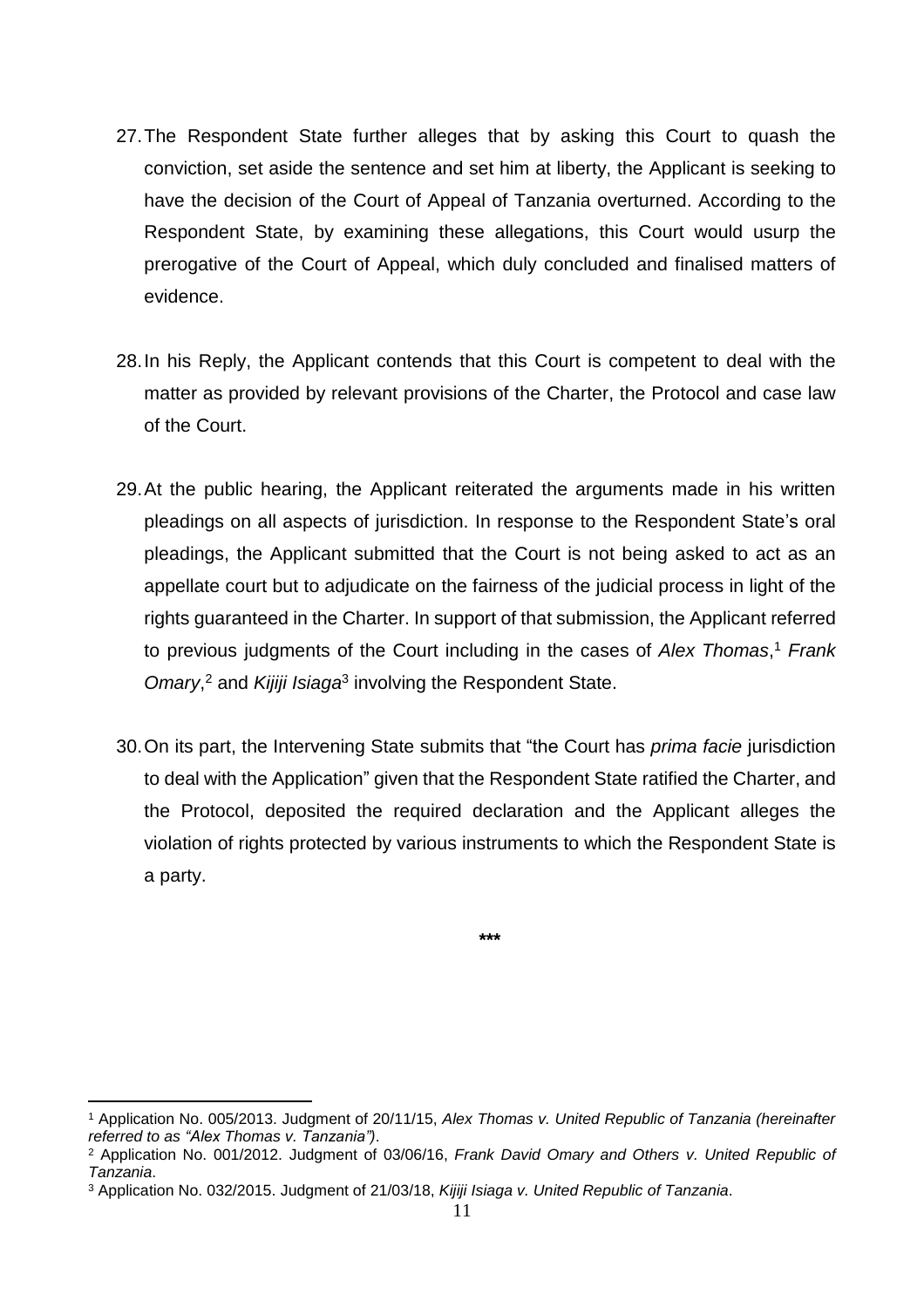27. The Respondent State further alleges that by asking this Court to quash the conviction, set aside the sentence and set him at liberty, the Applicant is seeking to have the decision of the Court of Appeal of Tanzania overturned. According to the Respondent State, by examining these allegations, this Court would usurp the prerogative of the Court of Appeal, which duly concluded and finalised matters of evidence.

28. In his Reply, the Applicant contends that this Court is competent to deal with the matter as provided by relevant provisions of the Charter, the Protocol and case law of the Court.

29. At the public hearing, the Applicant reiterated the arguments made in his written pleadings on all aspects of jurisdiction. In response to the Respondent State's oral pleadings, the Applicant submitted that the Court is not being asked to act as an appellate court but to adjudicate on the fairness of the judicial process in light of the rights guaranteed in the Charter. In support of that submission, the Applicant referred to previous judgments of the Court including in the cases of *Alex Thomas*,[1] *Frank Omary*,[2] and *Kijiji Isiaga*[3] involving the Respondent State.

30. On its part, the Intervening State submits that "the Court has *prima facie* jurisdiction to deal with the Application" given that the Respondent State ratified the Charter, and the Protocol, deposited the required declaration and the Applicant alleges the violation of rights protected by various instruments to which the Respondent State is a party.

***

---

[1] Application No. 005/2013. Judgment of 20/11/15, *Alex Thomas v. United Republic of Tanzania (hereinafter referred to as "Alex Thomas v. Tanzania")*.

[2] Application No. 001/2012. Judgment of 03/06/16, *Frank David Omary and Others v. United Republic of Tanzania*.

[3] Application No. 032/2015. Judgment of 21/03/18, *Kijiji Isiaga v. United Republic of Tanzania*.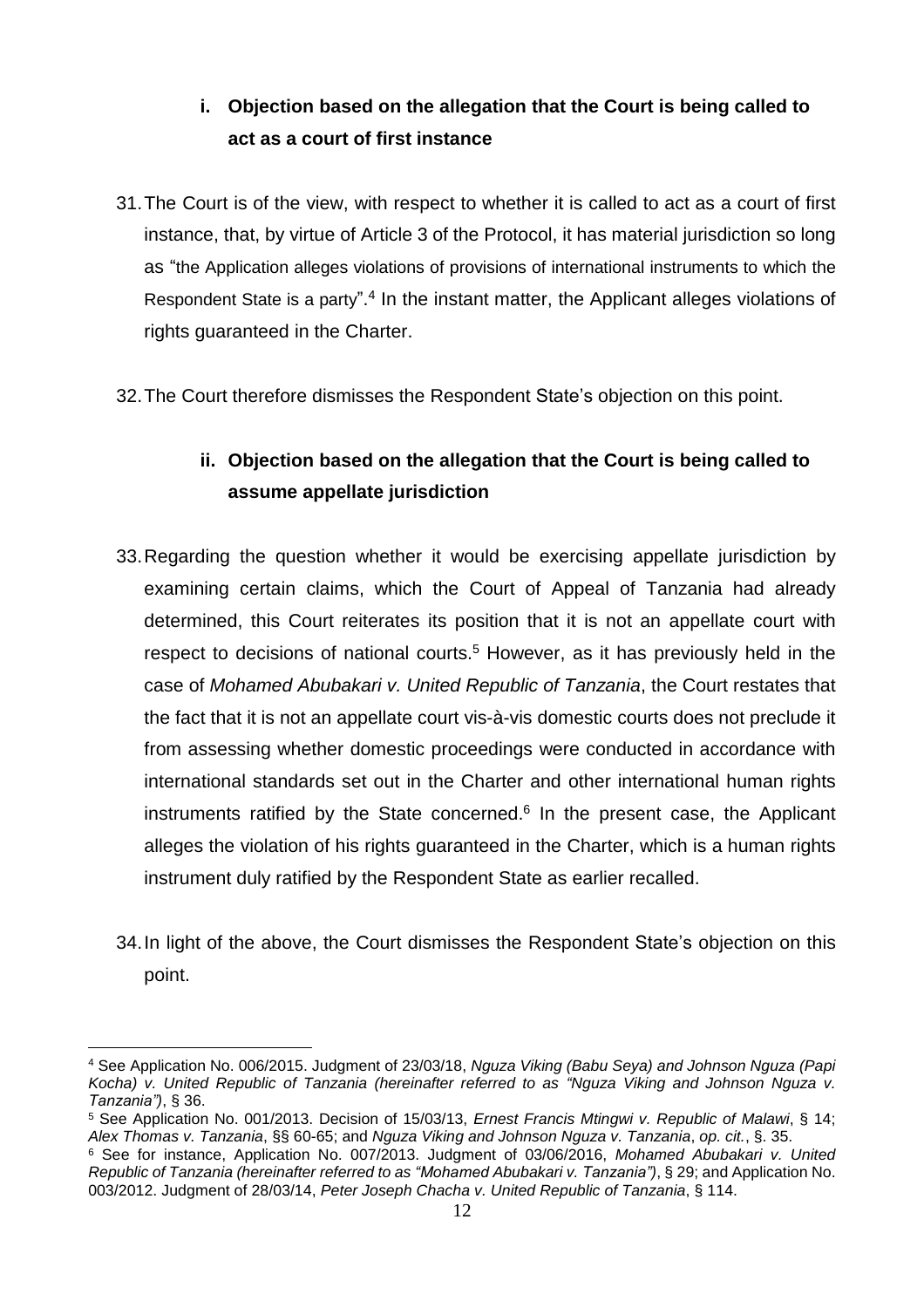### i. Objection based on the allegation that the Court is being called to act as a court of first instance

31. The Court is of the view, with respect to whether it is called to act as a court of first instance, that, by virtue of Article 3 of the Protocol, it has material jurisdiction so long as "the Application alleges violations of provisions of international instruments to which the Respondent State is a party".[4] In the instant matter, the Applicant alleges violations of rights guaranteed in the Charter.

32. The Court therefore dismisses the Respondent State's objection on this point.

### ii. Objection based on the allegation that the Court is being called to assume appellate jurisdiction

33. Regarding the question whether it would be exercising appellate jurisdiction by examining certain claims, which the Court of Appeal of Tanzania had already determined, this Court reiterates its position that it is not an appellate court with respect to decisions of national courts.[5] However, as it has previously held in the case of *Mohamed Abubakari v. United Republic of Tanzania*, the Court restates that the fact that it is not an appellate court vis-à-vis domestic courts does not preclude it from assessing whether domestic proceedings were conducted in accordance with international standards set out in the Charter and other international human rights instruments ratified by the State concerned.[6] In the present case, the Applicant alleges the violation of his rights guaranteed in the Charter, which is a human rights instrument duly ratified by the Respondent State as earlier recalled.

34. In light of the above, the Court dismisses the Respondent State's objection on this point.

---

[4] See Application No. 006/2015. Judgment of 23/03/18, *Nguza Viking (Babu Seya) and Johnson Nguza (Papi Kocha) v. United Republic of Tanzania (hereinafter referred to as "Nguza Viking and Johnson Nguza v. Tanzania")*, § 36.

[5] See Application No. 001/2013. Decision of 15/03/13, *Ernest Francis Mtingwi v. Republic of Malawi*, § 14; *Alex Thomas v. Tanzania*, §§ 60-65; and *Nguza Viking and Johnson Nguza v. Tanzania*, *op. cit.*, §. 35.

[6] See for instance, Application No. 007/2013. Judgment of 03/06/2016, *Mohamed Abubakari v. United Republic of Tanzania (hereinafter referred to as "Mohamed Abubakari v. Tanzania")*, § 29; and Application No. 003/2012. Judgment of 28/03/14, *Peter Joseph Chacha v. United Republic of Tanzania*, § 114.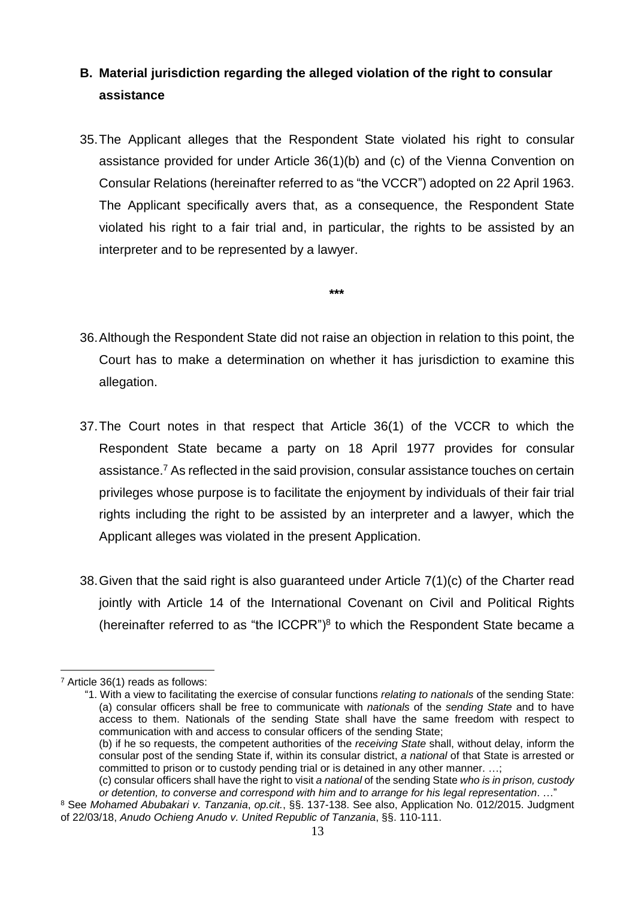## B. Material jurisdiction regarding the alleged violation of the right to consular assistance

35. The Applicant alleges that the Respondent State violated his right to consular assistance provided for under Article 36(1)(b) and (c) of the Vienna Convention on Consular Relations (hereinafter referred to as "the VCCR") adopted on 22 April 1963. The Applicant specifically avers that, as a consequence, the Respondent State violated his right to a fair trial and, in particular, the rights to be assisted by an interpreter and to be represented by a lawyer.

***

36. Although the Respondent State did not raise an objection in relation to this point, the Court has to make a determination on whether it has jurisdiction to examine this allegation.

37. The Court notes in that respect that Article 36(1) of the VCCR to which the Respondent State became a party on 18 April 1977 provides for consular assistance.[7] As reflected in the said provision, consular assistance touches on certain privileges whose purpose is to facilitate the enjoyment by individuals of their fair trial rights including the right to be assisted by an interpreter and a lawyer, which the Applicant alleges was violated in the present Application.

38. Given that the said right is also guaranteed under Article 7(1)(c) of the Charter read jointly with Article 14 of the International Covenant on Civil and Political Rights (hereinafter referred to as "the ICCPR")[8] to which the Respondent State became a

---

[7] Article 36(1) reads as follows:

"1. With a view to facilitating the exercise of consular functions *relating to nationals* of the sending State: (a) consular officers shall be free to communicate with *nationals* of the *sending State* and to have access to them. Nationals of the sending State shall have the same freedom with respect to communication with and access to consular officers of the sending State;
(b) if he so requests, the competent authorities of the *receiving State* shall, without delay, inform the consular post of the sending State if, within its consular district, *a national* of that State is arrested or committed to prison or to custody pending trial or is detained in any other manner. …;
(c) consular officers shall have the right to visit *a national* of the sending State *who is in prison, custody or detention, to converse and correspond with him and to arrange for his legal representation*. …"

[8] See *Mohamed Abubakari v. Tanzania*, *op.cit.*, §§. 137-138. See also, Application No. 012/2015. Judgment of 22/03/18, *Anudo Ochieng Anudo v. United Republic of Tanzania*, §§. 110-111.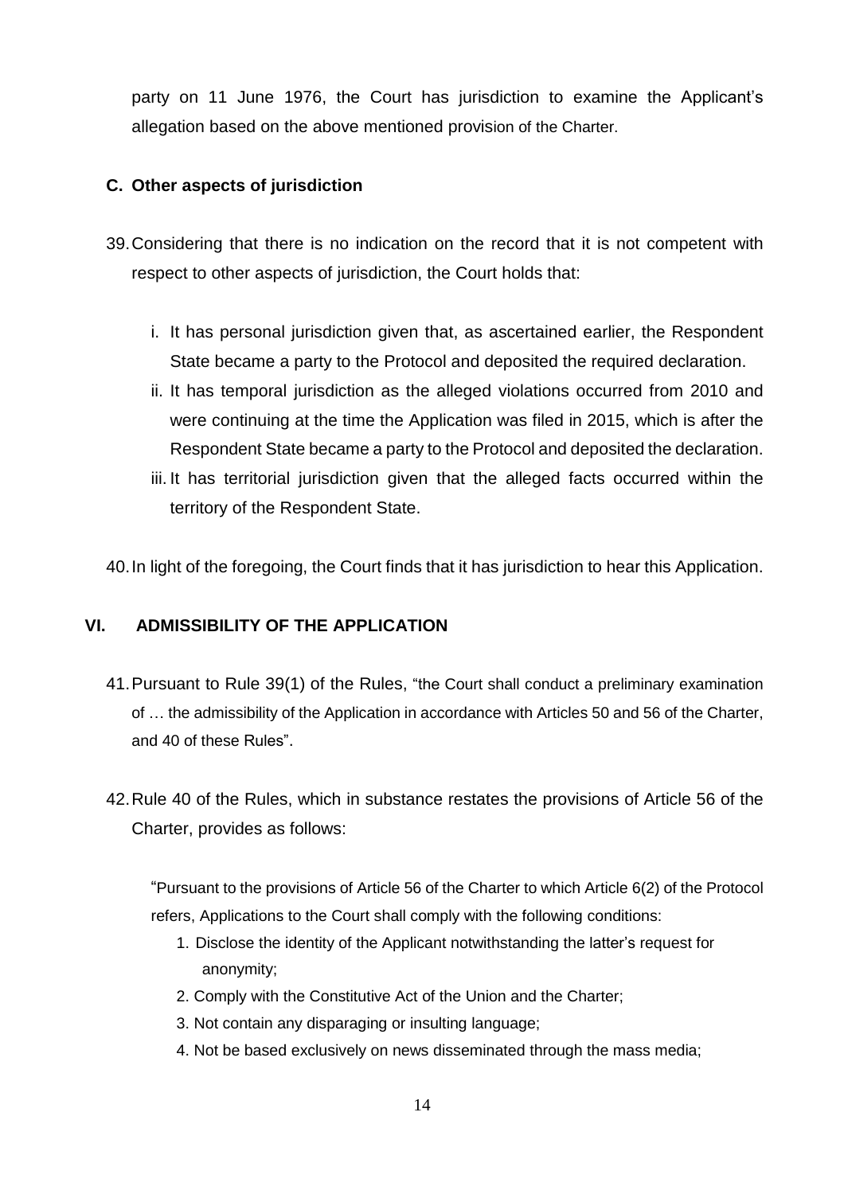party on 11 June 1976, the Court has jurisdiction to examine the Applicant's allegation based on the above mentioned provision of the Charter.

### C. Other aspects of jurisdiction

39. Considering that there is no indication on the record that it is not competent with respect to other aspects of jurisdiction, the Court holds that:

    i. It has personal jurisdiction given that, as ascertained earlier, the Respondent State became a party to the Protocol and deposited the required declaration.

    ii. It has temporal jurisdiction as the alleged violations occurred from 2010 and were continuing at the time the Application was filed in 2015, which is after the Respondent State became a party to the Protocol and deposited the declaration.

    iii. It has territorial jurisdiction given that the alleged facts occurred within the territory of the Respondent State.

40. In light of the foregoing, the Court finds that it has jurisdiction to hear this Application.

## VI. ADMISSIBILITY OF THE APPLICATION

41. Pursuant to Rule 39(1) of the Rules, "the Court shall conduct a preliminary examination of … the admissibility of the Application in accordance with Articles 50 and 56 of the Charter, and 40 of these Rules".

42. Rule 40 of the Rules, which in substance restates the provisions of Article 56 of the Charter, provides as follows:

> "Pursuant to the provisions of Article 56 of the Charter to which Article 6(2) of the Protocol refers, Applications to the Court shall comply with the following conditions:
>
> 1. Disclose the identity of the Applicant notwithstanding the latter's request for anonymity;
> 2. Comply with the Constitutive Act of the Union and the Charter;
> 3. Not contain any disparaging or insulting language;
> 4. Not be based exclusively on news disseminated through the mass media;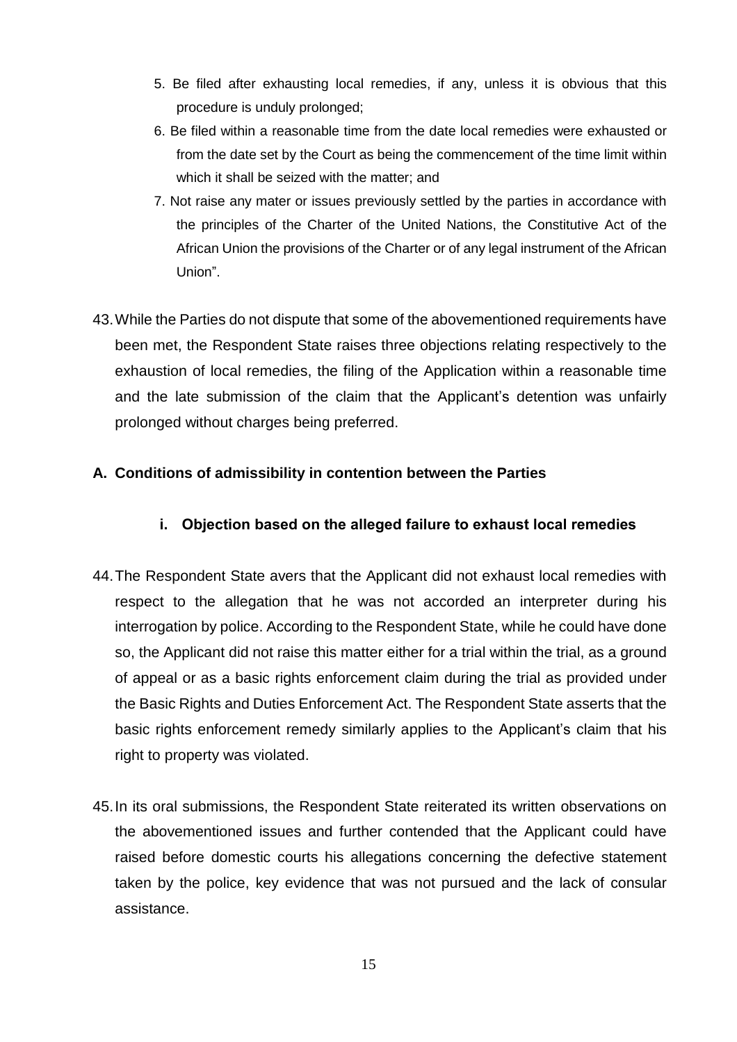5. Be filed after exhausting local remedies, if any, unless it is obvious that this procedure is unduly prolonged;
6. Be filed within a reasonable time from the date local remedies were exhausted or from the date set by the Court as being the commencement of the time limit within which it shall be seized with the matter; and
7. Not raise any mater or issues previously settled by the parties in accordance with the principles of the Charter of the United Nations, the Constitutive Act of the African Union the provisions of the Charter or of any legal instrument of the African Union".

43. While the Parties do not dispute that some of the abovementioned requirements have been met, the Respondent State raises three objections relating respectively to the exhaustion of local remedies, the filing of the Application within a reasonable time and the late submission of the claim that the Applicant's detention was unfairly prolonged without charges being preferred.

**A. Conditions of admissibility in contention between the Parties**

**i. Objection based on the alleged failure to exhaust local remedies**

44. The Respondent State avers that the Applicant did not exhaust local remedies with respect to the allegation that he was not accorded an interpreter during his interrogation by police. According to the Respondent State, while he could have done so, the Applicant did not raise this matter either for a trial within the trial, as a ground of appeal or as a basic rights enforcement claim during the trial as provided under the Basic Rights and Duties Enforcement Act. The Respondent State asserts that the basic rights enforcement remedy similarly applies to the Applicant's claim that his right to property was violated.

45. In its oral submissions, the Respondent State reiterated its written observations on the abovementioned issues and further contended that the Applicant could have raised before domestic courts his allegations concerning the defective statement taken by the police, key evidence that was not pursued and the lack of consular assistance.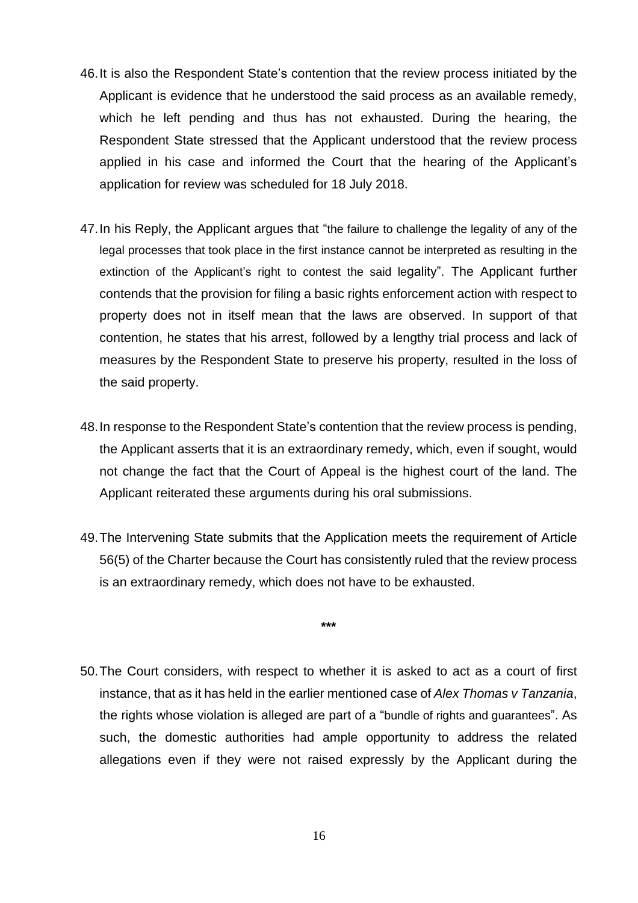46. It is also the Respondent State's contention that the review process initiated by the Applicant is evidence that he understood the said process as an available remedy, which he left pending and thus has not exhausted. During the hearing, the Respondent State stressed that the Applicant understood that the review process applied in his case and informed the Court that the hearing of the Applicant's application for review was scheduled for 18 July 2018.

47. In his Reply, the Applicant argues that "the failure to challenge the legality of any of the legal processes that took place in the first instance cannot be interpreted as resulting in the extinction of the Applicant's right to contest the said legality". The Applicant further contends that the provision for filing a basic rights enforcement action with respect to property does not in itself mean that the laws are observed. In support of that contention, he states that his arrest, followed by a lengthy trial process and lack of measures by the Respondent State to preserve his property, resulted in the loss of the said property.

48. In response to the Respondent State's contention that the review process is pending, the Applicant asserts that it is an extraordinary remedy, which, even if sought, would not change the fact that the Court of Appeal is the highest court of the land. The Applicant reiterated these arguments during his oral submissions.

49. The Intervening State submits that the Application meets the requirement of Article 56(5) of the Charter because the Court has consistently ruled that the review process is an extraordinary remedy, which does not have to be exhausted.

***

50. The Court considers, with respect to whether it is asked to act as a court of first instance, that as it has held in the earlier mentioned case of *Alex Thomas v Tanzania*, the rights whose violation is alleged are part of a "bundle of rights and guarantees". As such, the domestic authorities had ample opportunity to address the related allegations even if they were not raised expressly by the Applicant during the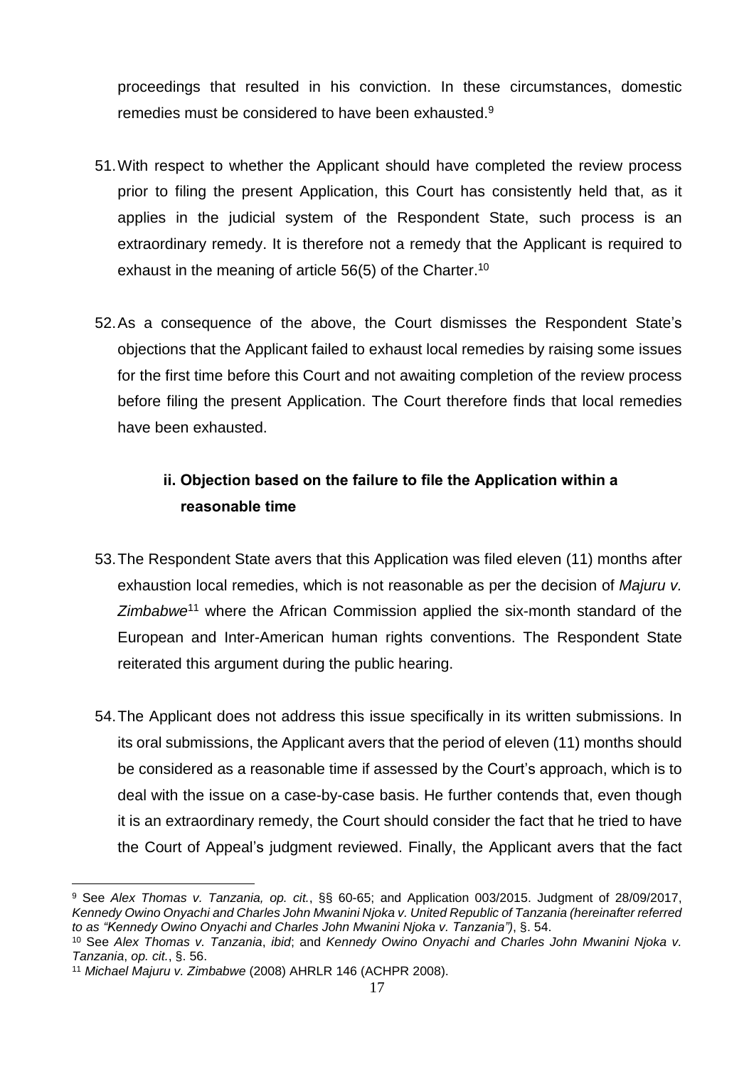proceedings that resulted in his conviction. In these circumstances, domestic remedies must be considered to have been exhausted.[9]

51. With respect to whether the Applicant should have completed the review process prior to filing the present Application, this Court has consistently held that, as it applies in the judicial system of the Respondent State, such process is an extraordinary remedy. It is therefore not a remedy that the Applicant is required to exhaust in the meaning of article 56(5) of the Charter.[10]

52. As a consequence of the above, the Court dismisses the Respondent State's objections that the Applicant failed to exhaust local remedies by raising some issues for the first time before this Court and not awaiting completion of the review process before filing the present Application. The Court therefore finds that local remedies have been exhausted.

### ii. Objection based on the failure to file the Application within a reasonable time

53. The Respondent State avers that this Application was filed eleven (11) months after exhaustion local remedies, which is not reasonable as per the decision of *Majuru v. Zimbabwe*[11] where the African Commission applied the six-month standard of the European and Inter-American human rights conventions. The Respondent State reiterated this argument during the public hearing.

54. The Applicant does not address this issue specifically in its written submissions. In its oral submissions, the Applicant avers that the period of eleven (11) months should be considered as a reasonable time if assessed by the Court's approach, which is to deal with the issue on a case-by-case basis. He further contends that, even though it is an extraordinary remedy, the Court should consider the fact that he tried to have the Court of Appeal's judgment reviewed. Finally, the Applicant avers that the fact

---

[9] See *Alex Thomas v. Tanzania, op. cit.*, §§ 60-65; and Application 003/2015. Judgment of 28/09/2017, *Kennedy Owino Onyachi and Charles John Mwanini Njoka v. United Republic of Tanzania (hereinafter referred to as "Kennedy Owino Onyachi and Charles John Mwanini Njoka v. Tanzania")*, §. 54.

[10] See *Alex Thomas v. Tanzania*, *ibid*; and *Kennedy Owino Onyachi and Charles John Mwanini Njoka v. Tanzania*, *op. cit.*, §. 56.

[11] *Michael Majuru v. Zimbabwe* (2008) AHRLR 146 (ACHPR 2008).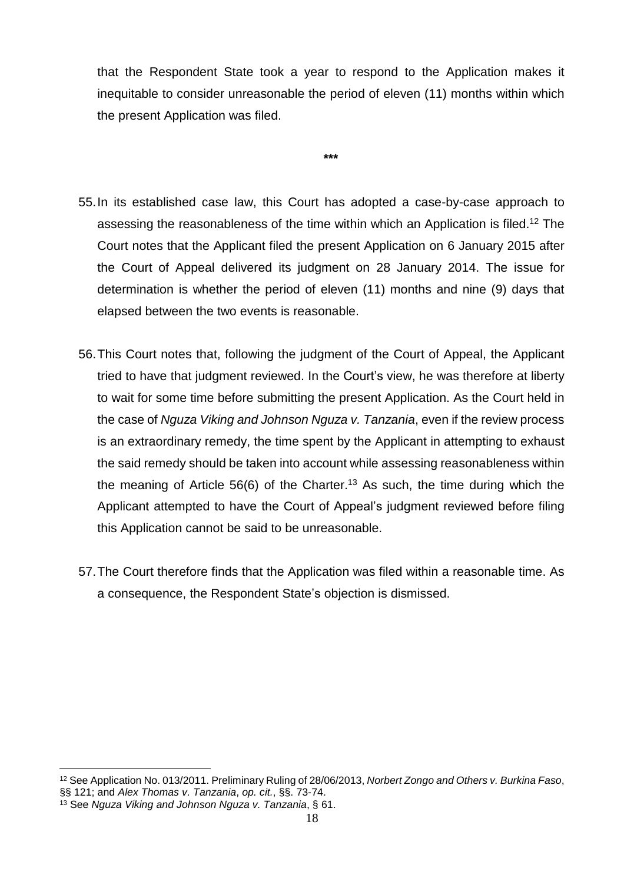that the Respondent State took a year to respond to the Application makes it inequitable to consider unreasonable the period of eleven (11) months within which the present Application was filed.

***

55. In its established case law, this Court has adopted a case-by-case approach to assessing the reasonableness of the time within which an Application is filed.[12] The Court notes that the Applicant filed the present Application on 6 January 2015 after the Court of Appeal delivered its judgment on 28 January 2014. The issue for determination is whether the period of eleven (11) months and nine (9) days that elapsed between the two events is reasonable.

56. This Court notes that, following the judgment of the Court of Appeal, the Applicant tried to have that judgment reviewed. In the Court's view, he was therefore at liberty to wait for some time before submitting the present Application. As the Court held in the case of *Nguza Viking and Johnson Nguza v. Tanzania*, even if the review process is an extraordinary remedy, the time spent by the Applicant in attempting to exhaust the said remedy should be taken into account while assessing reasonableness within the meaning of Article 56(6) of the Charter.[13] As such, the time during which the Applicant attempted to have the Court of Appeal's judgment reviewed before filing this Application cannot be said to be unreasonable.

57. The Court therefore finds that the Application was filed within a reasonable time. As a consequence, the Respondent State's objection is dismissed.

---

[12] See Application No. 013/2011. Preliminary Ruling of 28/06/2013, *Norbert Zongo and Others v. Burkina Faso*, §§ 121; and *Alex Thomas v. Tanzania*, *op. cit.*, §§. 73-74.

[13] See *Nguza Viking and Johnson Nguza v. Tanzania*, § 61.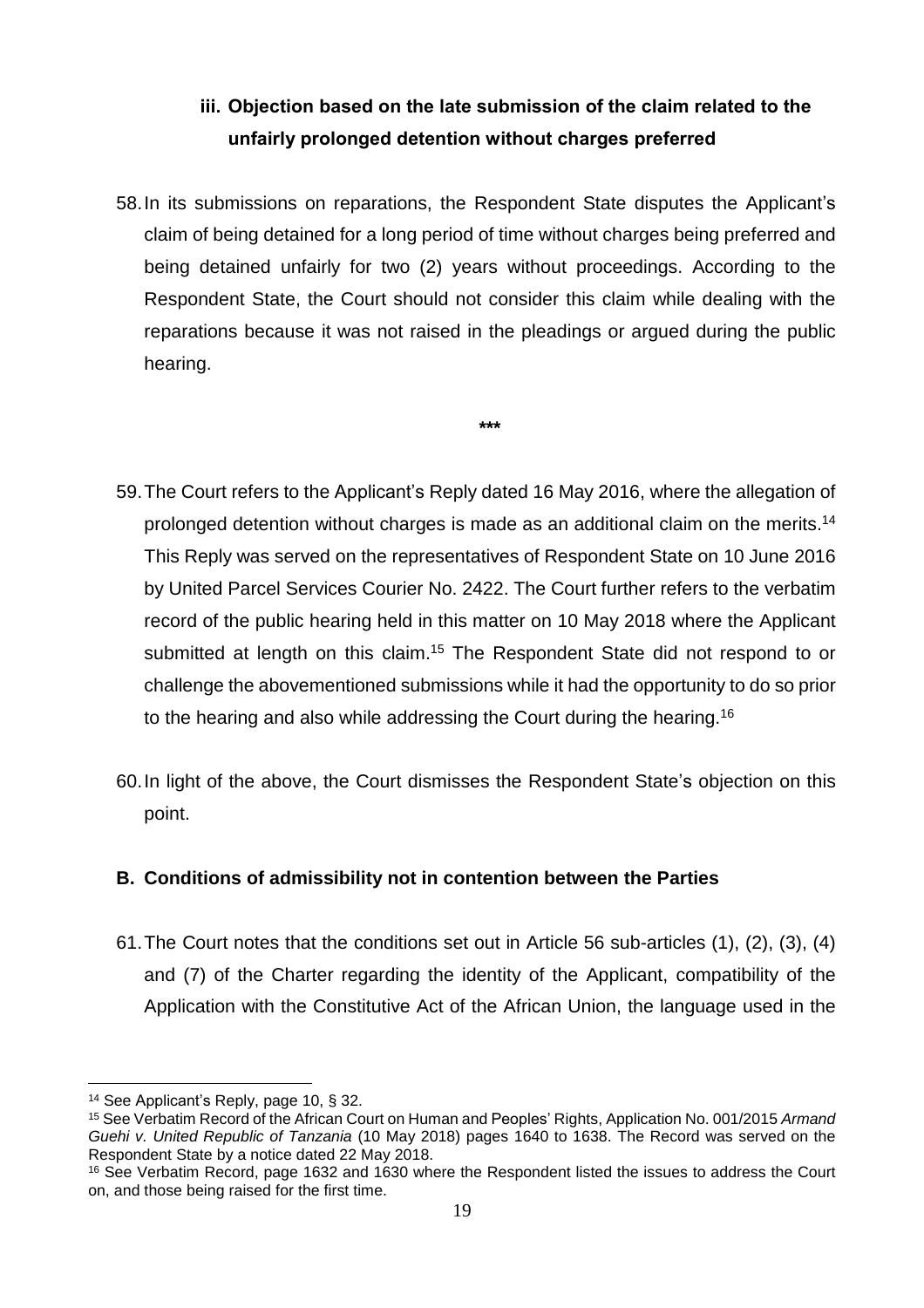### iii. Objection based on the late submission of the claim related to the unfairly prolonged detention without charges preferred

58. In its submissions on reparations, the Respondent State disputes the Applicant's claim of being detained for a long period of time without charges being preferred and being detained unfairly for two (2) years without proceedings. According to the Respondent State, the Court should not consider this claim while dealing with the reparations because it was not raised in the pleadings or argued during the public hearing.

***

59. The Court refers to the Applicant's Reply dated 16 May 2016, where the allegation of prolonged detention without charges is made as an additional claim on the merits.[14] This Reply was served on the representatives of Respondent State on 10 June 2016 by United Parcel Services Courier No. 2422. The Court further refers to the verbatim record of the public hearing held in this matter on 10 May 2018 where the Applicant submitted at length on this claim.[15] The Respondent State did not respond to or challenge the abovementioned submissions while it had the opportunity to do so prior to the hearing and also while addressing the Court during the hearing.[16]

60. In light of the above, the Court dismisses the Respondent State's objection on this point.

## B. Conditions of admissibility not in contention between the Parties

61. The Court notes that the conditions set out in Article 56 sub-articles (1), (2), (3), (4) and (7) of the Charter regarding the identity of the Applicant, compatibility of the Application with the Constitutive Act of the African Union, the language used in the

---

[14] See Applicant's Reply, page 10, § 32.

[15] See Verbatim Record of the African Court on Human and Peoples' Rights, Application No. 001/2015 *Armand Guehi v. United Republic of Tanzania* (10 May 2018) pages 1640 to 1638. The Record was served on the Respondent State by a notice dated 22 May 2018.

[16] See Verbatim Record, page 1632 and 1630 where the Respondent listed the issues to address the Court on, and those being raised for the first time.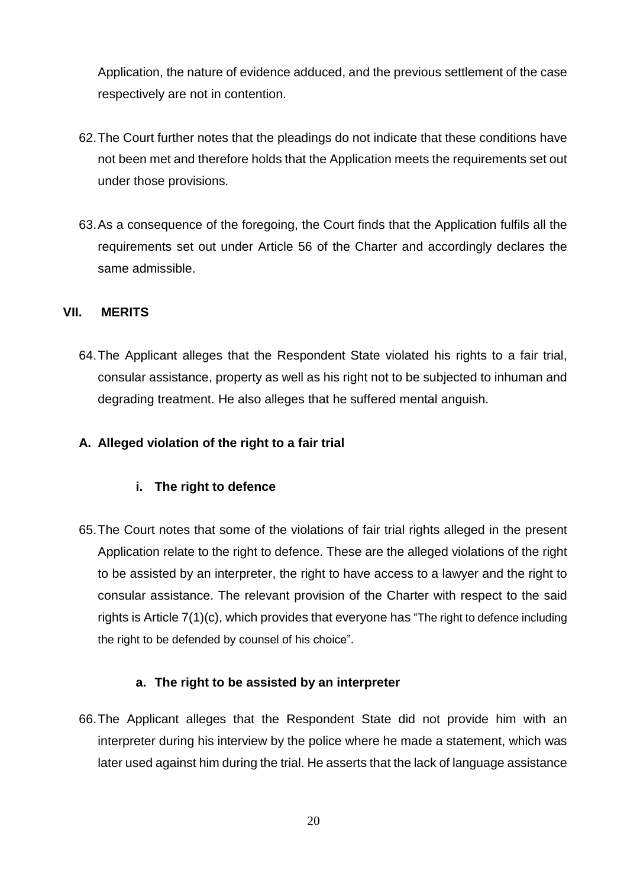Application, the nature of evidence adduced, and the previous settlement of the case respectively are not in contention.

62. The Court further notes that the pleadings do not indicate that these conditions have not been met and therefore holds that the Application meets the requirements set out under those provisions.

63. As a consequence of the foregoing, the Court finds that the Application fulfils all the requirements set out under Article 56 of the Charter and accordingly declares the same admissible.

## VII. MERITS

64. The Applicant alleges that the Respondent State violated his rights to a fair trial, consular assistance, property as well as his right not to be subjected to inhuman and degrading treatment. He also alleges that he suffered mental anguish.

### A. Alleged violation of the right to a fair trial

#### i. The right to defence

65. The Court notes that some of the violations of fair trial rights alleged in the present Application relate to the right to defence. These are the alleged violations of the right to be assisted by an interpreter, the right to have access to a lawyer and the right to consular assistance. The relevant provision of the Charter with respect to the said rights is Article 7(1)(c), which provides that everyone has "The right to defence including the right to be defended by counsel of his choice".

##### a. The right to be assisted by an interpreter

66. The Applicant alleges that the Respondent State did not provide him with an interpreter during his interview by the police where he made a statement, which was later used against him during the trial. He asserts that the lack of language assistance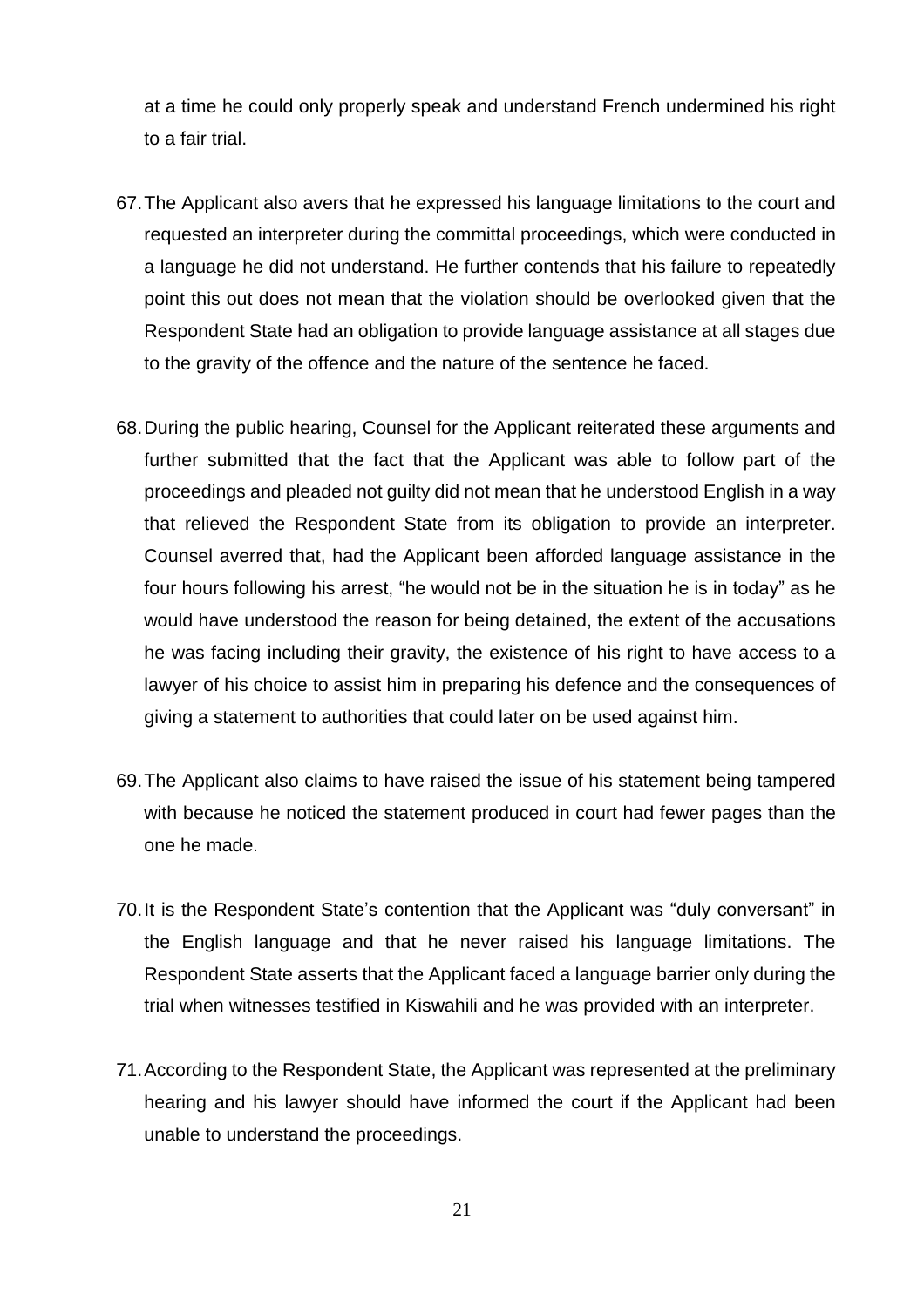at a time he could only properly speak and understand French undermined his right to a fair trial.

67. The Applicant also avers that he expressed his language limitations to the court and requested an interpreter during the committal proceedings, which were conducted in a language he did not understand. He further contends that his failure to repeatedly point this out does not mean that the violation should be overlooked given that the Respondent State had an obligation to provide language assistance at all stages due to the gravity of the offence and the nature of the sentence he faced.

68. During the public hearing, Counsel for the Applicant reiterated these arguments and further submitted that the fact that the Applicant was able to follow part of the proceedings and pleaded not guilty did not mean that he understood English in a way that relieved the Respondent State from its obligation to provide an interpreter. Counsel averred that, had the Applicant been afforded language assistance in the four hours following his arrest, "he would not be in the situation he is in today" as he would have understood the reason for being detained, the extent of the accusations he was facing including their gravity, the existence of his right to have access to a lawyer of his choice to assist him in preparing his defence and the consequences of giving a statement to authorities that could later on be used against him.

69. The Applicant also claims to have raised the issue of his statement being tampered with because he noticed the statement produced in court had fewer pages than the one he made.

70. It is the Respondent State's contention that the Applicant was "duly conversant" in the English language and that he never raised his language limitations. The Respondent State asserts that the Applicant faced a language barrier only during the trial when witnesses testified in Kiswahili and he was provided with an interpreter.

71. According to the Respondent State, the Applicant was represented at the preliminary hearing and his lawyer should have informed the court if the Applicant had been unable to understand the proceedings.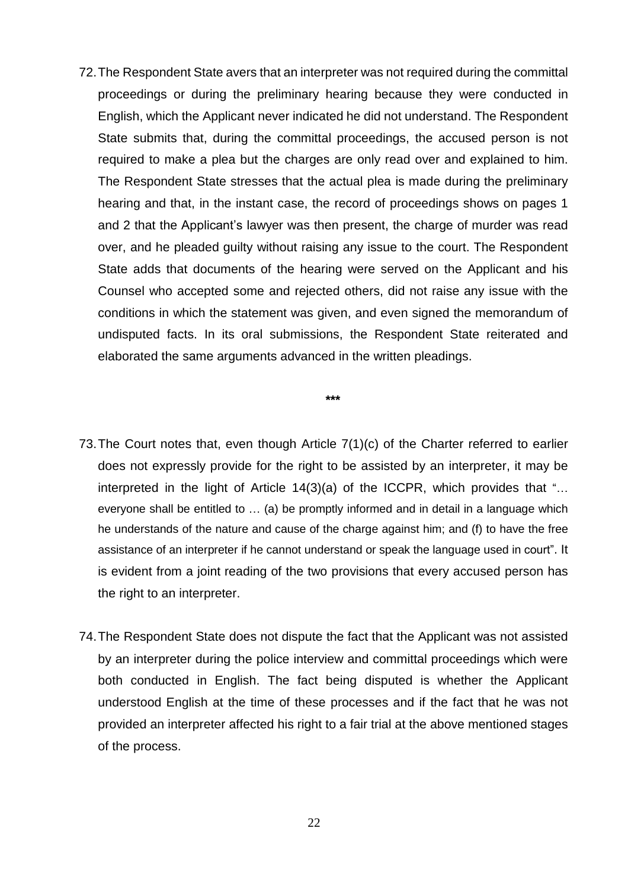72. The Respondent State avers that an interpreter was not required during the committal proceedings or during the preliminary hearing because they were conducted in English, which the Applicant never indicated he did not understand. The Respondent State submits that, during the committal proceedings, the accused person is not required to make a plea but the charges are only read over and explained to him. The Respondent State stresses that the actual plea is made during the preliminary hearing and that, in the instant case, the record of proceedings shows on pages 1 and 2 that the Applicant's lawyer was then present, the charge of murder was read over, and he pleaded guilty without raising any issue to the court. The Respondent State adds that documents of the hearing were served on the Applicant and his Counsel who accepted some and rejected others, did not raise any issue with the conditions in which the statement was given, and even signed the memorandum of undisputed facts. In its oral submissions, the Respondent State reiterated and elaborated the same arguments advanced in the written pleadings.

***

73. The Court notes that, even though Article 7(1)(c) of the Charter referred to earlier does not expressly provide for the right to be assisted by an interpreter, it may be interpreted in the light of Article 14(3)(a) of the ICCPR, which provides that "… everyone shall be entitled to … (a) be promptly informed and in detail in a language which he understands of the nature and cause of the charge against him; and (f) to have the free assistance of an interpreter if he cannot understand or speak the language used in court". It is evident from a joint reading of the two provisions that every accused person has the right to an interpreter.

74. The Respondent State does not dispute the fact that the Applicant was not assisted by an interpreter during the police interview and committal proceedings which were both conducted in English. The fact being disputed is whether the Applicant understood English at the time of these processes and if the fact that he was not provided an interpreter affected his right to a fair trial at the above mentioned stages of the process.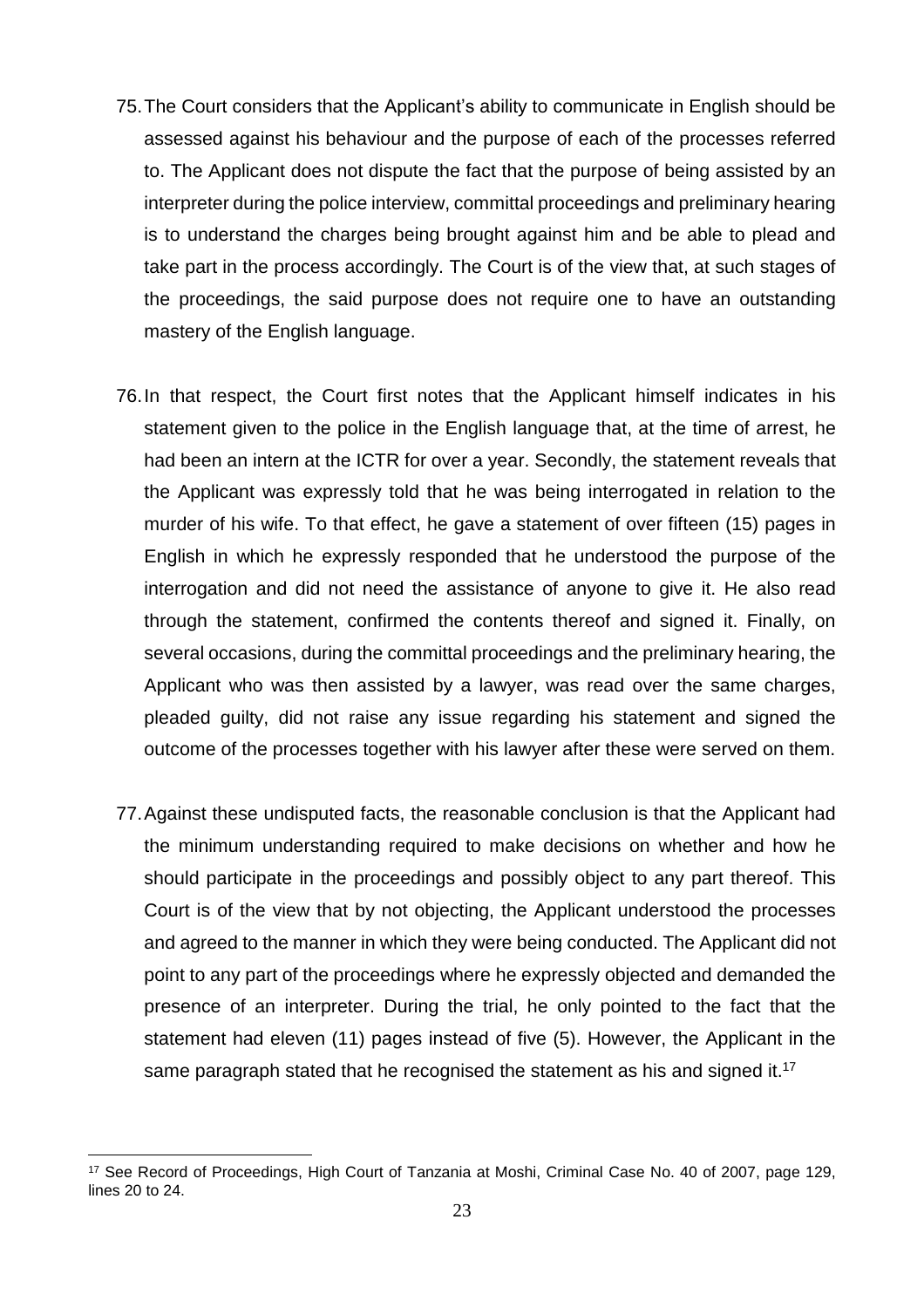75. The Court considers that the Applicant's ability to communicate in English should be assessed against his behaviour and the purpose of each of the processes referred to. The Applicant does not dispute the fact that the purpose of being assisted by an interpreter during the police interview, committal proceedings and preliminary hearing is to understand the charges being brought against him and be able to plead and take part in the process accordingly. The Court is of the view that, at such stages of the proceedings, the said purpose does not require one to have an outstanding mastery of the English language.

76. In that respect, the Court first notes that the Applicant himself indicates in his statement given to the police in the English language that, at the time of arrest, he had been an intern at the ICTR for over a year. Secondly, the statement reveals that the Applicant was expressly told that he was being interrogated in relation to the murder of his wife. To that effect, he gave a statement of over fifteen (15) pages in English in which he expressly responded that he understood the purpose of the interrogation and did not need the assistance of anyone to give it. He also read through the statement, confirmed the contents thereof and signed it. Finally, on several occasions, during the committal proceedings and the preliminary hearing, the Applicant who was then assisted by a lawyer, was read over the same charges, pleaded guilty, did not raise any issue regarding his statement and signed the outcome of the processes together with his lawyer after these were served on them.

77. Against these undisputed facts, the reasonable conclusion is that the Applicant had the minimum understanding required to make decisions on whether and how he should participate in the proceedings and possibly object to any part thereof. This Court is of the view that by not objecting, the Applicant understood the processes and agreed to the manner in which they were being conducted. The Applicant did not point to any part of the proceedings where he expressly objected and demanded the presence of an interpreter. During the trial, he only pointed to the fact that the statement had eleven (11) pages instead of five (5). However, the Applicant in the same paragraph stated that he recognised the statement as his and signed it.[17]

---

[17] See Record of Proceedings, High Court of Tanzania at Moshi, Criminal Case No. 40 of 2007, page 129, lines 20 to 24.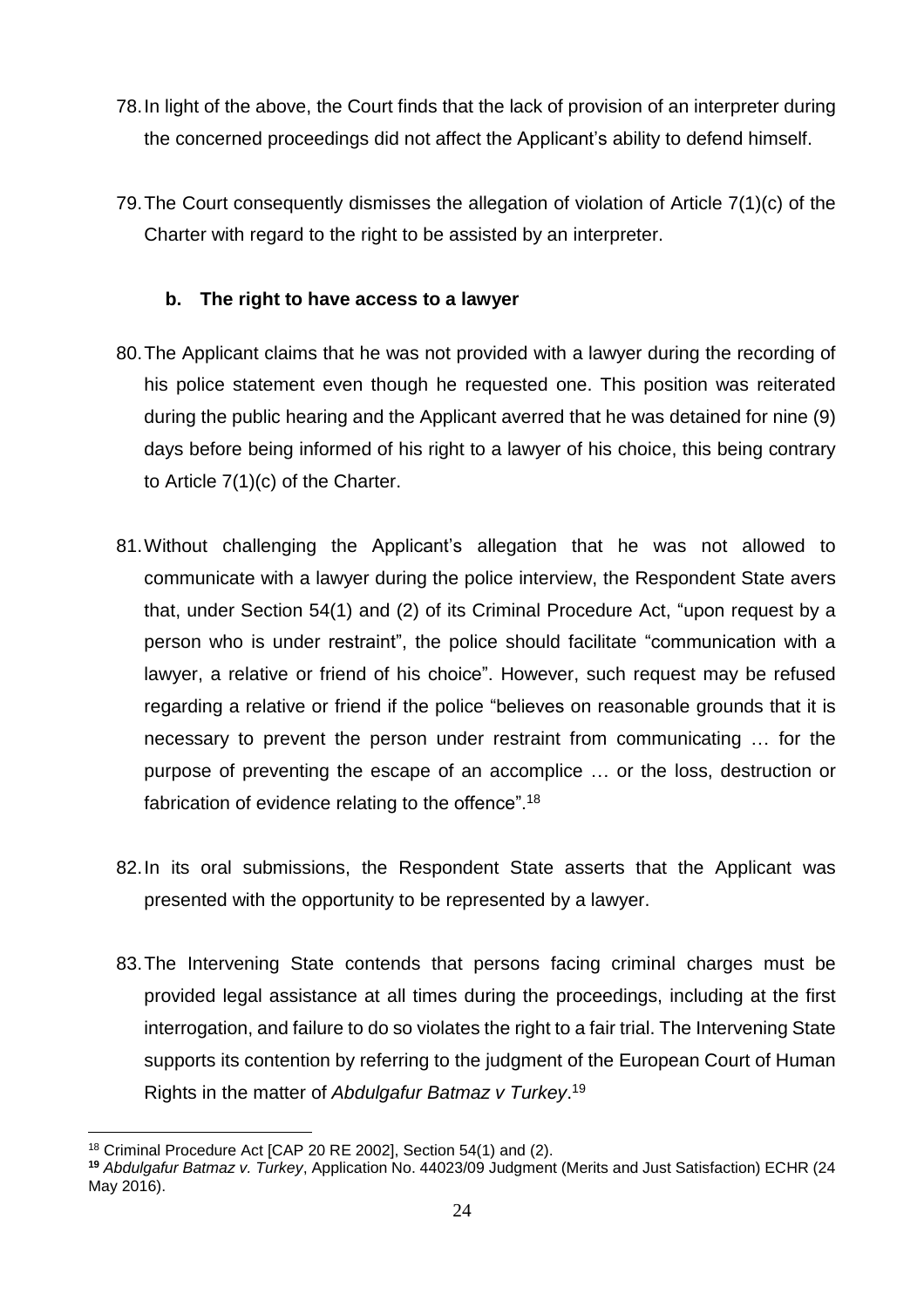78. In light of the above, the Court finds that the lack of provision of an interpreter during the concerned proceedings did not affect the Applicant's ability to defend himself.

79. The Court consequently dismisses the allegation of violation of Article 7(1)(c) of the Charter with regard to the right to be assisted by an interpreter.

### b. The right to have access to a lawyer

80. The Applicant claims that he was not provided with a lawyer during the recording of his police statement even though he requested one. This position was reiterated during the public hearing and the Applicant averred that he was detained for nine (9) days before being informed of his right to a lawyer of his choice, this being contrary to Article 7(1)(c) of the Charter.

81. Without challenging the Applicant's allegation that he was not allowed to communicate with a lawyer during the police interview, the Respondent State avers that, under Section 54(1) and (2) of its Criminal Procedure Act, "upon request by a person who is under restraint", the police should facilitate "communication with a lawyer, a relative or friend of his choice". However, such request may be refused regarding a relative or friend if the police "believes on reasonable grounds that it is necessary to prevent the person under restraint from communicating … for the purpose of preventing the escape of an accomplice … or the loss, destruction or fabrication of evidence relating to the offence".[18]

82. In its oral submissions, the Respondent State asserts that the Applicant was presented with the opportunity to be represented by a lawyer.

83. The Intervening State contends that persons facing criminal charges must be provided legal assistance at all times during the proceedings, including at the first interrogation, and failure to do so violates the right to a fair trial. The Intervening State supports its contention by referring to the judgment of the European Court of Human Rights in the matter of *Abdulgafur Batmaz v Turkey*.[19]

---

[18] Criminal Procedure Act [CAP 20 RE 2002], Section 54(1) and (2).

[19] *Abdulgafur Batmaz v. Turkey*, Application No. 44023/09 Judgment (Merits and Just Satisfaction) ECHR (24 May 2016).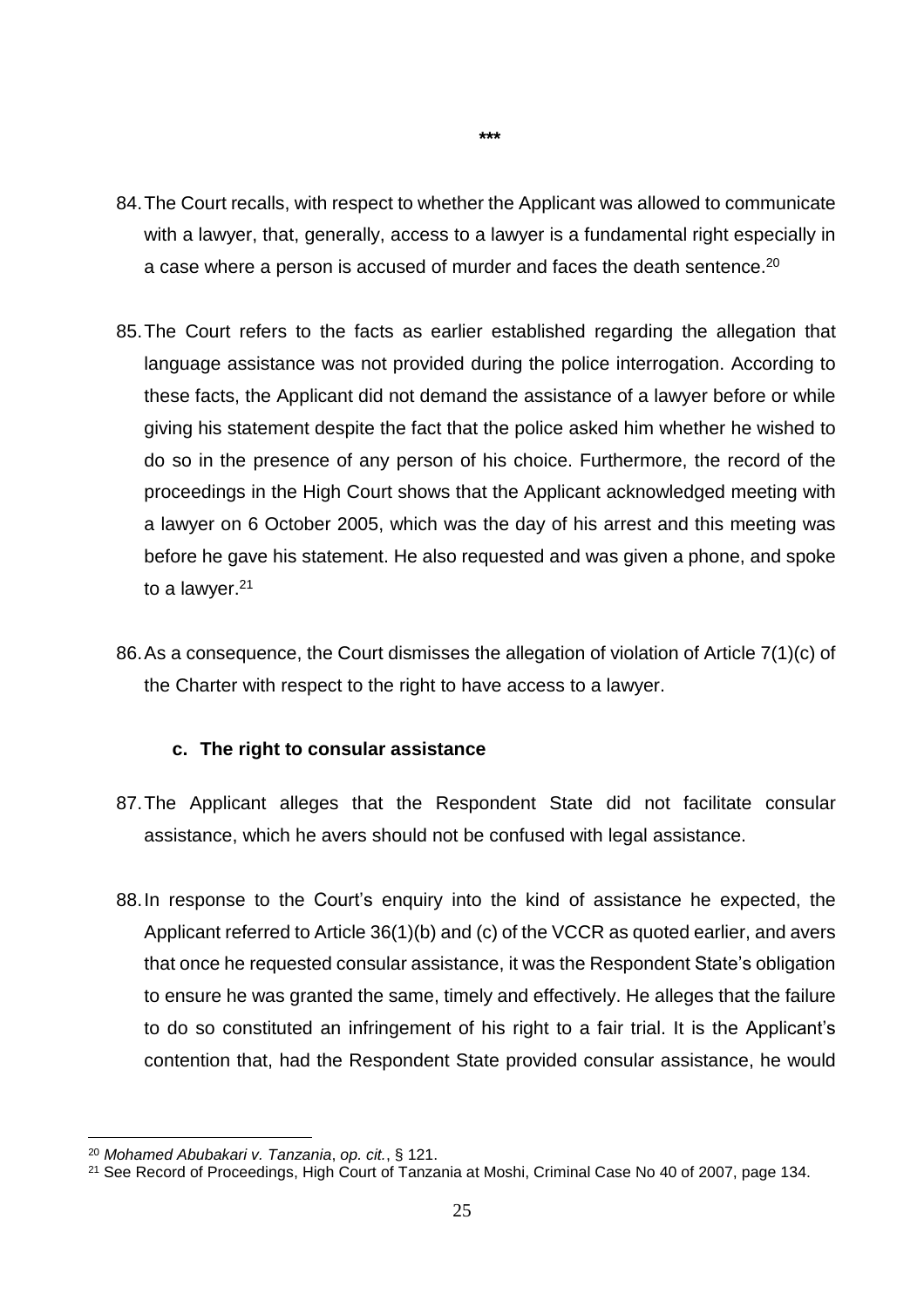\*\*\*

84. The Court recalls, with respect to whether the Applicant was allowed to communicate with a lawyer, that, generally, access to a lawyer is a fundamental right especially in a case where a person is accused of murder and faces the death sentence.[20]

85. The Court refers to the facts as earlier established regarding the allegation that language assistance was not provided during the police interrogation. According to these facts, the Applicant did not demand the assistance of a lawyer before or while giving his statement despite the fact that the police asked him whether he wished to do so in the presence of any person of his choice. Furthermore, the record of the proceedings in the High Court shows that the Applicant acknowledged meeting with a lawyer on 6 October 2005, which was the day of his arrest and this meeting was before he gave his statement. He also requested and was given a phone, and spoke to a lawyer.[21]

86. As a consequence, the Court dismisses the allegation of violation of Article 7(1)(c) of the Charter with respect to the right to have access to a lawyer.

### c. The right to consular assistance

87. The Applicant alleges that the Respondent State did not facilitate consular assistance, which he avers should not be confused with legal assistance.

88. In response to the Court's enquiry into the kind of assistance he expected, the Applicant referred to Article 36(1)(b) and (c) of the VCCR as quoted earlier, and avers that once he requested consular assistance, it was the Respondent State's obligation to ensure he was granted the same, timely and effectively. He alleges that the failure to do so constituted an infringement of his right to a fair trial. It is the Applicant's contention that, had the Respondent State provided consular assistance, he would

---

[20] *Mohamed Abubakari v. Tanzania*, *op. cit.*, § 121.

[21] See Record of Proceedings, High Court of Tanzania at Moshi, Criminal Case No 40 of 2007, page 134.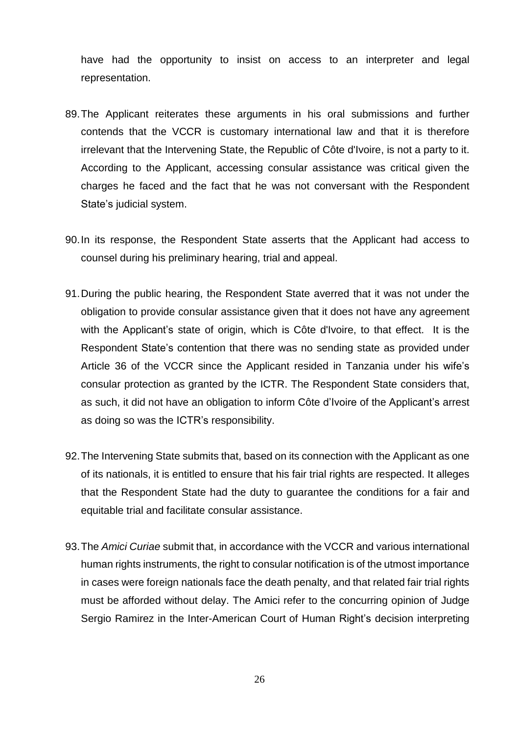have had the opportunity to insist on access to an interpreter and legal representation.

89. The Applicant reiterates these arguments in his oral submissions and further contends that the VCCR is customary international law and that it is therefore irrelevant that the Intervening State, the Republic of Côte d'Ivoire, is not a party to it. According to the Applicant, accessing consular assistance was critical given the charges he faced and the fact that he was not conversant with the Respondent State's judicial system.

90. In its response, the Respondent State asserts that the Applicant had access to counsel during his preliminary hearing, trial and appeal.

91. During the public hearing, the Respondent State averred that it was not under the obligation to provide consular assistance given that it does not have any agreement with the Applicant's state of origin, which is Côte d'Ivoire, to that effect. It is the Respondent State's contention that there was no sending state as provided under Article 36 of the VCCR since the Applicant resided in Tanzania under his wife's consular protection as granted by the ICTR. The Respondent State considers that, as such, it did not have an obligation to inform Côte d'Ivoire of the Applicant's arrest as doing so was the ICTR's responsibility.

92. The Intervening State submits that, based on its connection with the Applicant as one of its nationals, it is entitled to ensure that his fair trial rights are respected. It alleges that the Respondent State had the duty to guarantee the conditions for a fair and equitable trial and facilitate consular assistance.

93. The *Amici Curiae* submit that, in accordance with the VCCR and various international human rights instruments, the right to consular notification is of the utmost importance in cases were foreign nationals face the death penalty, and that related fair trial rights must be afforded without delay. The Amici refer to the concurring opinion of Judge Sergio Ramirez in the Inter-American Court of Human Right's decision interpreting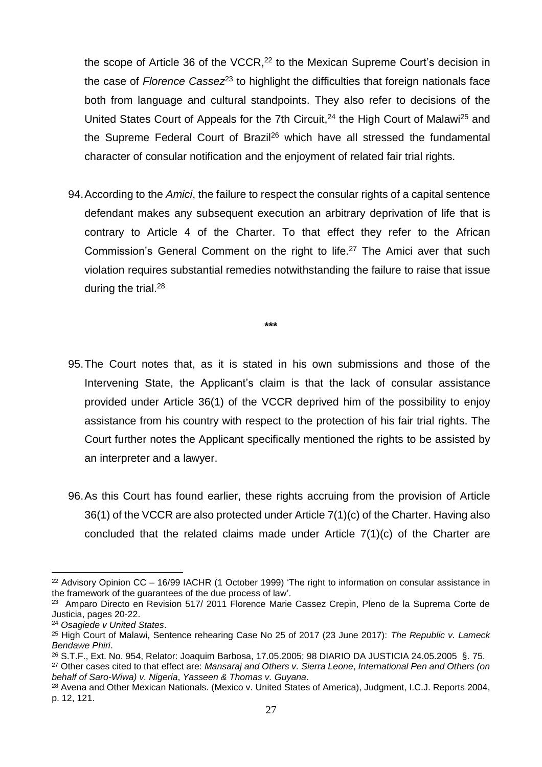the scope of Article 36 of the VCCR,[22] to the Mexican Supreme Court's decision in the case of *Florence Cassez*[23] to highlight the difficulties that foreign nationals face both from language and cultural standpoints. They also refer to decisions of the United States Court of Appeals for the 7th Circuit,[24] the High Court of Malawi[25] and the Supreme Federal Court of Brazil[26] which have all stressed the fundamental character of consular notification and the enjoyment of related fair trial rights.

94. According to the *Amici*, the failure to respect the consular rights of a capital sentence defendant makes any subsequent execution an arbitrary deprivation of life that is contrary to Article 4 of the Charter. To that effect they refer to the African Commission's General Comment on the right to life.[27] The Amici aver that such violation requires substantial remedies notwithstanding the failure to raise that issue during the trial.[28]

***

95. The Court notes that, as it is stated in his own submissions and those of the Intervening State, the Applicant's claim is that the lack of consular assistance provided under Article 36(1) of the VCCR deprived him of the possibility to enjoy assistance from his country with respect to the protection of his fair trial rights. The Court further notes the Applicant specifically mentioned the rights to be assisted by an interpreter and a lawyer.

96. As this Court has found earlier, these rights accruing from the provision of Article 36(1) of the VCCR are also protected under Article 7(1)(c) of the Charter. Having also concluded that the related claims made under Article 7(1)(c) of the Charter are

---

[22] Advisory Opinion CC – 16/99 IACHR (1 October 1999) 'The right to information on consular assistance in the framework of the guarantees of the due process of law'.

[23] Amparo Directo en Revision 517/ 2011 Florence Marie Cassez Crepin, Pleno de la Suprema Corte de Justicia, pages 20-22.

[24] *Osagiede v United States*.

[25] High Court of Malawi, Sentence rehearing Case No 25 of 2017 (23 June 2017): *The Republic v. Lameck Bendawe Phiri*.

[26] S.T.F., Ext. No. 954, Relator: Joaquim Barbosa, 17.05.2005; 98 DIARIO DA JUSTICIA 24.05.2005 §. 75.

[27] Other cases cited to that effect are: *Mansaraj and Others v. Sierra Leone*, *International Pen and Others (on behalf of Saro-Wiwa) v. Nigeria*, *Yasseen & Thomas v. Guyana*.

[28] Avena and Other Mexican Nationals. (Mexico v. United States of America), Judgment, I.C.J. Reports 2004, p. 12, 121.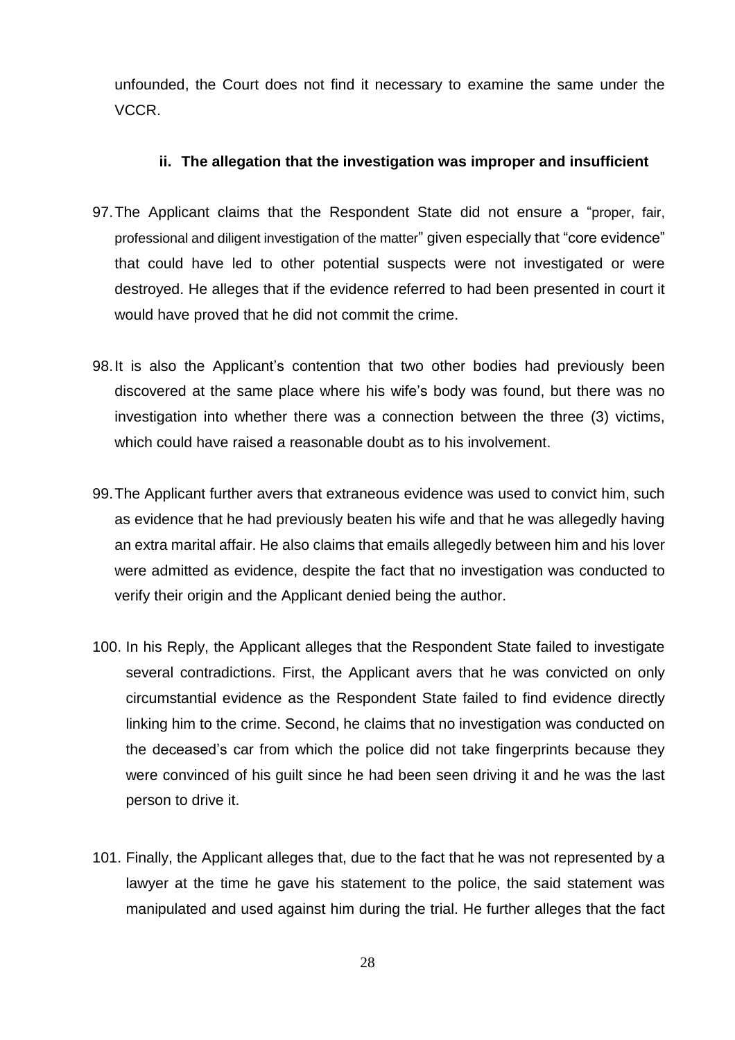unfounded, the Court does not find it necessary to examine the same under the VCCR.

#### ii. The allegation that the investigation was improper and insufficient

97. The Applicant claims that the Respondent State did not ensure a "proper, fair, professional and diligent investigation of the matter" given especially that "core evidence" that could have led to other potential suspects were not investigated or were destroyed. He alleges that if the evidence referred to had been presented in court it would have proved that he did not commit the crime.

98. It is also the Applicant's contention that two other bodies had previously been discovered at the same place where his wife's body was found, but there was no investigation into whether there was a connection between the three (3) victims, which could have raised a reasonable doubt as to his involvement.

99. The Applicant further avers that extraneous evidence was used to convict him, such as evidence that he had previously beaten his wife and that he was allegedly having an extra marital affair. He also claims that emails allegedly between him and his lover were admitted as evidence, despite the fact that no investigation was conducted to verify their origin and the Applicant denied being the author.

100. In his Reply, the Applicant alleges that the Respondent State failed to investigate several contradictions. First, the Applicant avers that he was convicted on only circumstantial evidence as the Respondent State failed to find evidence directly linking him to the crime. Second, he claims that no investigation was conducted on the deceased's car from which the police did not take fingerprints because they were convinced of his guilt since he had been seen driving it and he was the last person to drive it.

101. Finally, the Applicant alleges that, due to the fact that he was not represented by a lawyer at the time he gave his statement to the police, the said statement was manipulated and used against him during the trial. He further alleges that the fact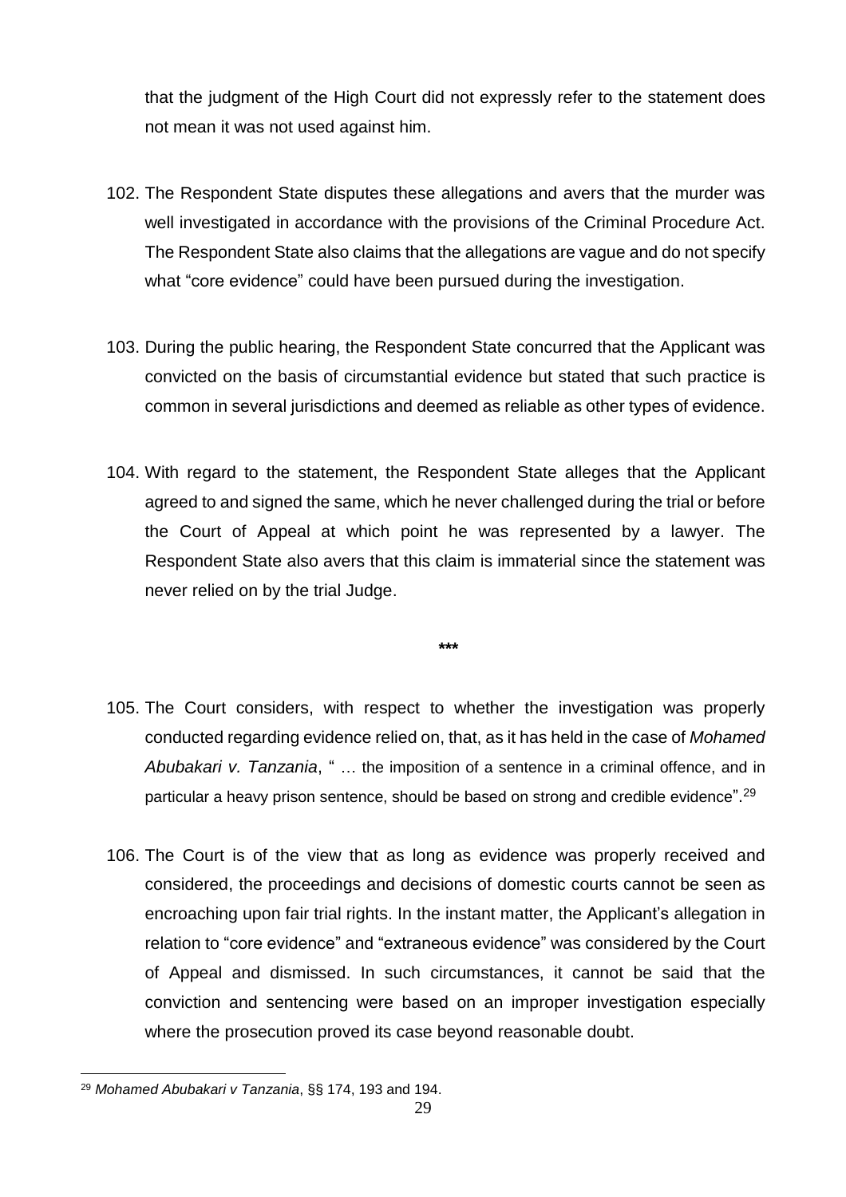that the judgment of the High Court did not expressly refer to the statement does not mean it was not used against him.

102. The Respondent State disputes these allegations and avers that the murder was well investigated in accordance with the provisions of the Criminal Procedure Act. The Respondent State also claims that the allegations are vague and do not specify what "core evidence" could have been pursued during the investigation.

103. During the public hearing, the Respondent State concurred that the Applicant was convicted on the basis of circumstantial evidence but stated that such practice is common in several jurisdictions and deemed as reliable as other types of evidence.

104. With regard to the statement, the Respondent State alleges that the Applicant agreed to and signed the same, which he never challenged during the trial or before the Court of Appeal at which point he was represented by a lawyer. The Respondent State also avers that this claim is immaterial since the statement was never relied on by the trial Judge.

***

105. The Court considers, with respect to whether the investigation was properly conducted regarding evidence relied on, that, as it has held in the case of *Mohamed Abubakari v. Tanzania*, " … the imposition of a sentence in a criminal offence, and in particular a heavy prison sentence, should be based on strong and credible evidence".[29]

106. The Court is of the view that as long as evidence was properly received and considered, the proceedings and decisions of domestic courts cannot be seen as encroaching upon fair trial rights. In the instant matter, the Applicant's allegation in relation to "core evidence" and "extraneous evidence" was considered by the Court of Appeal and dismissed. In such circumstances, it cannot be said that the conviction and sentencing were based on an improper investigation especially where the prosecution proved its case beyond reasonable doubt.

---

[29] *Mohamed Abubakari v Tanzania*, §§ 174, 193 and 194.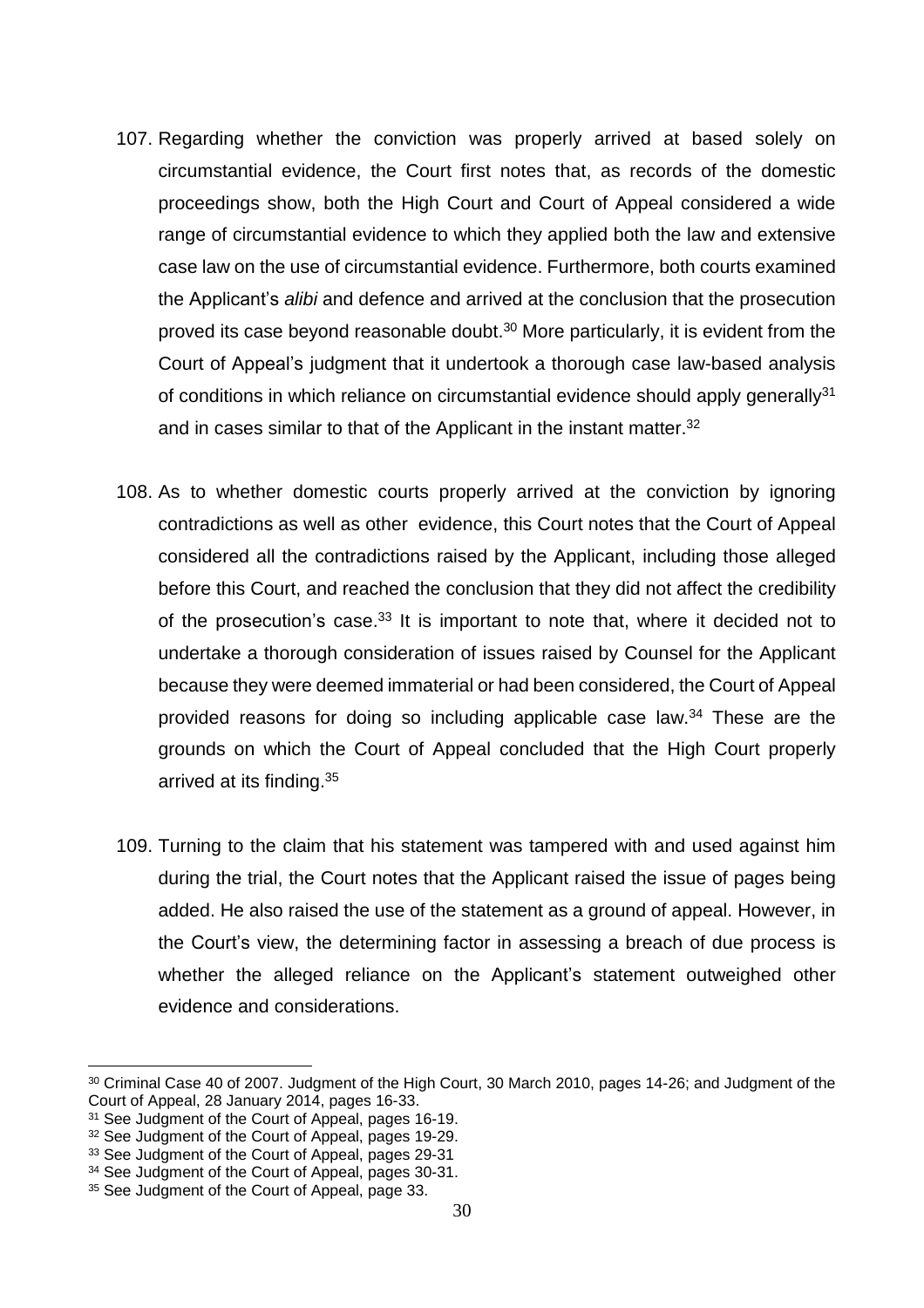107. Regarding whether the conviction was properly arrived at based solely on circumstantial evidence, the Court first notes that, as records of the domestic proceedings show, both the High Court and Court of Appeal considered a wide range of circumstantial evidence to which they applied both the law and extensive case law on the use of circumstantial evidence. Furthermore, both courts examined the Applicant's *alibi* and defence and arrived at the conclusion that the prosecution proved its case beyond reasonable doubt.[30] More particularly, it is evident from the Court of Appeal's judgment that it undertook a thorough case law-based analysis of conditions in which reliance on circumstantial evidence should apply generally[31] and in cases similar to that of the Applicant in the instant matter.[32]

108. As to whether domestic courts properly arrived at the conviction by ignoring contradictions as well as other evidence, this Court notes that the Court of Appeal considered all the contradictions raised by the Applicant, including those alleged before this Court, and reached the conclusion that they did not affect the credibility of the prosecution's case.[33] It is important to note that, where it decided not to undertake a thorough consideration of issues raised by Counsel for the Applicant because they were deemed immaterial or had been considered, the Court of Appeal provided reasons for doing so including applicable case law.[34] These are the grounds on which the Court of Appeal concluded that the High Court properly arrived at its finding.[35]

109. Turning to the claim that his statement was tampered with and used against him during the trial, the Court notes that the Applicant raised the issue of pages being added. He also raised the use of the statement as a ground of appeal. However, in the Court's view, the determining factor in assessing a breach of due process is whether the alleged reliance on the Applicant's statement outweighed other evidence and considerations.

---

[30] Criminal Case 40 of 2007. Judgment of the High Court, 30 March 2010, pages 14-26; and Judgment of the Court of Appeal, 28 January 2014, pages 16-33.

[31] See Judgment of the Court of Appeal, pages 16-19.

[32] See Judgment of the Court of Appeal, pages 19-29.

[33] See Judgment of the Court of Appeal, pages 29-31

[34] See Judgment of the Court of Appeal, pages 30-31.

[35] See Judgment of the Court of Appeal, page 33.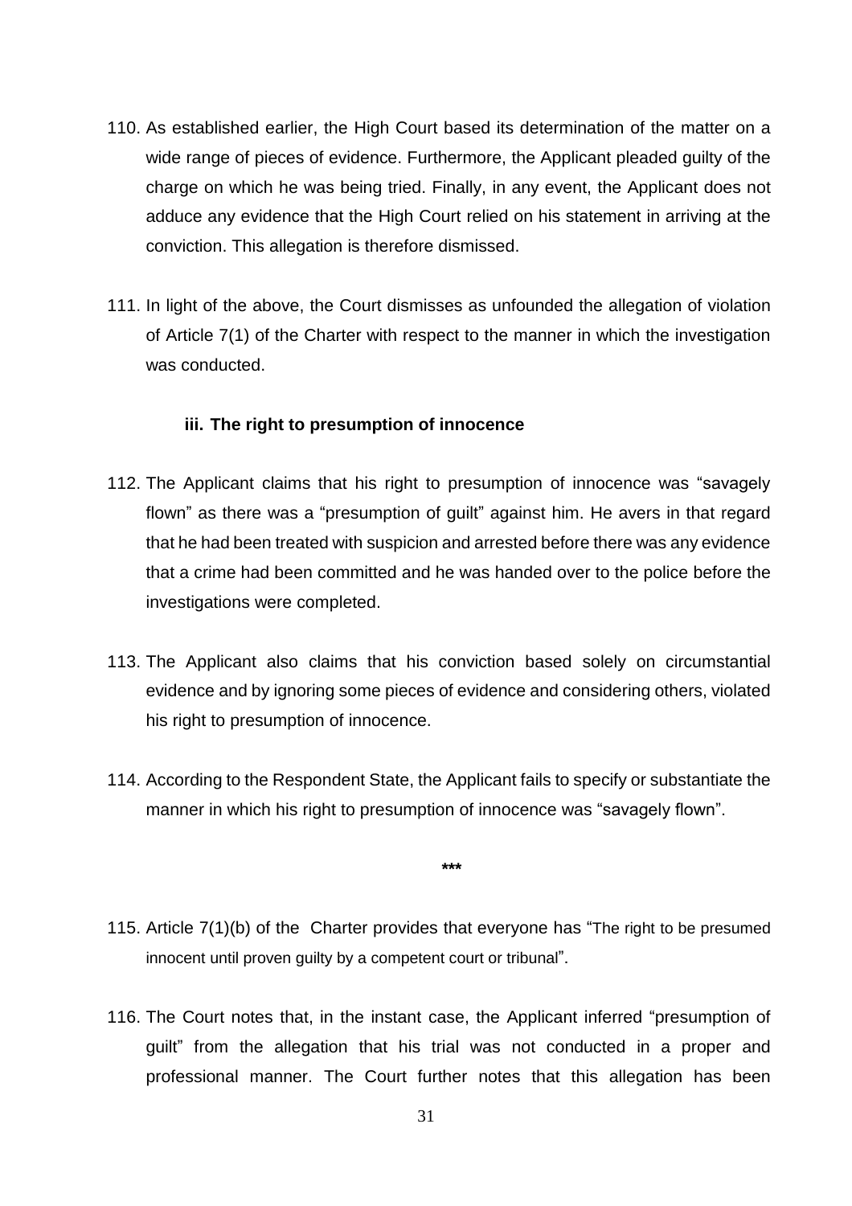110. As established earlier, the High Court based its determination of the matter on a wide range of pieces of evidence. Furthermore, the Applicant pleaded guilty of the charge on which he was being tried. Finally, in any event, the Applicant does not adduce any evidence that the High Court relied on his statement in arriving at the conviction. This allegation is therefore dismissed.

111. In light of the above, the Court dismisses as unfounded the allegation of violation of Article 7(1) of the Charter with respect to the manner in which the investigation was conducted.

### iii. The right to presumption of innocence

112. The Applicant claims that his right to presumption of innocence was "savagely flown" as there was a "presumption of guilt" against him. He avers in that regard that he had been treated with suspicion and arrested before there was any evidence that a crime had been committed and he was handed over to the police before the investigations were completed.

113. The Applicant also claims that his conviction based solely on circumstantial evidence and by ignoring some pieces of evidence and considering others, violated his right to presumption of innocence.

114. According to the Respondent State, the Applicant fails to specify or substantiate the manner in which his right to presumption of innocence was "savagely flown".

***

115. Article 7(1)(b) of the Charter provides that everyone has "The right to be presumed innocent until proven guilty by a competent court or tribunal".

116. The Court notes that, in the instant case, the Applicant inferred "presumption of guilt" from the allegation that his trial was not conducted in a proper and professional manner. The Court further notes that this allegation has been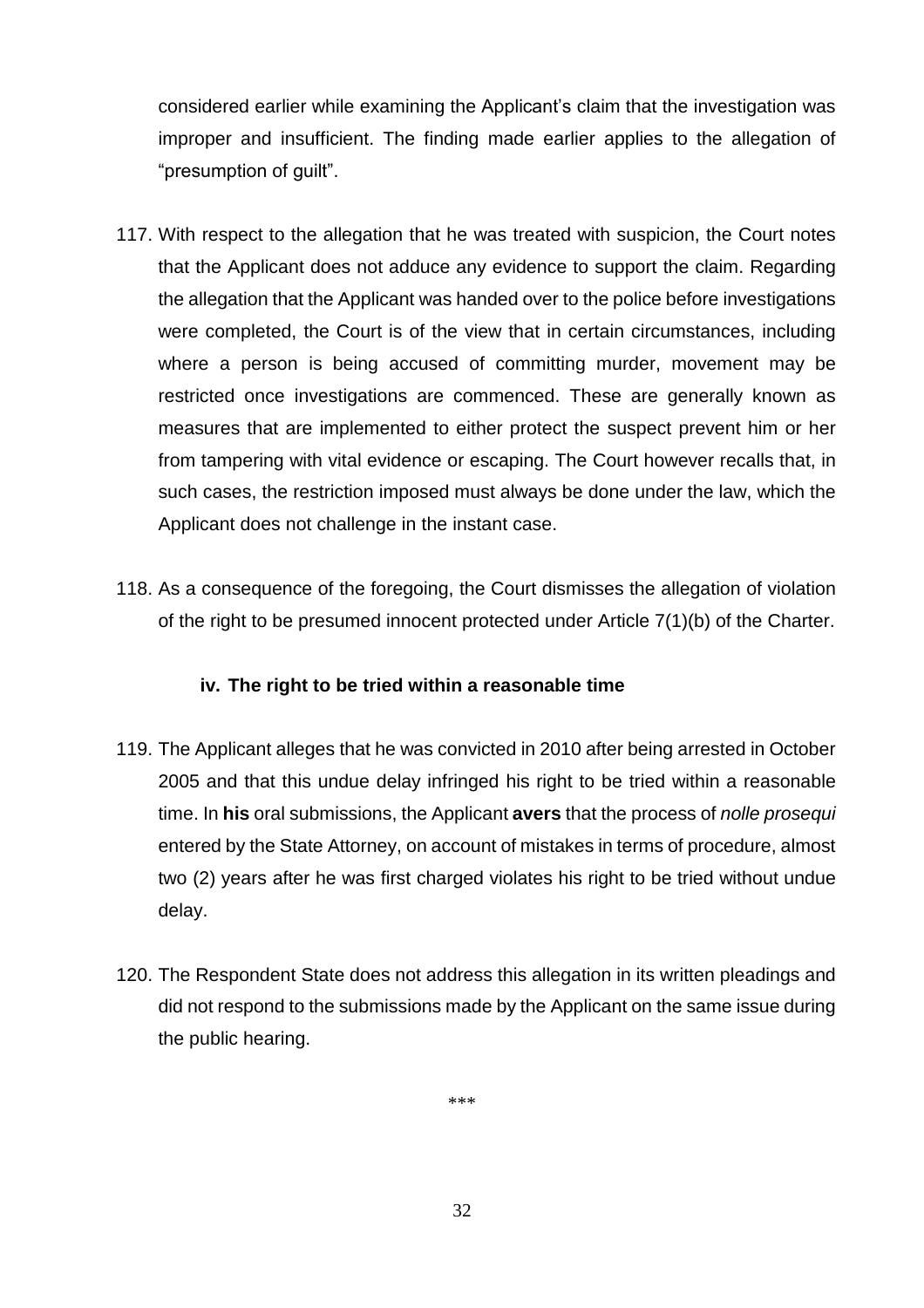considered earlier while examining the Applicant's claim that the investigation was improper and insufficient. The finding made earlier applies to the allegation of "presumption of guilt".

117. With respect to the allegation that he was treated with suspicion, the Court notes that the Applicant does not adduce any evidence to support the claim. Regarding the allegation that the Applicant was handed over to the police before investigations were completed, the Court is of the view that in certain circumstances, including where a person is being accused of committing murder, movement may be restricted once investigations are commenced. These are generally known as measures that are implemented to either protect the suspect prevent him or her from tampering with vital evidence or escaping. The Court however recalls that, in such cases, the restriction imposed must always be done under the law, which the Applicant does not challenge in the instant case.

118. As a consequence of the foregoing, the Court dismisses the allegation of violation of the right to be presumed innocent protected under Article 7(1)(b) of the Charter.

#### iv. The right to be tried within a reasonable time

119. The Applicant alleges that he was convicted in 2010 after being arrested in October 2005 and that this undue delay infringed his right to be tried within a reasonable time. In **his** oral submissions, the Applicant **avers** that the process of *nolle prosequi* entered by the State Attorney, on account of mistakes in terms of procedure, almost two (2) years after he was first charged violates his right to be tried without undue delay.

120. The Respondent State does not address this allegation in its written pleadings and did not respond to the submissions made by the Applicant on the same issue during the public hearing.

***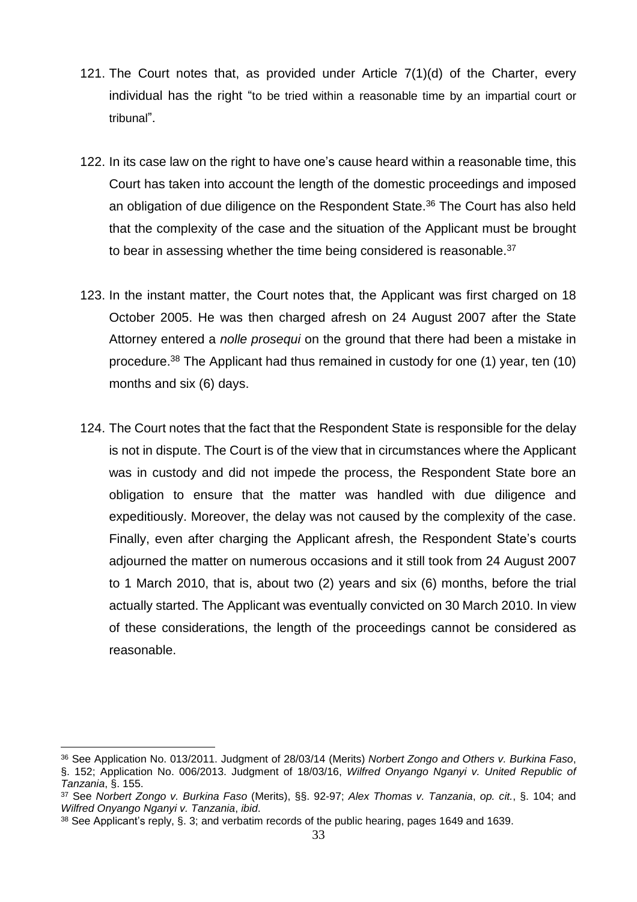121. The Court notes that, as provided under Article 7(1)(d) of the Charter, every individual has the right "to be tried within a reasonable time by an impartial court or tribunal".

122. In its case law on the right to have one's cause heard within a reasonable time, this Court has taken into account the length of the domestic proceedings and imposed an obligation of due diligence on the Respondent State.[36] The Court has also held that the complexity of the case and the situation of the Applicant must be brought to bear in assessing whether the time being considered is reasonable.[37]

123. In the instant matter, the Court notes that, the Applicant was first charged on 18 October 2005. He was then charged afresh on 24 August 2007 after the State Attorney entered a *nolle prosequi* on the ground that there had been a mistake in procedure.[38] The Applicant had thus remained in custody for one (1) year, ten (10) months and six (6) days.

124. The Court notes that the fact that the Respondent State is responsible for the delay is not in dispute. The Court is of the view that in circumstances where the Applicant was in custody and did not impede the process, the Respondent State bore an obligation to ensure that the matter was handled with due diligence and expeditiously. Moreover, the delay was not caused by the complexity of the case. Finally, even after charging the Applicant afresh, the Respondent State's courts adjourned the matter on numerous occasions and it still took from 24 August 2007 to 1 March 2010, that is, about two (2) years and six (6) months, before the trial actually started. The Applicant was eventually convicted on 30 March 2010. In view of these considerations, the length of the proceedings cannot be considered as reasonable.

---

[36] See Application No. 013/2011. Judgment of 28/03/14 (Merits) *Norbert Zongo and Others v. Burkina Faso*, §. 152; Application No. 006/2013. Judgment of 18/03/16, *Wilfred Onyango Nganyi v. United Republic of Tanzania*, §. 155.

[37] See *Norbert Zongo v. Burkina Faso* (Merits), §§. 92-97; *Alex Thomas v. Tanzania*, *op. cit.*, §. 104; and *Wilfred Onyango Nganyi v. Tanzania*, *ibid*.

[38] See Applicant's reply, §. 3; and verbatim records of the public hearing, pages 1649 and 1639.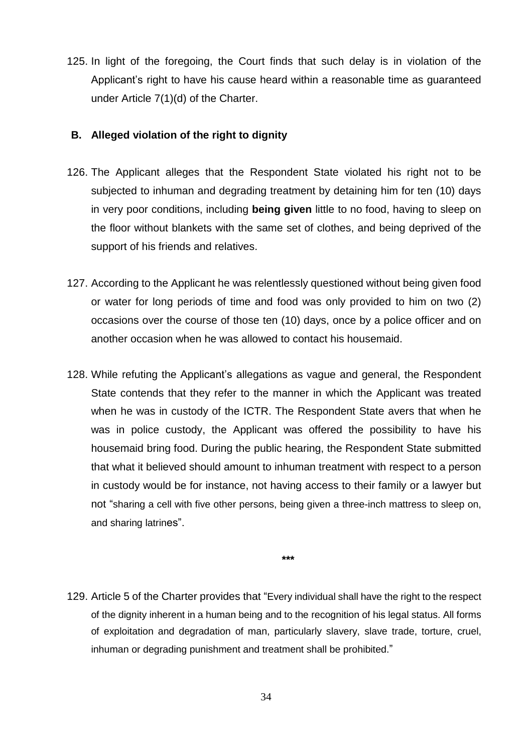125. In light of the foregoing, the Court finds that such delay is in violation of the Applicant's right to have his cause heard within a reasonable time as guaranteed under Article 7(1)(d) of the Charter.

### B. Alleged violation of the right to dignity

126. The Applicant alleges that the Respondent State violated his right not to be subjected to inhuman and degrading treatment by detaining him for ten (10) days in very poor conditions, including **being given** little to no food, having to sleep on the floor without blankets with the same set of clothes, and being deprived of the support of his friends and relatives.

127. According to the Applicant he was relentlessly questioned without being given food or water for long periods of time and food was only provided to him on two (2) occasions over the course of those ten (10) days, once by a police officer and on another occasion when he was allowed to contact his housemaid.

128. While refuting the Applicant's allegations as vague and general, the Respondent State contends that they refer to the manner in which the Applicant was treated when he was in custody of the ICTR. The Respondent State avers that when he was in police custody, the Applicant was offered the possibility to have his housemaid bring food. During the public hearing, the Respondent State submitted that what it believed should amount to inhuman treatment with respect to a person in custody would be for instance, not having access to their family or a lawyer but not "sharing a cell with five other persons, being given a three-inch mattress to sleep on, and sharing latrines".

***

129. Article 5 of the Charter provides that "Every individual shall have the right to the respect of the dignity inherent in a human being and to the recognition of his legal status. All forms of exploitation and degradation of man, particularly slavery, slave trade, torture, cruel, inhuman or degrading punishment and treatment shall be prohibited."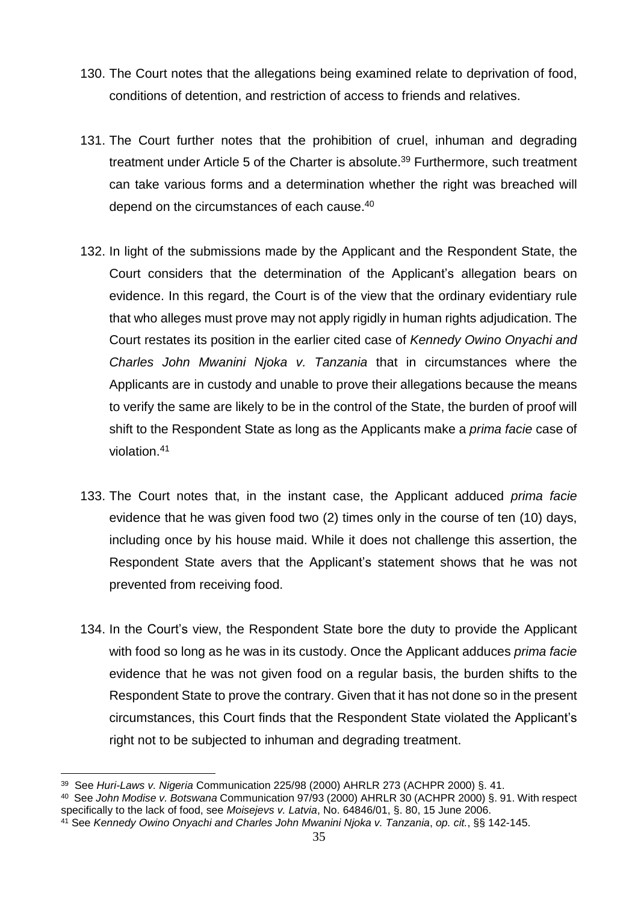130. The Court notes that the allegations being examined relate to deprivation of food, conditions of detention, and restriction of access to friends and relatives.

131. The Court further notes that the prohibition of cruel, inhuman and degrading treatment under Article 5 of the Charter is absolute.[39] Furthermore, such treatment can take various forms and a determination whether the right was breached will depend on the circumstances of each cause.[40]

132. In light of the submissions made by the Applicant and the Respondent State, the Court considers that the determination of the Applicant's allegation bears on evidence. In this regard, the Court is of the view that the ordinary evidentiary rule that who alleges must prove may not apply rigidly in human rights adjudication. The Court restates its position in the earlier cited case of *Kennedy Owino Onyachi and Charles John Mwanini Njoka v. Tanzania* that in circumstances where the Applicants are in custody and unable to prove their allegations because the means to verify the same are likely to be in the control of the State, the burden of proof will shift to the Respondent State as long as the Applicants make a *prima facie* case of violation.[41]

133. The Court notes that, in the instant case, the Applicant adduced *prima facie* evidence that he was given food two (2) times only in the course of ten (10) days, including once by his house maid. While it does not challenge this assertion, the Respondent State avers that the Applicant's statement shows that he was not prevented from receiving food.

134. In the Court's view, the Respondent State bore the duty to provide the Applicant with food so long as he was in its custody. Once the Applicant adduces *prima facie* evidence that he was not given food on a regular basis, the burden shifts to the Respondent State to prove the contrary. Given that it has not done so in the present circumstances, this Court finds that the Respondent State violated the Applicant's right not to be subjected to inhuman and degrading treatment.

---

[39] See *Huri-Laws v. Nigeria* Communication 225/98 (2000) AHRLR 273 (ACHPR 2000) §. 41.

[40] See *John Modise v. Botswana* Communication 97/93 (2000) AHRLR 30 (ACHPR 2000) §. 91. With respect specifically to the lack of food, see *Moisejevs v. Latvia*, No. 64846/01, §. 80, 15 June 2006.

[41] See *Kennedy Owino Onyachi and Charles John Mwanini Njoka v. Tanzania*, *op. cit.*, §§ 142-145.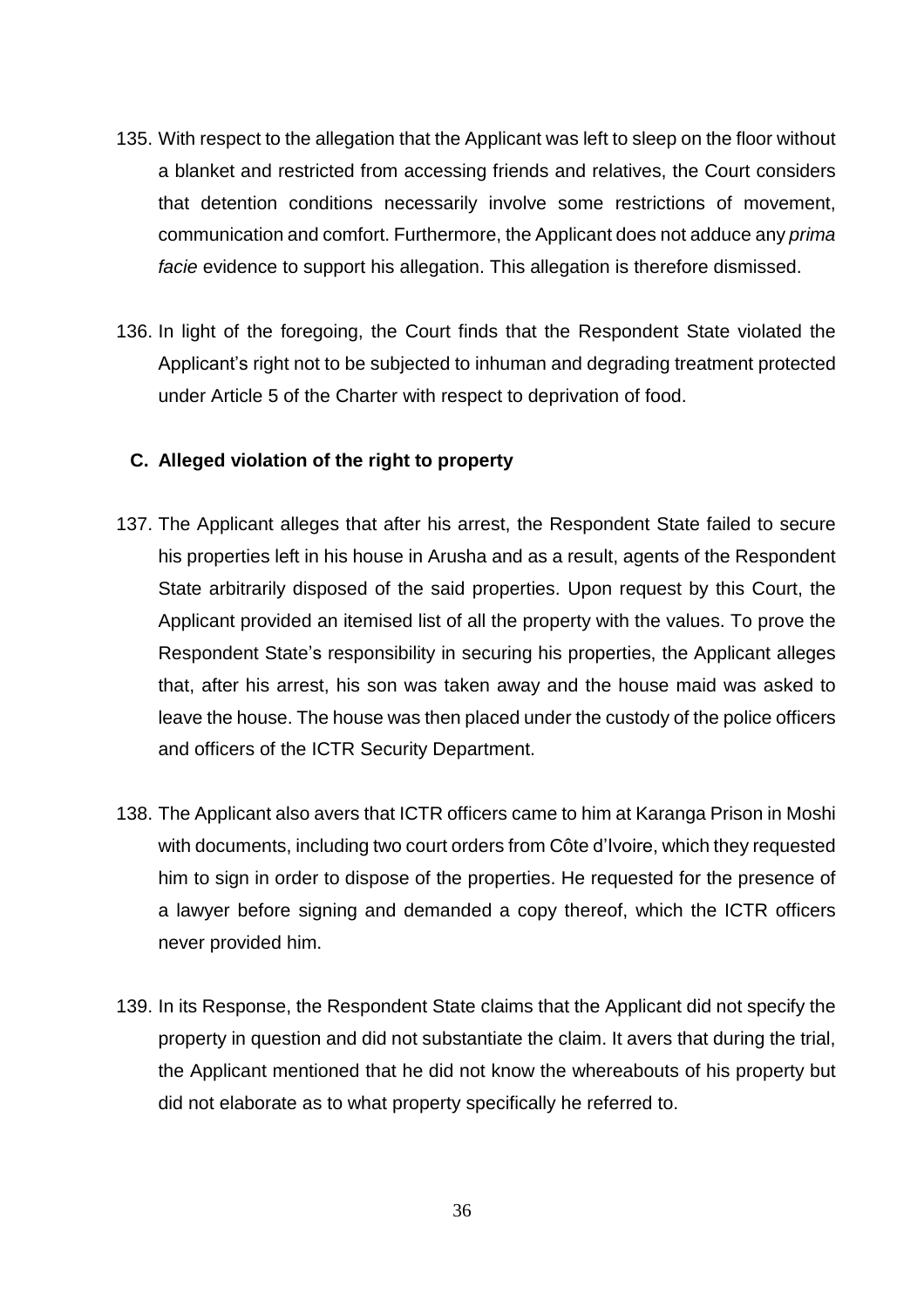135. With respect to the allegation that the Applicant was left to sleep on the floor without a blanket and restricted from accessing friends and relatives, the Court considers that detention conditions necessarily involve some restrictions of movement, communication and comfort. Furthermore, the Applicant does not adduce any *prima facie* evidence to support his allegation. This allegation is therefore dismissed.

136. In light of the foregoing, the Court finds that the Respondent State violated the Applicant's right not to be subjected to inhuman and degrading treatment protected under Article 5 of the Charter with respect to deprivation of food.

### C. Alleged violation of the right to property

137. The Applicant alleges that after his arrest, the Respondent State failed to secure his properties left in his house in Arusha and as a result, agents of the Respondent State arbitrarily disposed of the said properties. Upon request by this Court, the Applicant provided an itemised list of all the property with the values. To prove the Respondent State's responsibility in securing his properties, the Applicant alleges that, after his arrest, his son was taken away and the house maid was asked to leave the house. The house was then placed under the custody of the police officers and officers of the ICTR Security Department.

138. The Applicant also avers that ICTR officers came to him at Karanga Prison in Moshi with documents, including two court orders from Côte d'Ivoire, which they requested him to sign in order to dispose of the properties. He requested for the presence of a lawyer before signing and demanded a copy thereof, which the ICTR officers never provided him.

139. In its Response, the Respondent State claims that the Applicant did not specify the property in question and did not substantiate the claim. It avers that during the trial, the Applicant mentioned that he did not know the whereabouts of his property but did not elaborate as to what property specifically he referred to.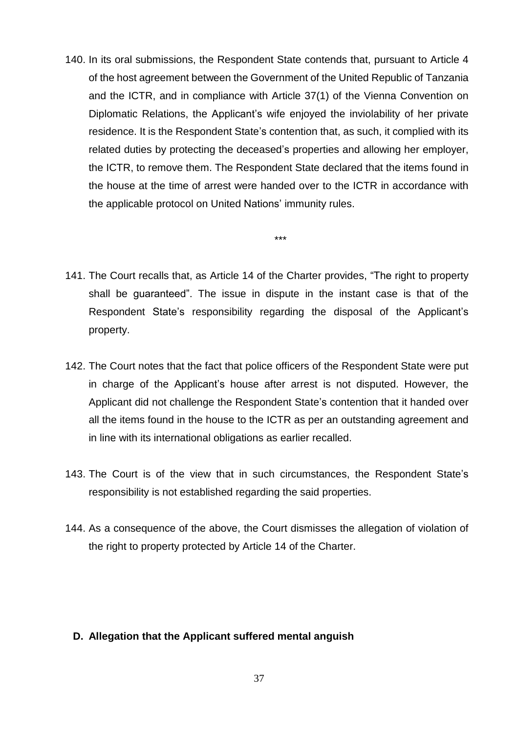140. In its oral submissions, the Respondent State contends that, pursuant to Article 4 of the host agreement between the Government of the United Republic of Tanzania and the ICTR, and in compliance with Article 37(1) of the Vienna Convention on Diplomatic Relations, the Applicant's wife enjoyed the inviolability of her private residence. It is the Respondent State's contention that, as such, it complied with its related duties by protecting the deceased's properties and allowing her employer, the ICTR, to remove them. The Respondent State declared that the items found in the house at the time of arrest were handed over to the ICTR in accordance with the applicable protocol on United Nations' immunity rules.

***

141. The Court recalls that, as Article 14 of the Charter provides, "The right to property shall be guaranteed". The issue in dispute in the instant case is that of the Respondent State's responsibility regarding the disposal of the Applicant's property.

142. The Court notes that the fact that police officers of the Respondent State were put in charge of the Applicant's house after arrest is not disputed. However, the Applicant did not challenge the Respondent State's contention that it handed over all the items found in the house to the ICTR as per an outstanding agreement and in line with its international obligations as earlier recalled.

143. The Court is of the view that in such circumstances, the Respondent State's responsibility is not established regarding the said properties.

144. As a consequence of the above, the Court dismisses the allegation of violation of the right to property protected by Article 14 of the Charter.

### D. Allegation that the Applicant suffered mental anguish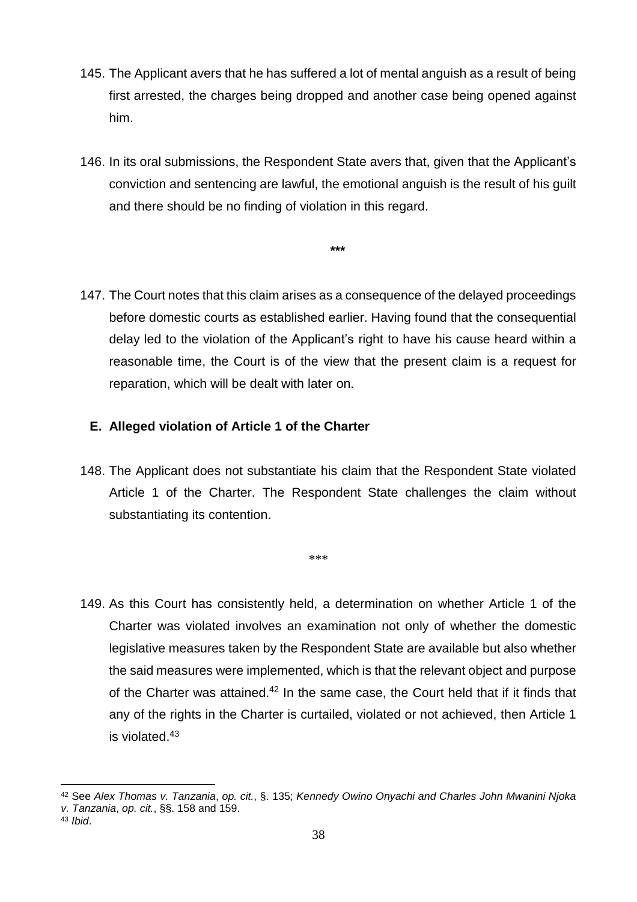145. The Applicant avers that he has suffered a lot of mental anguish as a result of being first arrested, the charges being dropped and another case being opened against him.

146. In its oral submissions, the Respondent State avers that, given that the Applicant's conviction and sentencing are lawful, the emotional anguish is the result of his guilt and there should be no finding of violation in this regard.

***

147. The Court notes that this claim arises as a consequence of the delayed proceedings before domestic courts as established earlier. Having found that the consequential delay led to the violation of the Applicant's right to have his cause heard within a reasonable time, the Court is of the view that the present claim is a request for reparation, which will be dealt with later on.

## E. Alleged violation of Article 1 of the Charter

148. The Applicant does not substantiate his claim that the Respondent State violated Article 1 of the Charter. The Respondent State challenges the claim without substantiating its contention.

***

149. As this Court has consistently held, a determination on whether Article 1 of the Charter was violated involves an examination not only of whether the domestic legislative measures taken by the Respondent State are available but also whether the said measures were implemented, which is that the relevant object and purpose of the Charter was attained.[42] In the same case, the Court held that if it finds that any of the rights in the Charter is curtailed, violated or not achieved, then Article 1 is violated.[43]

---

[42] See *Alex Thomas v. Tanzania*, *op. cit.*, §. 135; *Kennedy Owino Onyachi and Charles John Mwanini Njoka v. Tanzania*, *op. cit.*, §§. 158 and 159.

[43] *Ibid*.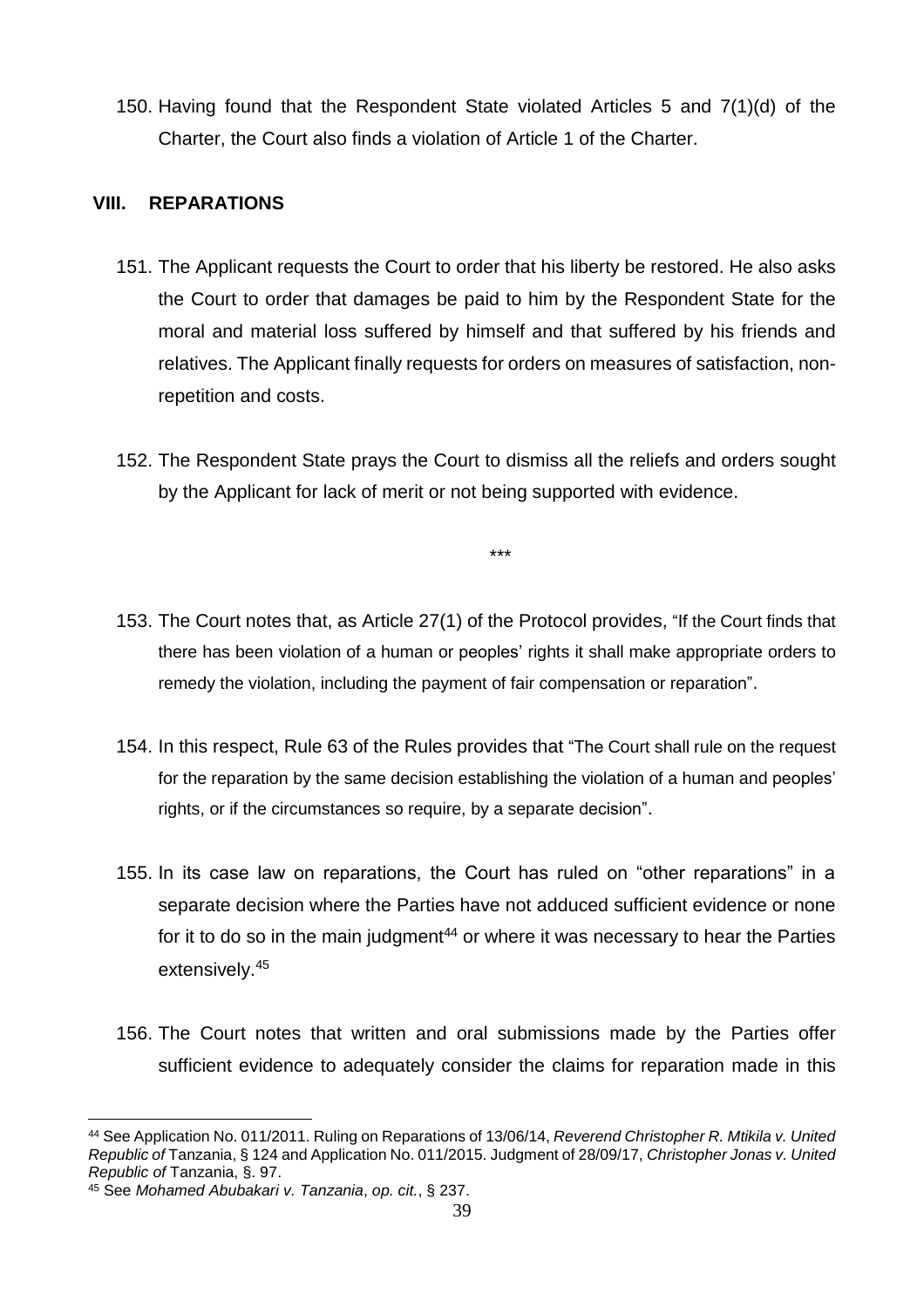150. Having found that the Respondent State violated Articles 5 and 7(1)(d) of the Charter, the Court also finds a violation of Article 1 of the Charter.

## VIII. REPARATIONS

151. The Applicant requests the Court to order that his liberty be restored. He also asks the Court to order that damages be paid to him by the Respondent State for the moral and material loss suffered by himself and that suffered by his friends and relatives. The Applicant finally requests for orders on measures of satisfaction, non-repetition and costs.

152. The Respondent State prays the Court to dismiss all the reliefs and orders sought by the Applicant for lack of merit or not being supported with evidence.

\*\*\*

153. The Court notes that, as Article 27(1) of the Protocol provides, "If the Court finds that there has been violation of a human or peoples' rights it shall make appropriate orders to remedy the violation, including the payment of fair compensation or reparation".

154. In this respect, Rule 63 of the Rules provides that "The Court shall rule on the request for the reparation by the same decision establishing the violation of a human and peoples' rights, or if the circumstances so require, by a separate decision".

155. In its case law on reparations, the Court has ruled on "other reparations" in a separate decision where the Parties have not adduced sufficient evidence or none for it to do so in the main judgment[44] or where it was necessary to hear the Parties extensively.[45]

156. The Court notes that written and oral submissions made by the Parties offer sufficient evidence to adequately consider the claims for reparation made in this

---

[44] See Application No. 011/2011. Ruling on Reparations of 13/06/14, *Reverend Christopher R. Mtikila v. United Republic of* Tanzania, § 124 and Application No. 011/2015. Judgment of 28/09/17, *Christopher Jonas v. United Republic of* Tanzania, §. 97.

[45] See *Mohamed Abubakari v. Tanzania*, *op. cit.*, § 237.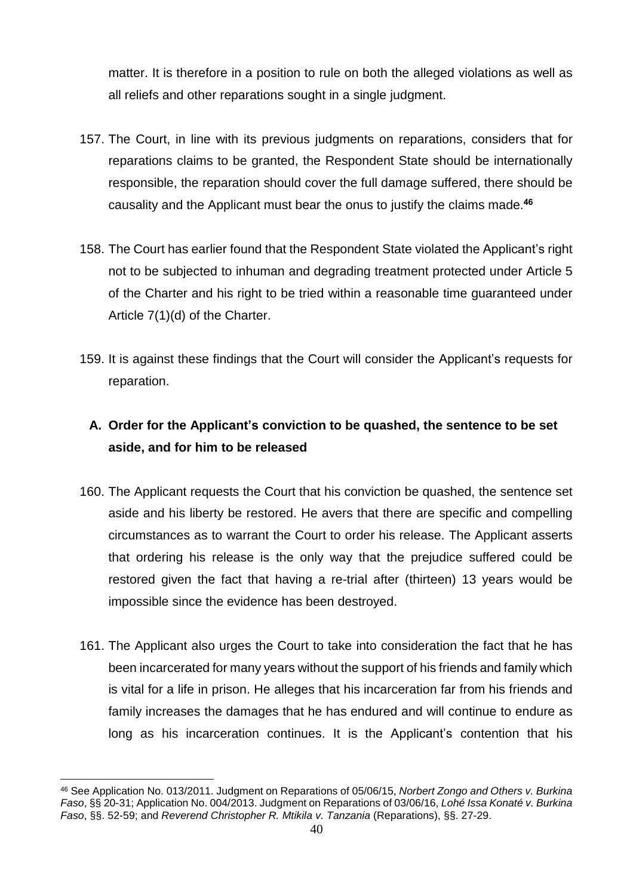matter. It is therefore in a position to rule on both the alleged violations as well as all reliefs and other reparations sought in a single judgment.

157. The Court, in line with its previous judgments on reparations, considers that for reparations claims to be granted, the Respondent State should be internationally responsible, the reparation should cover the full damage suffered, there should be causality and the Applicant must bear the onus to justify the claims made.[46]

158. The Court has earlier found that the Respondent State violated the Applicant's right not to be subjected to inhuman and degrading treatment protected under Article 5 of the Charter and his right to be tried within a reasonable time guaranteed under Article 7(1)(d) of the Charter.

159. It is against these findings that the Court will consider the Applicant's requests for reparation.

### A. Order for the Applicant's conviction to be quashed, the sentence to be set aside, and for him to be released

160. The Applicant requests the Court that his conviction be quashed, the sentence set aside and his liberty be restored. He avers that there are specific and compelling circumstances as to warrant the Court to order his release. The Applicant asserts that ordering his release is the only way that the prejudice suffered could be restored given the fact that having a re-trial after (thirteen) 13 years would be impossible since the evidence has been destroyed.

161. The Applicant also urges the Court to take into consideration the fact that he has been incarcerated for many years without the support of his friends and family which is vital for a life in prison. He alleges that his incarceration far from his friends and family increases the damages that he has endured and will continue to endure as long as his incarceration continues. It is the Applicant's contention that his

---

[46] See Application No. 013/2011. Judgment on Reparations of 05/06/15, *Norbert Zongo and Others v. Burkina Faso*, §§ 20-31; Application No. 004/2013. Judgment on Reparations of 03/06/16, *Lohé Issa Konaté v. Burkina Faso*, §§. 52-59; and *Reverend Christopher R. Mtikila v. Tanzania* (Reparations), §§. 27-29.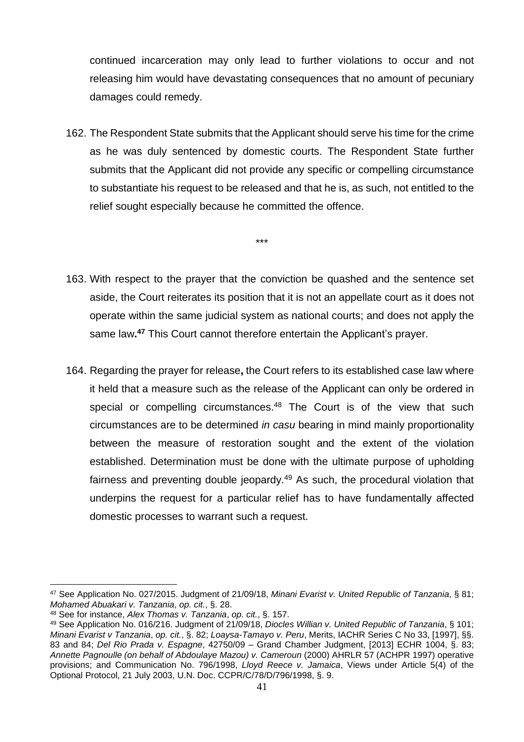continued incarceration may only lead to further violations to occur and not releasing him would have devastating consequences that no amount of pecuniary damages could remedy.

162. The Respondent State submits that the Applicant should serve his time for the crime as he was duly sentenced by domestic courts. The Respondent State further submits that the Applicant did not provide any specific or compelling circumstance to substantiate his request to be released and that he is, as such, not entitled to the relief sought especially because he committed the offence.

\*\*\*

163. With respect to the prayer that the conviction be quashed and the sentence set aside, the Court reiterates its position that it is not an appellate court as it does not operate within the same judicial system as national courts; and does not apply the same law**.[47]** This Court cannot therefore entertain the Applicant's prayer.

164. Regarding the prayer for release**,** the Court refers to its established case law where it held that a measure such as the release of the Applicant can only be ordered in special or compelling circumstances.[48] The Court is of the view that such circumstances are to be determined *in casu* bearing in mind mainly proportionality between the measure of restoration sought and the extent of the violation established. Determination must be done with the ultimate purpose of upholding fairness and preventing double jeopardy.[49] As such, the procedural violation that underpins the request for a particular relief has to have fundamentally affected domestic processes to warrant such a request.

---

[47] See Application No. 027/2015. Judgment of 21/09/18, *Minani Evarist v. United Republic of Tanzania*, § 81; *Mohamed Abuakari v. Tanzania*, *op. cit.*, §. 28.

[48] See for instance, *Alex Thomas v. Tanzania*, *op. cit.*, §. 157.

[49] See Application No. 016/216. Judgment of 21/09/18, *Diocles Willian v. United Republic of Tanzania*, § 101; *Minani Evarist v Tanzania*, *op. cit.*, §. 82; *Loaysa-Tamayo v. Peru*, Merits, IACHR Series C No 33, [1997], §§. 83 and 84; *Del Rio Prada v. Espagne*, 42750/09 – Grand Chamber Judgment, [2013] ECHR 1004, §. 83; *Annette Pagnoulle (on behalf of Abdoulaye Mazou) v. Cameroun* (2000) AHRLR 57 (ACHPR 1997) operative provisions; and Communication No. 796/1998, *Lloyd Reece v. Jamaica*, Views under Article 5(4) of the Optional Protocol, 21 July 2003, U.N. Doc. CCPR/C/78/D/796/1998, §. 9.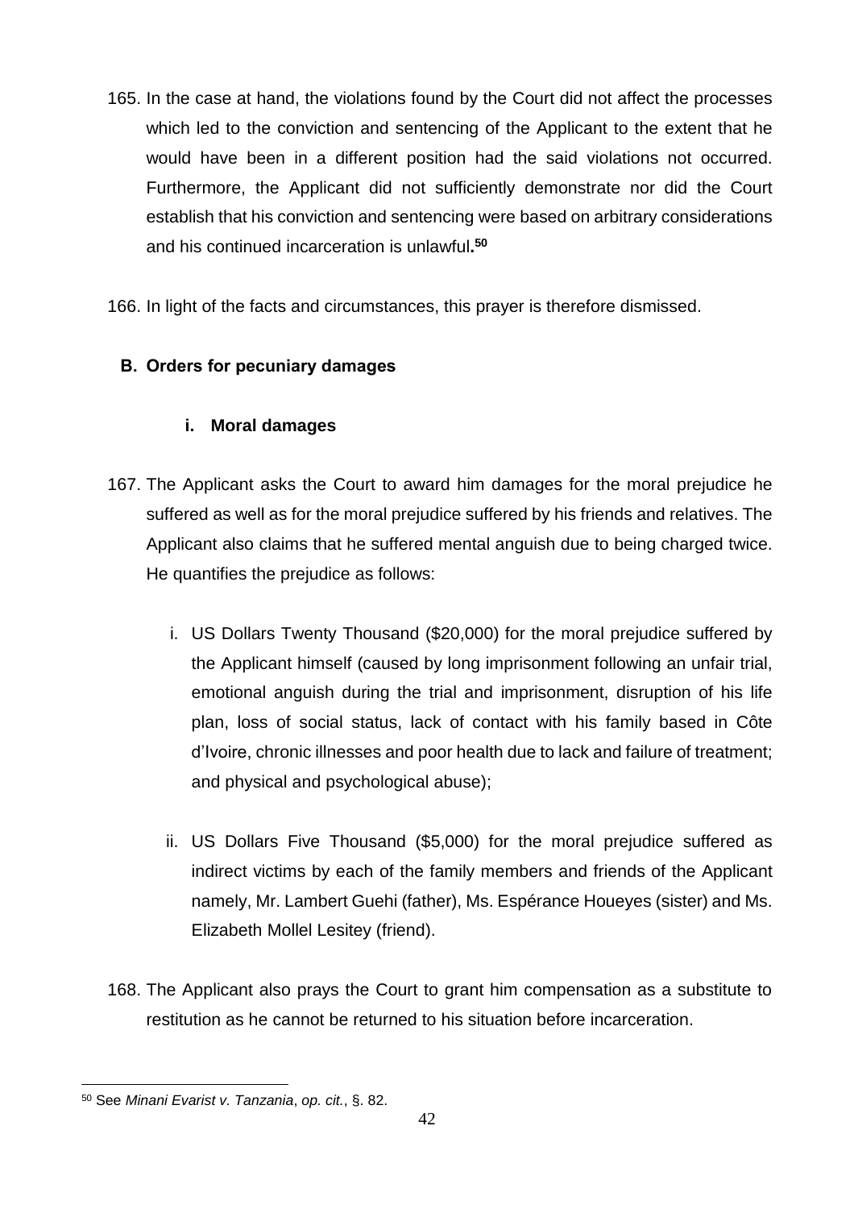165. In the case at hand, the violations found by the Court did not affect the processes which led to the conviction and sentencing of the Applicant to the extent that he would have been in a different position had the said violations not occurred. Furthermore, the Applicant did not sufficiently demonstrate nor did the Court establish that his conviction and sentencing were based on arbitrary considerations and his continued incarceration is unlawful**.**[50]

166. In light of the facts and circumstances, this prayer is therefore dismissed.

### B. Orders for pecuniary damages

#### i. Moral damages

167. The Applicant asks the Court to award him damages for the moral prejudice he suffered as well as for the moral prejudice suffered by his friends and relatives. The Applicant also claims that he suffered mental anguish due to being charged twice. He quantifies the prejudice as follows:

    i. US Dollars Twenty Thousand ($20,000) for the moral prejudice suffered by the Applicant himself (caused by long imprisonment following an unfair trial, emotional anguish during the trial and imprisonment, disruption of his life plan, loss of social status, lack of contact with his family based in Côte d'Ivoire, chronic illnesses and poor health due to lack and failure of treatment; and physical and psychological abuse);

    ii. US Dollars Five Thousand ($5,000) for the moral prejudice suffered as indirect victims by each of the family members and friends of the Applicant namely, Mr. Lambert Guehi (father), Ms. Espérance Houeyes (sister) and Ms. Elizabeth Mollel Lesitey (friend).

168. The Applicant also prays the Court to grant him compensation as a substitute to restitution as he cannot be returned to his situation before incarceration.

---

[50] See *Minani Evarist v. Tanzania*, *op. cit.*, §. 82.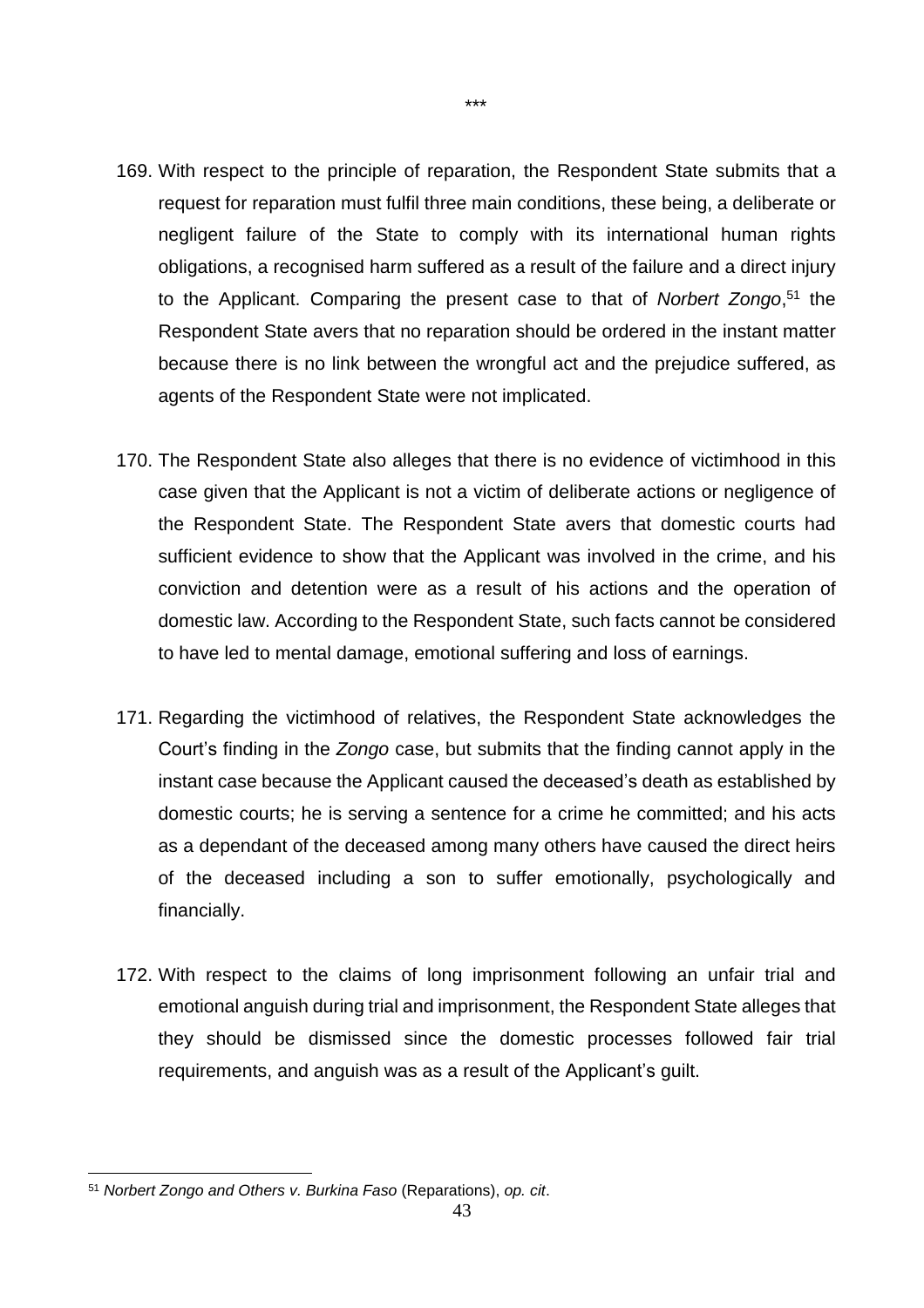\*\*\*

169. With respect to the principle of reparation, the Respondent State submits that a request for reparation must fulfil three main conditions, these being, a deliberate or negligent failure of the State to comply with its international human rights obligations, a recognised harm suffered as a result of the failure and a direct injury to the Applicant. Comparing the present case to that of *Norbert Zongo*,[51] the Respondent State avers that no reparation should be ordered in the instant matter because there is no link between the wrongful act and the prejudice suffered, as agents of the Respondent State were not implicated.

170. The Respondent State also alleges that there is no evidence of victimhood in this case given that the Applicant is not a victim of deliberate actions or negligence of the Respondent State. The Respondent State avers that domestic courts had sufficient evidence to show that the Applicant was involved in the crime, and his conviction and detention were as a result of his actions and the operation of domestic law. According to the Respondent State, such facts cannot be considered to have led to mental damage, emotional suffering and loss of earnings.

171. Regarding the victimhood of relatives, the Respondent State acknowledges the Court's finding in the *Zongo* case, but submits that the finding cannot apply in the instant case because the Applicant caused the deceased's death as established by domestic courts; he is serving a sentence for a crime he committed; and his acts as a dependant of the deceased among many others have caused the direct heirs of the deceased including a son to suffer emotionally, psychologically and financially.

172. With respect to the claims of long imprisonment following an unfair trial and emotional anguish during trial and imprisonment, the Respondent State alleges that they should be dismissed since the domestic processes followed fair trial requirements, and anguish was as a result of the Applicant's guilt.

---

[51] *Norbert Zongo and Others v. Burkina Faso* (Reparations), *op. cit*.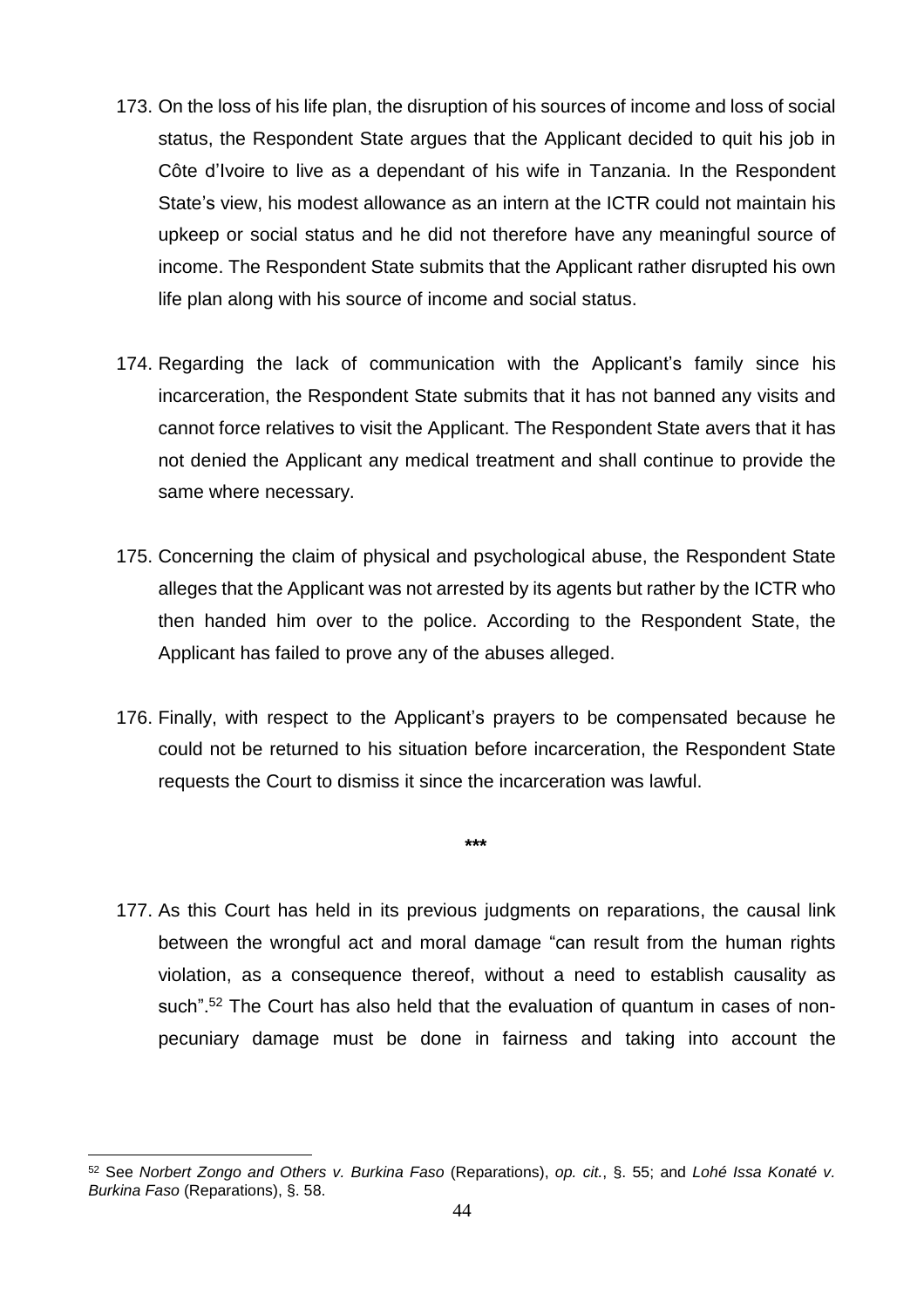173. On the loss of his life plan, the disruption of his sources of income and loss of social status, the Respondent State argues that the Applicant decided to quit his job in Côte d'Ivoire to live as a dependant of his wife in Tanzania. In the Respondent State's view, his modest allowance as an intern at the ICTR could not maintain his upkeep or social status and he did not therefore have any meaningful source of income. The Respondent State submits that the Applicant rather disrupted his own life plan along with his source of income and social status.

174. Regarding the lack of communication with the Applicant's family since his incarceration, the Respondent State submits that it has not banned any visits and cannot force relatives to visit the Applicant. The Respondent State avers that it has not denied the Applicant any medical treatment and shall continue to provide the same where necessary.

175. Concerning the claim of physical and psychological abuse, the Respondent State alleges that the Applicant was not arrested by its agents but rather by the ICTR who then handed him over to the police. According to the Respondent State, the Applicant has failed to prove any of the abuses alleged.

176. Finally, with respect to the Applicant's prayers to be compensated because he could not be returned to his situation before incarceration, the Respondent State requests the Court to dismiss it since the incarceration was lawful.

**\*\*\***

177. As this Court has held in its previous judgments on reparations, the causal link between the wrongful act and moral damage "can result from the human rights violation, as a consequence thereof, without a need to establish causality as such".[52] The Court has also held that the evaluation of quantum in cases of non-pecuniary damage must be done in fairness and taking into account the

---

[52] See *Norbert Zongo and Others v. Burkina Faso* (Reparations), *op. cit.*, §. 55; and *Lohé Issa Konaté v. Burkina Faso* (Reparations), §. 58.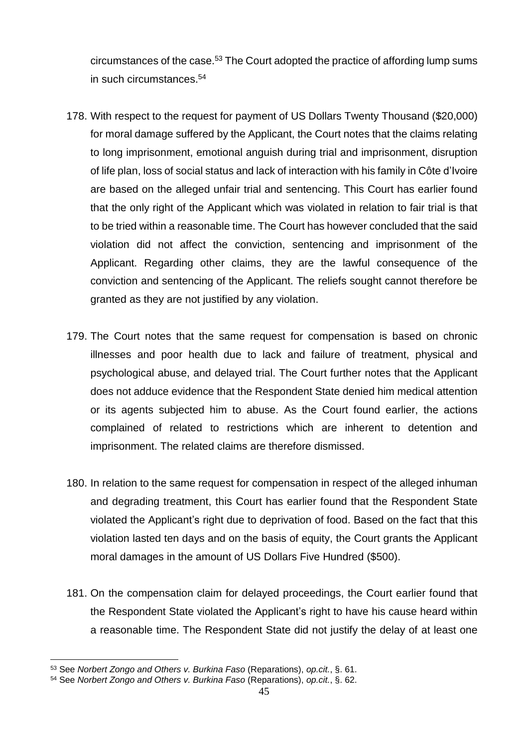circumstances of the case.[53] The Court adopted the practice of affording lump sums in such circumstances.[54]

178. With respect to the request for payment of US Dollars Twenty Thousand ($20,000) for moral damage suffered by the Applicant, the Court notes that the claims relating to long imprisonment, emotional anguish during trial and imprisonment, disruption of life plan, loss of social status and lack of interaction with his family in Côte d'Ivoire are based on the alleged unfair trial and sentencing. This Court has earlier found that the only right of the Applicant which was violated in relation to fair trial is that to be tried within a reasonable time. The Court has however concluded that the said violation did not affect the conviction, sentencing and imprisonment of the Applicant. Regarding other claims, they are the lawful consequence of the conviction and sentencing of the Applicant. The reliefs sought cannot therefore be granted as they are not justified by any violation.

179. The Court notes that the same request for compensation is based on chronic illnesses and poor health due to lack and failure of treatment, physical and psychological abuse, and delayed trial. The Court further notes that the Applicant does not adduce evidence that the Respondent State denied him medical attention or its agents subjected him to abuse. As the Court found earlier, the actions complained of related to restrictions which are inherent to detention and imprisonment. The related claims are therefore dismissed.

180. In relation to the same request for compensation in respect of the alleged inhuman and degrading treatment, this Court has earlier found that the Respondent State violated the Applicant's right due to deprivation of food. Based on the fact that this violation lasted ten days and on the basis of equity, the Court grants the Applicant moral damages in the amount of US Dollars Five Hundred ($500).

181. On the compensation claim for delayed proceedings, the Court earlier found that the Respondent State violated the Applicant's right to have his cause heard within a reasonable time. The Respondent State did not justify the delay of at least one

---

[53] See *Norbert Zongo and Others v. Burkina Faso* (Reparations), *op.cit.*, §. 61.

[54] See *Norbert Zongo and Others v. Burkina Faso* (Reparations), *op.cit.*, §. 62.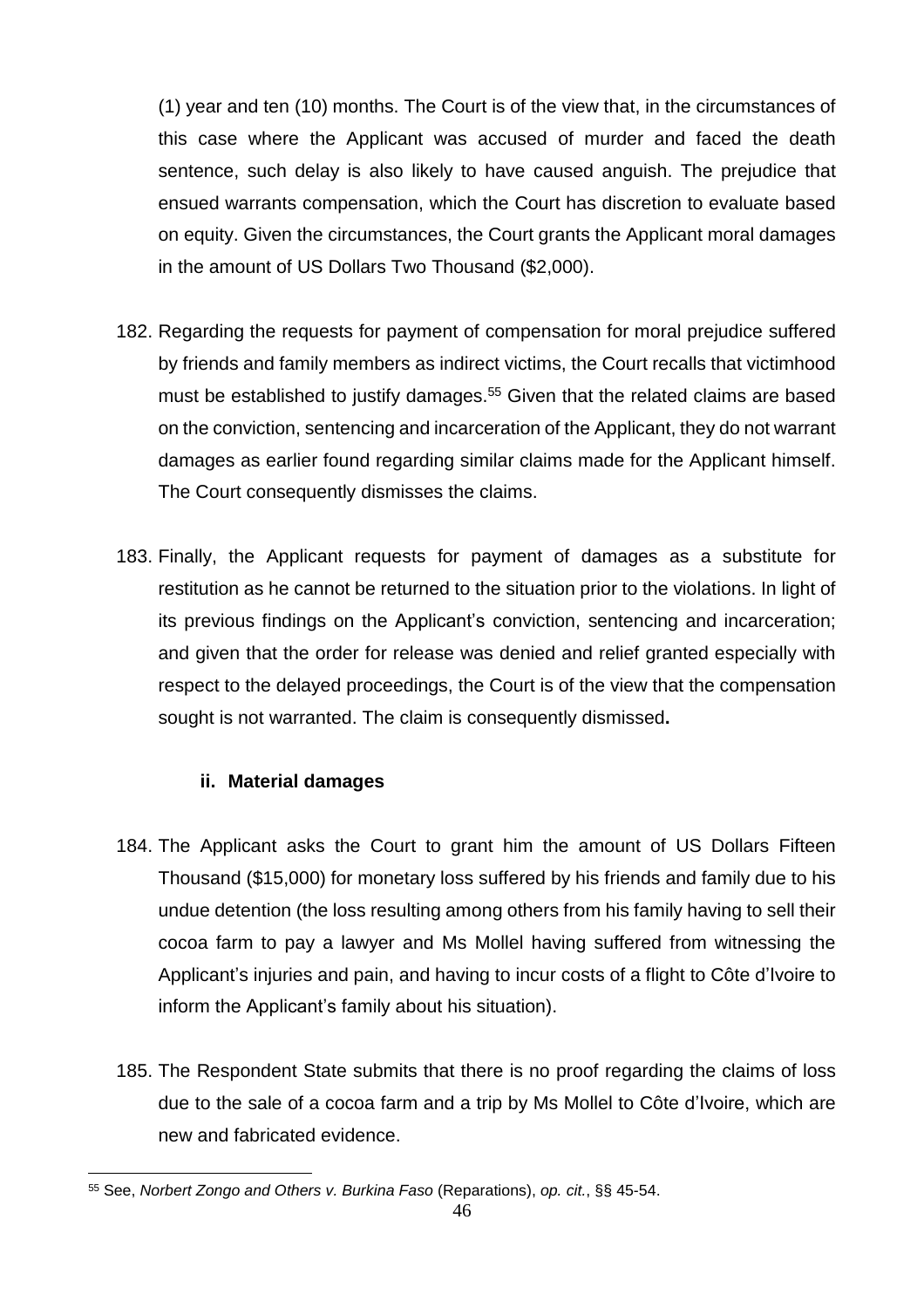(1) year and ten (10) months. The Court is of the view that, in the circumstances of this case where the Applicant was accused of murder and faced the death sentence, such delay is also likely to have caused anguish. The prejudice that ensued warrants compensation, which the Court has discretion to evaluate based on equity. Given the circumstances, the Court grants the Applicant moral damages in the amount of US Dollars Two Thousand ($2,000).

182. Regarding the requests for payment of compensation for moral prejudice suffered by friends and family members as indirect victims, the Court recalls that victimhood must be established to justify damages.[55] Given that the related claims are based on the conviction, sentencing and incarceration of the Applicant, they do not warrant damages as earlier found regarding similar claims made for the Applicant himself. The Court consequently dismisses the claims.

183. Finally, the Applicant requests for payment of damages as a substitute for restitution as he cannot be returned to the situation prior to the violations. In light of its previous findings on the Applicant's conviction, sentencing and incarceration; and given that the order for release was denied and relief granted especially with respect to the delayed proceedings, the Court is of the view that the compensation sought is not warranted. The claim is consequently dismissed**.**

### ii. Material damages

184. The Applicant asks the Court to grant him the amount of US Dollars Fifteen Thousand ($15,000) for monetary loss suffered by his friends and family due to his undue detention (the loss resulting among others from his family having to sell their cocoa farm to pay a lawyer and Ms Mollel having suffered from witnessing the Applicant's injuries and pain, and having to incur costs of a flight to Côte d'Ivoire to inform the Applicant's family about his situation).

185. The Respondent State submits that there is no proof regarding the claims of loss due to the sale of a cocoa farm and a trip by Ms Mollel to Côte d'Ivoire, which are new and fabricated evidence.

---

[55] See, *Norbert Zongo and Others v. Burkina Faso* (Reparations), *op. cit.*, §§ 45-54.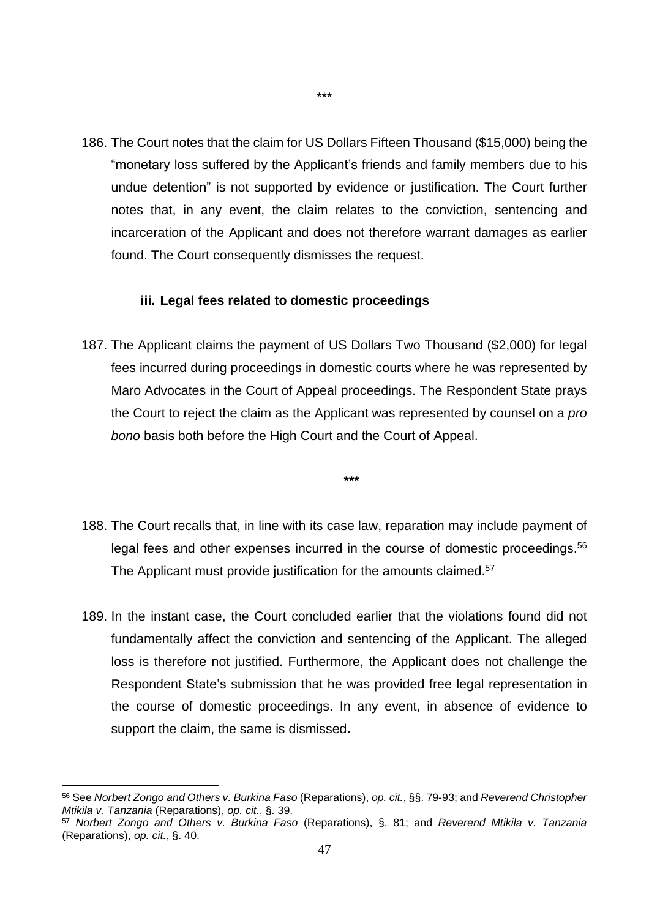\*\*\*

186. The Court notes that the claim for US Dollars Fifteen Thousand ($15,000) being the "monetary loss suffered by the Applicant's friends and family members due to his undue detention" is not supported by evidence or justification. The Court further notes that, in any event, the claim relates to the conviction, sentencing and incarceration of the Applicant and does not therefore warrant damages as earlier found. The Court consequently dismisses the request.

**iii. Legal fees related to domestic proceedings**

187. The Applicant claims the payment of US Dollars Two Thousand ($2,000) for legal fees incurred during proceedings in domestic courts where he was represented by Maro Advocates in the Court of Appeal proceedings. The Respondent State prays the Court to reject the claim as the Applicant was represented by counsel on a *pro bono* basis both before the High Court and the Court of Appeal.

**\*\*\***

188. The Court recalls that, in line with its case law, reparation may include payment of legal fees and other expenses incurred in the course of domestic proceedings.[56] The Applicant must provide justification for the amounts claimed.[57]

189. In the instant case, the Court concluded earlier that the violations found did not fundamentally affect the conviction and sentencing of the Applicant. The alleged loss is therefore not justified. Furthermore, the Applicant does not challenge the Respondent State's submission that he was provided free legal representation in the course of domestic proceedings. In any event, in absence of evidence to support the claim, the same is dismissed**.**

---

[56] See *Norbert Zongo and Others v. Burkina Faso* (Reparations), *op. cit.*, §§. 79-93; and *Reverend Christopher Mtikila v. Tanzania* (Reparations), *op. cit.*, §. 39.

[57] *Norbert Zongo and Others v. Burkina Faso* (Reparations), §. 81; and *Reverend Mtikila v. Tanzania* (Reparations), *op. cit.*, §. 40.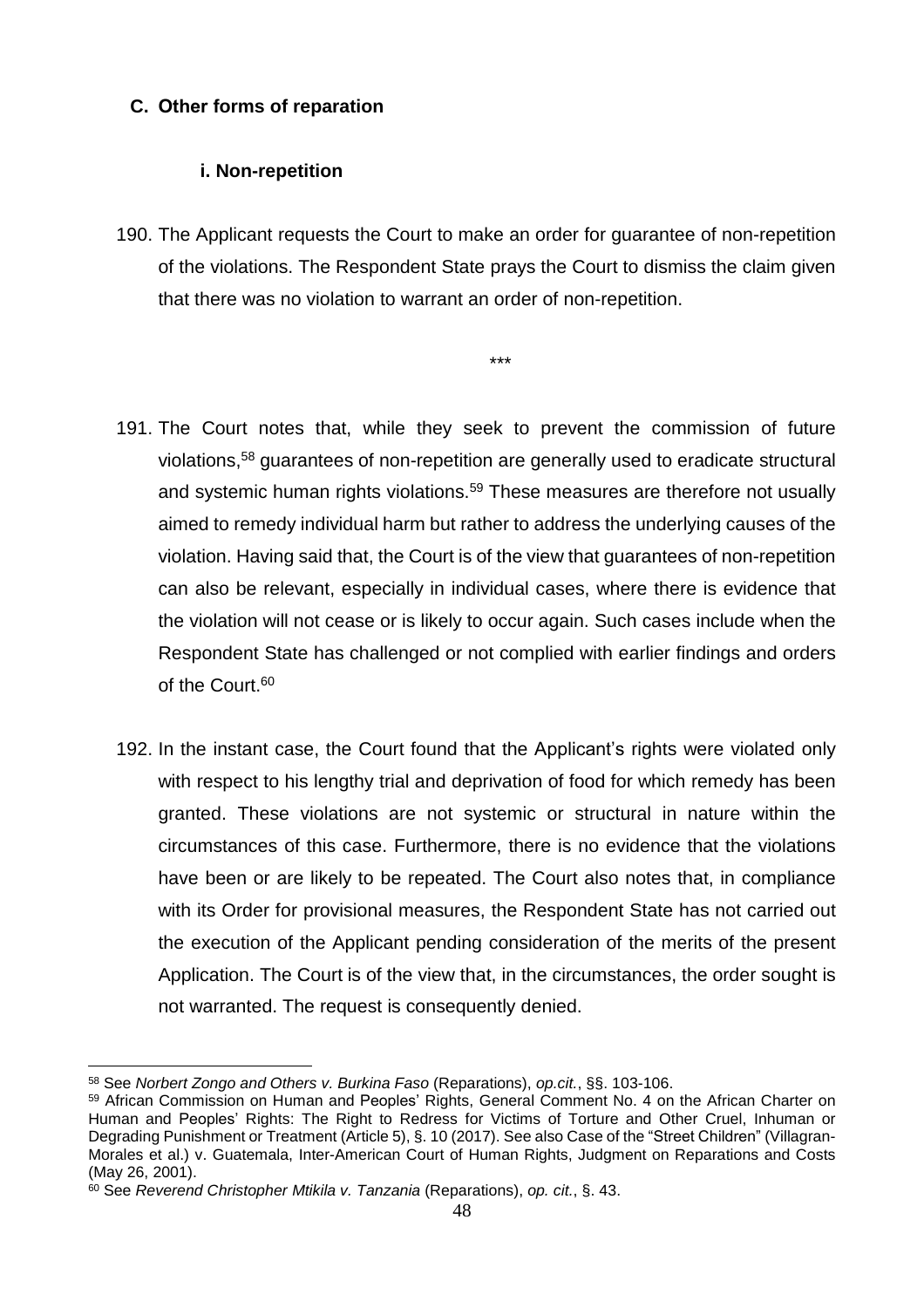### C. Other forms of reparation

#### i. Non-repetition

190. The Applicant requests the Court to make an order for guarantee of non-repetition of the violations. The Respondent State prays the Court to dismiss the claim given that there was no violation to warrant an order of non-repetition.

\*\*\*

191. The Court notes that, while they seek to prevent the commission of future violations,[58] guarantees of non-repetition are generally used to eradicate structural and systemic human rights violations.[59] These measures are therefore not usually aimed to remedy individual harm but rather to address the underlying causes of the violation. Having said that, the Court is of the view that guarantees of non-repetition can also be relevant, especially in individual cases, where there is evidence that the violation will not cease or is likely to occur again. Such cases include when the Respondent State has challenged or not complied with earlier findings and orders of the Court.[60]

192. In the instant case, the Court found that the Applicant's rights were violated only with respect to his lengthy trial and deprivation of food for which remedy has been granted. These violations are not systemic or structural in nature within the circumstances of this case. Furthermore, there is no evidence that the violations have been or are likely to be repeated. The Court also notes that, in compliance with its Order for provisional measures, the Respondent State has not carried out the execution of the Applicant pending consideration of the merits of the present Application. The Court is of the view that, in the circumstances, the order sought is not warranted. The request is consequently denied.

---

[58] See *Norbert Zongo and Others v. Burkina Faso* (Reparations), *op.cit.*, §§. 103-106.

[59] African Commission on Human and Peoples' Rights, General Comment No. 4 on the African Charter on Human and Peoples' Rights: The Right to Redress for Victims of Torture and Other Cruel, Inhuman or Degrading Punishment or Treatment (Article 5), §. 10 (2017). See also Case of the "Street Children" (Villagran-Morales et al.) v. Guatemala, Inter-American Court of Human Rights, Judgment on Reparations and Costs (May 26, 2001).

[60] See *Reverend Christopher Mtikila v. Tanzania* (Reparations), *op. cit.*, §. 43.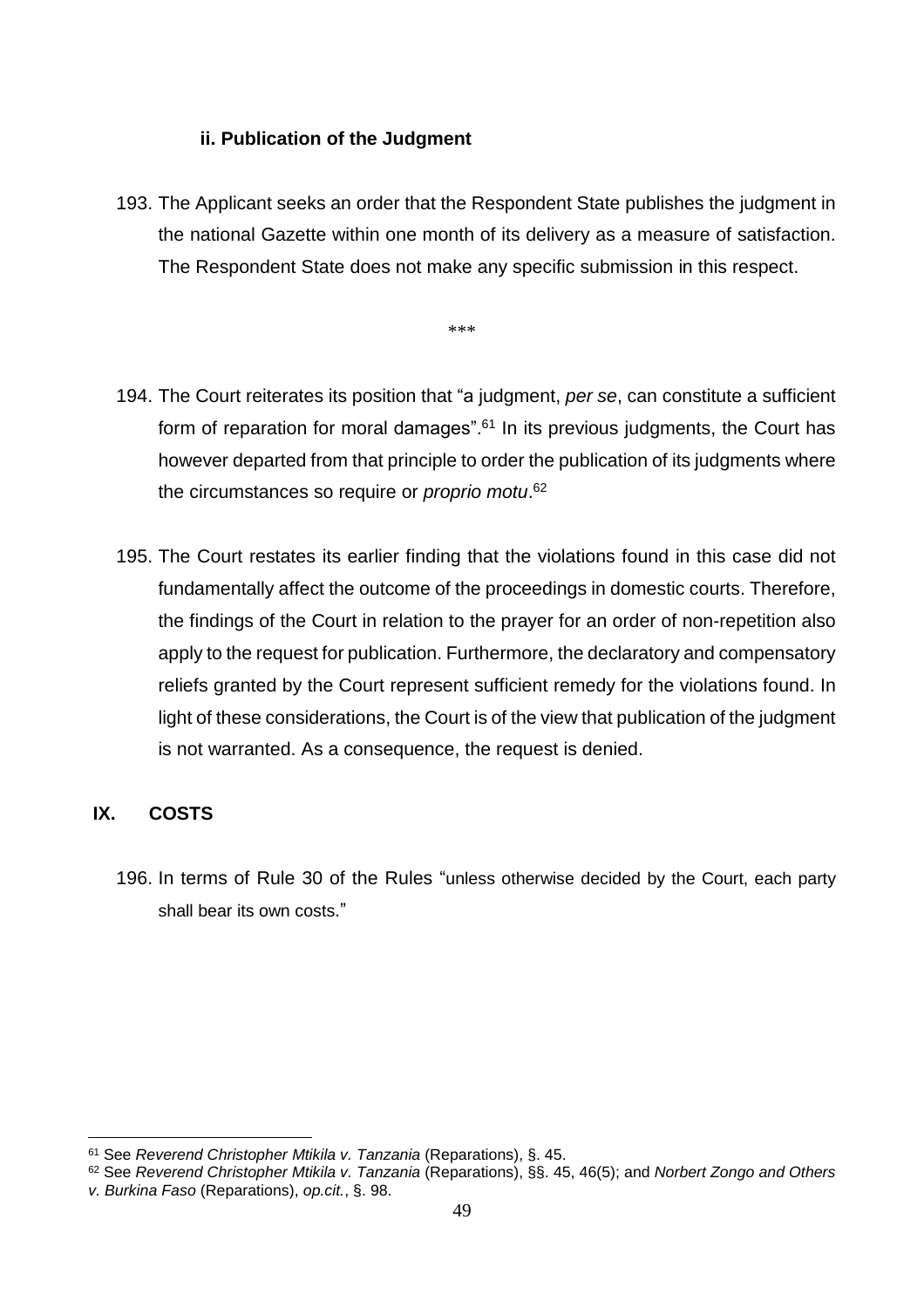### ii. Publication of the Judgment

193. The Applicant seeks an order that the Respondent State publishes the judgment in the national Gazette within one month of its delivery as a measure of satisfaction. The Respondent State does not make any specific submission in this respect.

\*\*\*

194. The Court reiterates its position that "a judgment, *per se*, can constitute a sufficient form of reparation for moral damages".[61] In its previous judgments, the Court has however departed from that principle to order the publication of its judgments where the circumstances so require or *proprio motu*.[62]

195. The Court restates its earlier finding that the violations found in this case did not fundamentally affect the outcome of the proceedings in domestic courts. Therefore, the findings of the Court in relation to the prayer for an order of non-repetition also apply to the request for publication. Furthermore, the declaratory and compensatory reliefs granted by the Court represent sufficient remedy for the violations found. In light of these considerations, the Court is of the view that publication of the judgment is not warranted. As a consequence, the request is denied.

## IX. COSTS

196. In terms of Rule 30 of the Rules "unless otherwise decided by the Court, each party shall bear its own costs."

---

[61] See *Reverend Christopher Mtikila v. Tanzania* (Reparations), §. 45.

[62] See *Reverend Christopher Mtikila v. Tanzania* (Reparations), §§. 45, 46(5); and *Norbert Zongo and Others v. Burkina Faso* (Reparations), *op.cit.*, §. 98.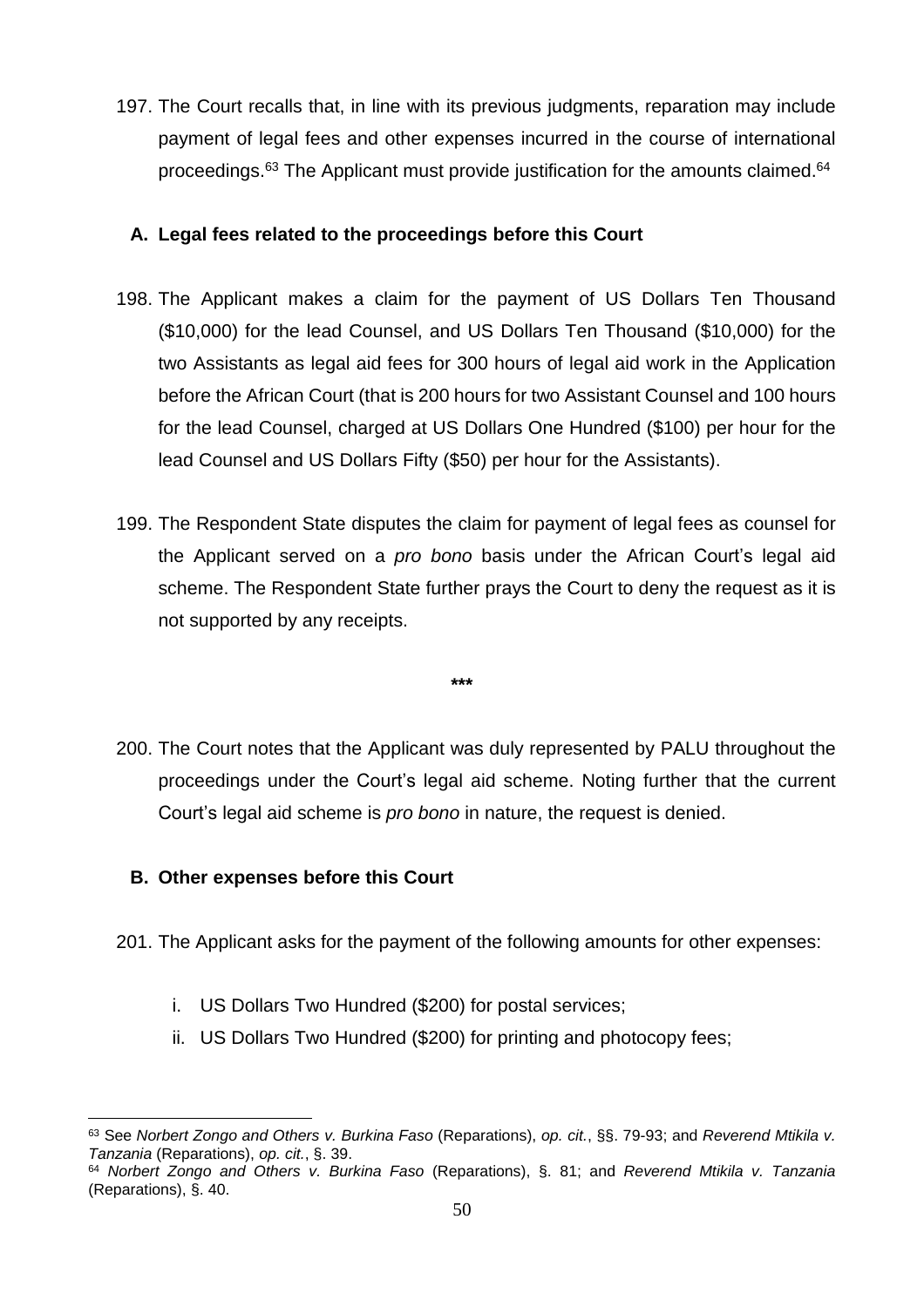197. The Court recalls that, in line with its previous judgments, reparation may include payment of legal fees and other expenses incurred in the course of international proceedings.[63] The Applicant must provide justification for the amounts claimed.[64]

### A. Legal fees related to the proceedings before this Court

198. The Applicant makes a claim for the payment of US Dollars Ten Thousand ($10,000) for the lead Counsel, and US Dollars Ten Thousand ($10,000) for the two Assistants as legal aid fees for 300 hours of legal aid work in the Application before the African Court (that is 200 hours for two Assistant Counsel and 100 hours for the lead Counsel, charged at US Dollars One Hundred ($100) per hour for the lead Counsel and US Dollars Fifty ($50) per hour for the Assistants).

199. The Respondent State disputes the claim for payment of legal fees as counsel for the Applicant served on a *pro bono* basis under the African Court's legal aid scheme. The Respondent State further prays the Court to deny the request as it is not supported by any receipts.

***

200. The Court notes that the Applicant was duly represented by PALU throughout the proceedings under the Court's legal aid scheme. Noting further that the current Court's legal aid scheme is *pro bono* in nature, the request is denied.

### B. Other expenses before this Court

201. The Applicant asks for the payment of the following amounts for other expenses:

   i. US Dollars Two Hundred ($200) for postal services;
   ii. US Dollars Two Hundred ($200) for printing and photocopy fees;

---

[63] See *Norbert Zongo and Others v. Burkina Faso* (Reparations), *op. cit.*, §§. 79-93; and *Reverend Mtikila v. Tanzania* (Reparations), *op. cit.*, §. 39.

[64] *Norbert Zongo and Others v. Burkina Faso* (Reparations), §. 81; and *Reverend Mtikila v. Tanzania* (Reparations), §. 40.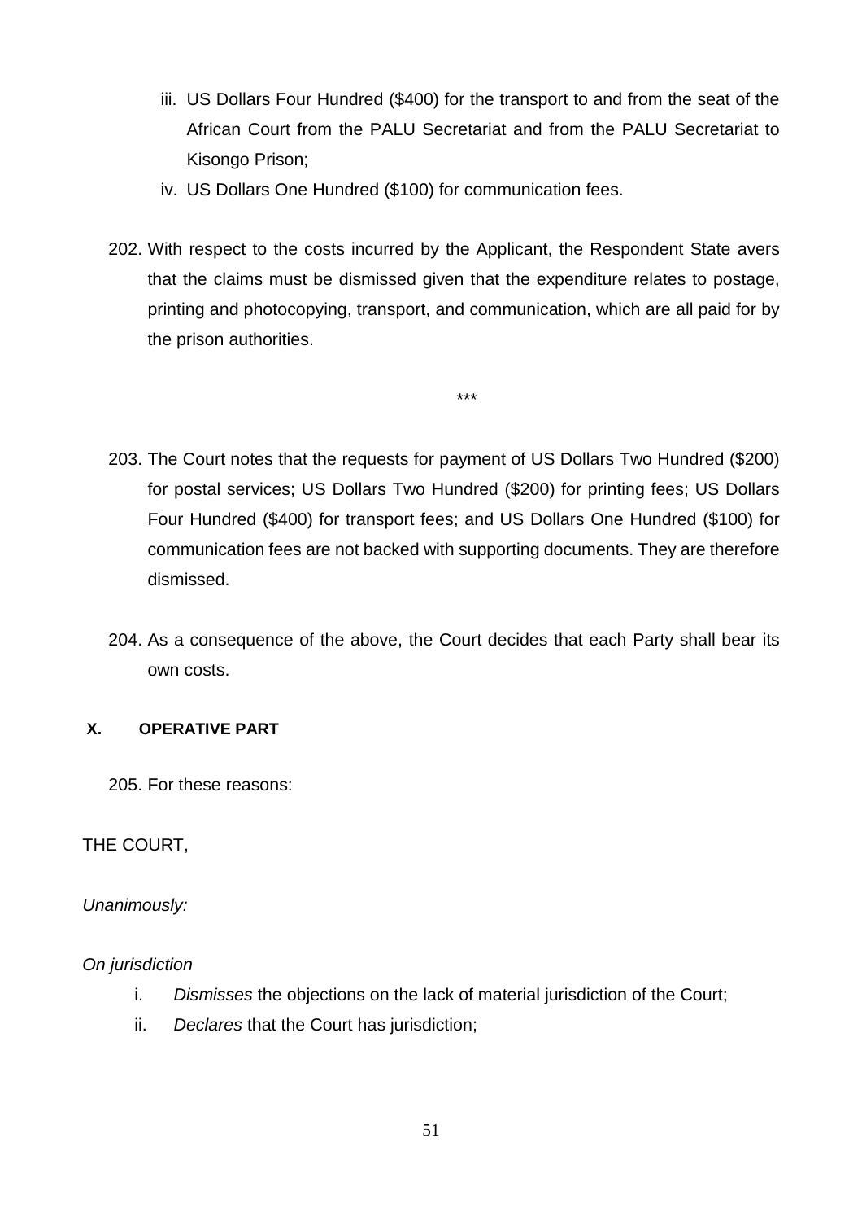iii. US Dollars Four Hundred ($400) for the transport to and from the seat of the African Court from the PALU Secretariat and from the PALU Secretariat to Kisongo Prison;

iv. US Dollars One Hundred ($100) for communication fees.

202. With respect to the costs incurred by the Applicant, the Respondent State avers that the claims must be dismissed given that the expenditure relates to postage, printing and photocopying, transport, and communication, which are all paid for by the prison authorities.

***

203. The Court notes that the requests for payment of US Dollars Two Hundred ($200) for postal services; US Dollars Two Hundred ($200) for printing fees; US Dollars Four Hundred ($400) for transport fees; and US Dollars One Hundred ($100) for communication fees are not backed with supporting documents. They are therefore dismissed.

204. As a consequence of the above, the Court decides that each Party shall bear its own costs.

## X. OPERATIVE PART

205. For these reasons:

THE COURT,

*Unanimously:*

*On jurisdiction*

i. *Dismisses* the objections on the lack of material jurisdiction of the Court;

ii. *Declares* that the Court has jurisdiction;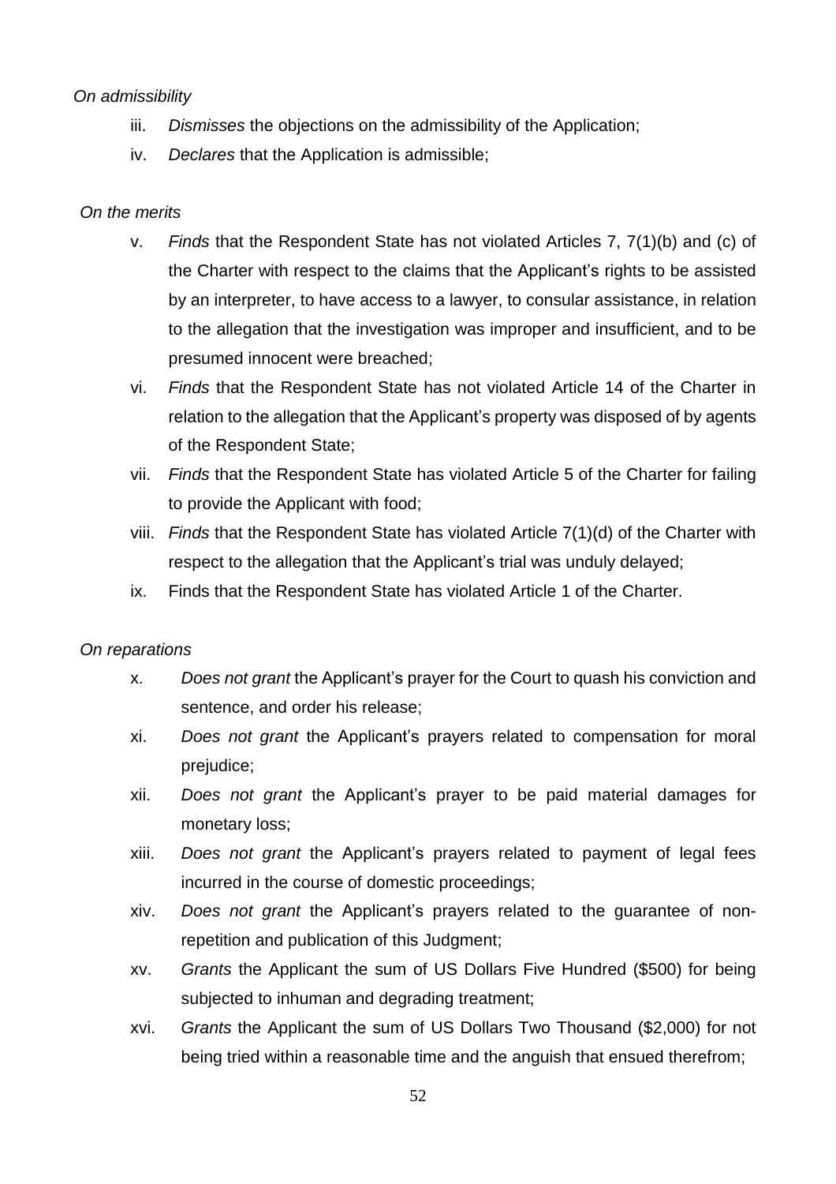*On admissibility*

iii. *Dismisses* the objections on the admissibility of the Application;

iv. *Declares* that the Application is admissible;

*On the merits*

v. *Finds* that the Respondent State has not violated Articles 7, 7(1)(b) and (c) of the Charter with respect to the claims that the Applicant's rights to be assisted by an interpreter, to have access to a lawyer, to consular assistance, in relation to the allegation that the investigation was improper and insufficient, and to be presumed innocent were breached;

vi. *Finds* that the Respondent State has not violated Article 14 of the Charter in relation to the allegation that the Applicant's property was disposed of by agents of the Respondent State;

vii. *Finds* that the Respondent State has violated Article 5 of the Charter for failing to provide the Applicant with food;

viii. *Finds* that the Respondent State has violated Article 7(1)(d) of the Charter with respect to the allegation that the Applicant's trial was unduly delayed;

ix. Finds that the Respondent State has violated Article 1 of the Charter.

*On reparations*

x. *Does not grant* the Applicant's prayer for the Court to quash his conviction and sentence, and order his release;

xi. *Does not grant* the Applicant's prayers related to compensation for moral prejudice;

xii. *Does not grant* the Applicant's prayer to be paid material damages for monetary loss;

xiii. *Does not grant* the Applicant's prayers related to payment of legal fees incurred in the course of domestic proceedings;

xiv. *Does not grant* the Applicant's prayers related to the guarantee of non-repetition and publication of this Judgment;

xv. *Grants* the Applicant the sum of US Dollars Five Hundred ($500) for being subjected to inhuman and degrading treatment;

xvi. *Grants* the Applicant the sum of US Dollars Two Thousand ($2,000) for not being tried within a reasonable time and the anguish that ensued therefrom;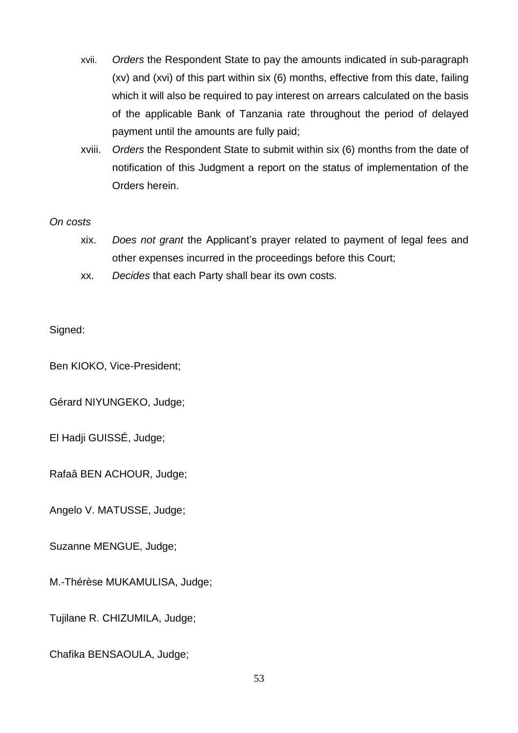xvii. *Orders* the Respondent State to pay the amounts indicated in sub-paragraph (xv) and (xvi) of this part within six (6) months, effective from this date, failing which it will also be required to pay interest on arrears calculated on the basis of the applicable Bank of Tanzania rate throughout the period of delayed payment until the amounts are fully paid;

xviii. *Orders* the Respondent State to submit within six (6) months from the date of notification of this Judgment a report on the status of implementation of the Orders herein.

*On costs*

xix. *Does not grant* the Applicant's prayer related to payment of legal fees and other expenses incurred in the proceedings before this Court;

xx. *Decides* that each Party shall bear its own costs.

Signed:

Ben KIOKO, Vice-President;

Gérard NIYUNGEKO, Judge;

El Hadji GUISSÉ, Judge;

Rafaâ BEN ACHOUR, Judge;

Angelo V. MATUSSE, Judge;

Suzanne MENGUE, Judge;

M.-Thérèse MUKAMULISA, Judge;

Tujilane R. CHIZUMILA, Judge;

Chafika BENSAOULA, Judge;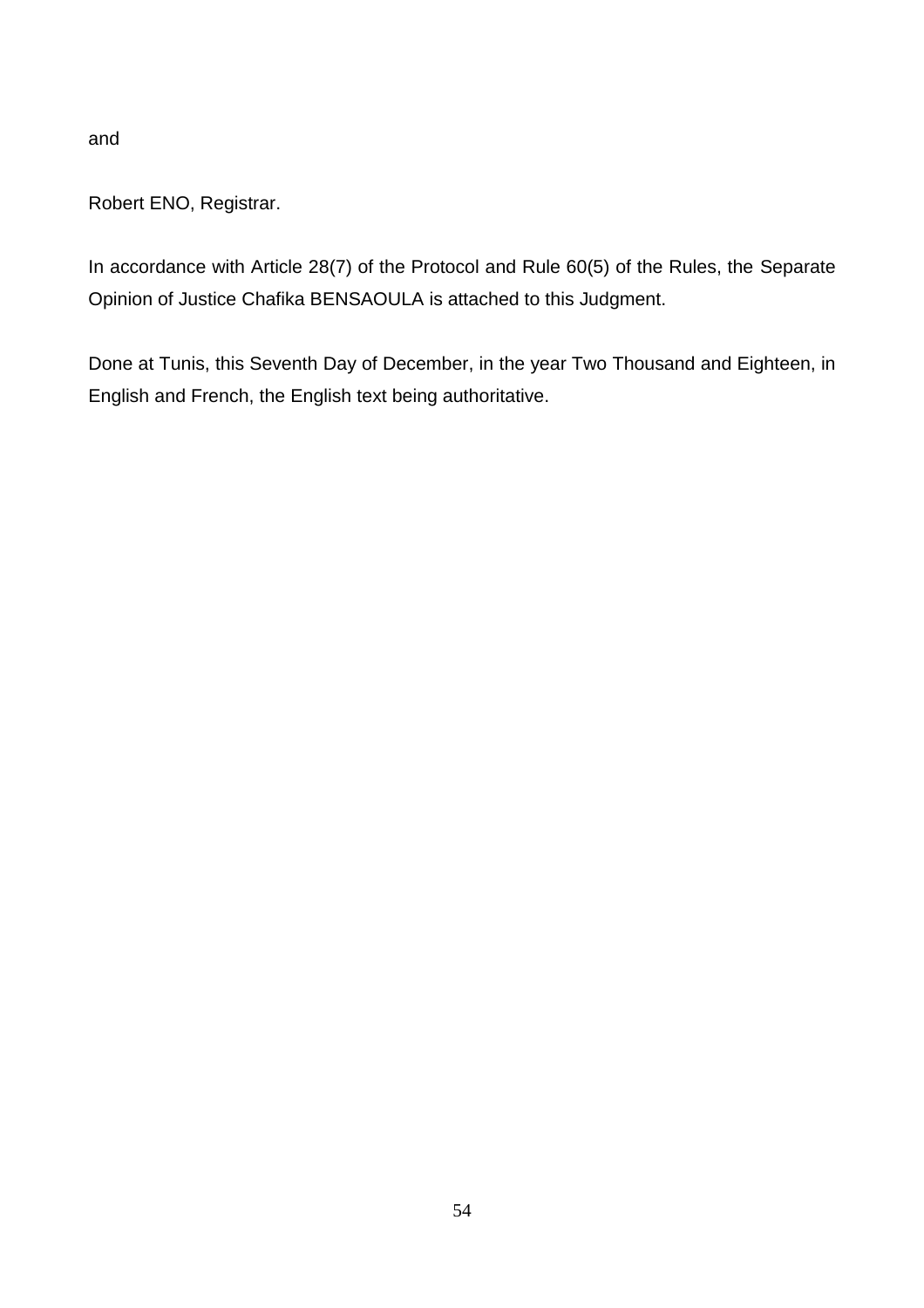and

Robert ENO, Registrar.

In accordance with Article 28(7) of the Protocol and Rule 60(5) of the Rules, the Separate Opinion of Justice Chafika BENSAOULA is attached to this Judgment.

Done at Tunis, this Seventh Day of December, in the year Two Thousand and Eighteen, in English and French, the English text being authoritative.